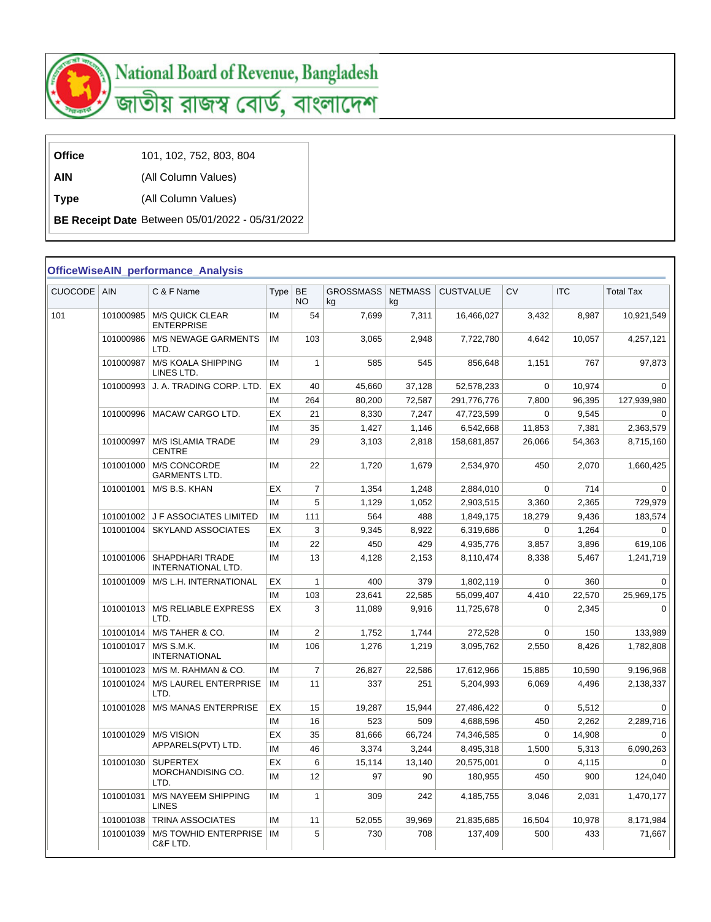# National Board of Revenue, Bangladesh
# জাতীয় রাজস্ব বোর্ড, বাংলাদেশ

| | |
|---|---|
| **Office** | 101, 102, 752, 803, 804 |
| **AIN** | (All Column Values) |
| **Type** | (All Column Values) |
| **BE Receipt Date** | Between 05/01/2022 - 05/31/2022 |

## OfficeWiseAIN_performance_Analysis

| CUOCODE | AIN | C & F Name | Type | BE NO | GROSSMASS kg | NETMASS kg | CUSTVALUE | CV | ITC | Total Tax |
|---|---|---|---|---|---|---|---|---|---|---|
| 101 | 101000985 | M/S QUICK CLEAR ENTERPRISE | IM | 54 | 7,699 | 7,311 | 16,466,027 | 3,432 | 8,987 | 10,921,549 |
| | 101000986 | M/S NEWAGE GARMENTS LTD. | IM | 103 | 3,065 | 2,948 | 7,722,780 | 4,642 | 10,057 | 4,257,121 |
| | 101000987 | M/S KOALA SHIPPING LINES LTD. | IM | 1 | 585 | 545 | 856,648 | 1,151 | 767 | 97,873 |
| | 101000993 | J. A. TRADING CORP. LTD. | EX | 40 | 45,660 | 37,128 | 52,578,233 | 0 | 10,974 | 0 |
| | | | IM | 264 | 80,200 | 72,587 | 291,776,776 | 7,800 | 96,395 | 127,939,980 |
| | 101000996 | MACAW CARGO LTD. | EX | 21 | 8,330 | 7,247 | 47,723,599 | 0 | 9,545 | 0 |
| | | | IM | 35 | 1,427 | 1,146 | 6,542,668 | 11,853 | 7,381 | 2,363,579 |
| | 101000997 | M/S ISLAMIA TRADE CENTRE | IM | 29 | 3,103 | 2,818 | 158,681,857 | 26,066 | 54,363 | 8,715,160 |
| | 101001000 | M/S CONCORDE GARMENTS LTD. | IM | 22 | 1,720 | 1,679 | 2,534,970 | 450 | 2,070 | 1,660,425 |
| | 101001001 | M/S B.S. KHAN | EX | 7 | 1,354 | 1,248 | 2,884,010 | 0 | 714 | 0 |
| | | | IM | 5 | 1,129 | 1,052 | 2,903,515 | 3,360 | 2,365 | 729,979 |
| | 101001002 | J F ASSOCIATES LIMITED | IM | 111 | 564 | 488 | 1,849,175 | 18,279 | 9,436 | 183,574 |
| | 101001004 | SKYLAND ASSOCIATES | EX | 3 | 9,345 | 8,922 | 6,319,686 | 0 | 1,264 | 0 |
| | | | IM | 22 | 450 | 429 | 4,935,776 | 3,857 | 3,896 | 619,106 |
| | 101001006 | SHAPDHARI TRADE INTERNATIONAL LTD. | IM | 13 | 4,128 | 2,153 | 8,110,474 | 8,338 | 5,467 | 1,241,719 |
| | 101001009 | M/S L.H. INTERNATIONAL | EX | 1 | 400 | 379 | 1,802,119 | 0 | 360 | 0 |
| | | | IM | 103 | 23,641 | 22,585 | 55,099,407 | 4,410 | 22,570 | 25,969,175 |
| | 101001013 | M/S RELIABLE EXPRESS LTD. | EX | 3 | 11,089 | 9,916 | 11,725,678 | 0 | 2,345 | 0 |
| | 101001014 | M/S TAHER & CO. | IM | 2 | 1,752 | 1,744 | 272,528 | 0 | 150 | 133,989 |
| | 101001017 | M/S S.M.K. INTERNATIONAL | IM | 106 | 1,276 | 1,219 | 3,095,762 | 2,550 | 8,426 | 1,782,808 |
| | 101001023 | M/S M. RAHMAN & CO. | IM | 7 | 26,827 | 22,586 | 17,612,966 | 15,885 | 10,590 | 9,196,968 |
| | 101001024 | M/S LAUREL ENTERPRISE LTD. | IM | 11 | 337 | 251 | 5,204,993 | 6,069 | 4,496 | 2,138,337 |
| | 101001028 | M/S MANAS ENTERPRISE | EX | 15 | 19,287 | 15,944 | 27,486,422 | 0 | 5,512 | 0 |
| | | | IM | 16 | 523 | 509 | 4,688,596 | 450 | 2,262 | 2,289,716 |
| | 101001029 | M/S VISION APPARELS(PVT) LTD. | EX | 35 | 81,666 | 66,724 | 74,346,585 | 0 | 14,908 | 0 |
| | | | IM | 46 | 3,374 | 3,244 | 8,495,318 | 1,500 | 5,313 | 6,090,263 |
| | 101001030 | SUPERTEX MORCHANDISING CO. LTD. | EX | 6 | 15,114 | 13,140 | 20,575,001 | 0 | 4,115 | 0 |
| | | | IM | 12 | 97 | 90 | 180,955 | 450 | 900 | 124,040 |
| | 101001031 | M/S NAYEEM SHIPPING LINES | IM | 1 | 309 | 242 | 4,185,755 | 3,046 | 2,031 | 1,470,177 |
| | 101001038 | TRINA ASSOCIATES | IM | 11 | 52,055 | 39,969 | 21,835,685 | 16,504 | 10,978 | 8,171,984 |
| | 101001039 | M/S TOWHID ENTERPRISE C&F LTD. | IM | 5 | 730 | 708 | 137,409 | 500 | 433 | 71,667 |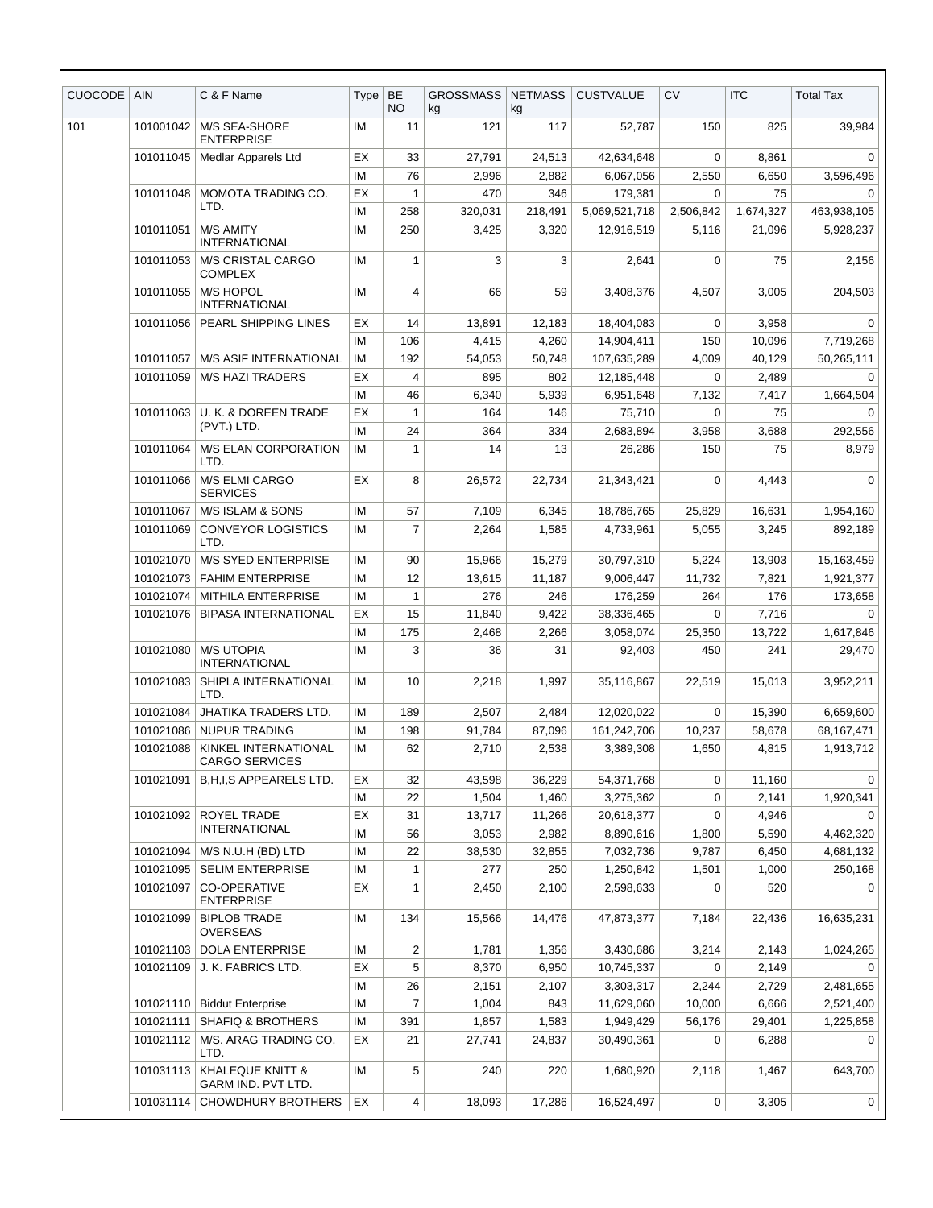| CUOCODE | AIN | C & F Name | Type | BE NO | GROSSMASS kg | NETMASS kg | CUSTVALUE | CV | ITC | Total Tax |
|---|---|---|---|---|---|---|---|---|---|---|
| 101 | 101001042 | M/S SEA-SHORE ENTERPRISE | IM | 11 | 121 | 117 | 52,787 | 150 | 825 | 39,984 |
| | 101011045 | Medlar Apparels Ltd | EX | 33 | 27,791 | 24,513 | 42,634,648 | 0 | 8,861 | 0 |
| | | | IM | 76 | 2,996 | 2,882 | 6,067,056 | 2,550 | 6,650 | 3,596,496 |
| | 101011048 | MOMOTA TRADING CO. LTD. | EX | 1 | 470 | 346 | 179,381 | 0 | 75 | 0 |
| | | | IM | 258 | 320,031 | 218,491 | 5,069,521,718 | 2,506,842 | 1,674,327 | 463,938,105 |
| | 101011051 | M/S AMITY INTERNATIONAL | IM | 250 | 3,425 | 3,320 | 12,916,519 | 5,116 | 21,096 | 5,928,237 |
| | 101011053 | M/S CRISTAL CARGO COMPLEX | IM | 1 | 3 | 3 | 2,641 | 0 | 75 | 2,156 |
| | 101011055 | M/S HOPOL INTERNATIONAL | IM | 4 | 66 | 59 | 3,408,376 | 4,507 | 3,005 | 204,503 |
| | 101011056 | PEARL SHIPPING LINES | EX | 14 | 13,891 | 12,183 | 18,404,083 | 0 | 3,958 | 0 |
| | | | IM | 106 | 4,415 | 4,260 | 14,904,411 | 150 | 10,096 | 7,719,268 |
| | 101011057 | M/S ASIF INTERNATIONAL | IM | 192 | 54,053 | 50,748 | 107,635,289 | 4,009 | 40,129 | 50,265,111 |
| | 101011059 | M/S HAZI TRADERS | EX | 4 | 895 | 802 | 12,185,448 | 0 | 2,489 | 0 |
| | | | IM | 46 | 6,340 | 5,939 | 6,951,648 | 7,132 | 7,417 | 1,664,504 |
| | 101011063 | U. K. & DOREEN TRADE (PVT.) LTD. | EX | 1 | 164 | 146 | 75,710 | 0 | 75 | 0 |
| | | | IM | 24 | 364 | 334 | 2,683,894 | 3,958 | 3,688 | 292,556 |
| | 101011064 | M/S ELAN CORPORATION LTD. | IM | 1 | 14 | 13 | 26,286 | 150 | 75 | 8,979 |
| | 101011066 | M/S ELMI CARGO SERVICES | EX | 8 | 26,572 | 22,734 | 21,343,421 | 0 | 4,443 | 0 |
| | 101011067 | M/S ISLAM & SONS | IM | 57 | 7,109 | 6,345 | 18,786,765 | 25,829 | 16,631 | 1,954,160 |
| | 101011069 | CONVEYOR LOGISTICS LTD. | IM | 7 | 2,264 | 1,585 | 4,733,961 | 5,055 | 3,245 | 892,189 |
| | 101021070 | M/S SYED ENTERPRISE | IM | 90 | 15,966 | 15,279 | 30,797,310 | 5,224 | 13,903 | 15,163,459 |
| | 101021073 | FAHIM ENTERPRISE | IM | 12 | 13,615 | 11,187 | 9,006,447 | 11,732 | 7,821 | 1,921,377 |
| | 101021074 | MITHILA ENTERPRISE | IM | 1 | 276 | 246 | 176,259 | 264 | 176 | 173,658 |
| | 101021076 | BIPASA INTERNATIONAL | EX | 15 | 11,840 | 9,422 | 38,336,465 | 0 | 7,716 | 0 |
| | | | IM | 175 | 2,468 | 2,266 | 3,058,074 | 25,350 | 13,722 | 1,617,846 |
| | 101021080 | M/S UTOPIA INTERNATIONAL | IM | 3 | 36 | 31 | 92,403 | 450 | 241 | 29,470 |
| | 101021083 | SHIPLA INTERNATIONAL LTD. | IM | 10 | 2,218 | 1,997 | 35,116,867 | 22,519 | 15,013 | 3,952,211 |
| | 101021084 | JHATIKA TRADERS LTD. | IM | 189 | 2,507 | 2,484 | 12,020,022 | 0 | 15,390 | 6,659,600 |
| | 101021086 | NUPUR TRADING | IM | 198 | 91,784 | 87,096 | 161,242,706 | 10,237 | 58,678 | 68,167,471 |
| | 101021088 | KINKEL INTERNATIONAL CARGO SERVICES | IM | 62 | 2,710 | 2,538 | 3,389,308 | 1,650 | 4,815 | 1,913,712 |
| | 101021091 | B,H,I,S APPEARELS LTD. | EX | 32 | 43,598 | 36,229 | 54,371,768 | 0 | 11,160 | 0 |
| | | | IM | 22 | 1,504 | 1,460 | 3,275,362 | 0 | 2,141 | 1,920,341 |
| | 101021092 | ROYEL TRADE INTERNATIONAL | EX | 31 | 13,717 | 11,266 | 20,618,377 | 0 | 4,946 | 0 |
| | | | IM | 56 | 3,053 | 2,982 | 8,890,616 | 1,800 | 5,590 | 4,462,320 |
| | 101021094 | M/S N.U.H (BD) LTD | IM | 22 | 38,530 | 32,855 | 7,032,736 | 9,787 | 6,450 | 4,681,132 |
| | 101021095 | SELIM ENTERPRISE | IM | 1 | 277 | 250 | 1,250,842 | 1,501 | 1,000 | 250,168 |
| | 101021097 | CO-OPERATIVE ENTERPRISE | EX | 1 | 2,450 | 2,100 | 2,598,633 | 0 | 520 | 0 |
| | 101021099 | BIPLOB TRADE OVERSEAS | IM | 134 | 15,566 | 14,476 | 47,873,377 | 7,184 | 22,436 | 16,635,231 |
| | 101021103 | DOLA ENTERPRISE | IM | 2 | 1,781 | 1,356 | 3,430,686 | 3,214 | 2,143 | 1,024,265 |
| | 101021109 | J. K. FABRICS LTD. | EX | 5 | 8,370 | 6,950 | 10,745,337 | 0 | 2,149 | 0 |
| | | | IM | 26 | 2,151 | 2,107 | 3,303,317 | 2,244 | 2,729 | 2,481,655 |
| | 101021110 | Biddut Enterprise | IM | 7 | 1,004 | 843 | 11,629,060 | 10,000 | 6,666 | 2,521,400 |
| | 101021111 | SHAFIQ & BROTHERS | IM | 391 | 1,857 | 1,583 | 1,949,429 | 56,176 | 29,401 | 1,225,858 |
| | 101021112 | M/S. ARAG TRADING CO. LTD. | EX | 21 | 27,741 | 24,837 | 30,490,361 | 0 | 6,288 | 0 |
| | 101031113 | KHALEQUE KNITT & GARM IND. PVT LTD. | IM | 5 | 240 | 220 | 1,680,920 | 2,118 | 1,467 | 643,700 |
| | 101031114 | CHOWDHURY BROTHERS | EX | 4 | 18,093 | 17,286 | 16,524,497 | 0 | 3,305 | 0 |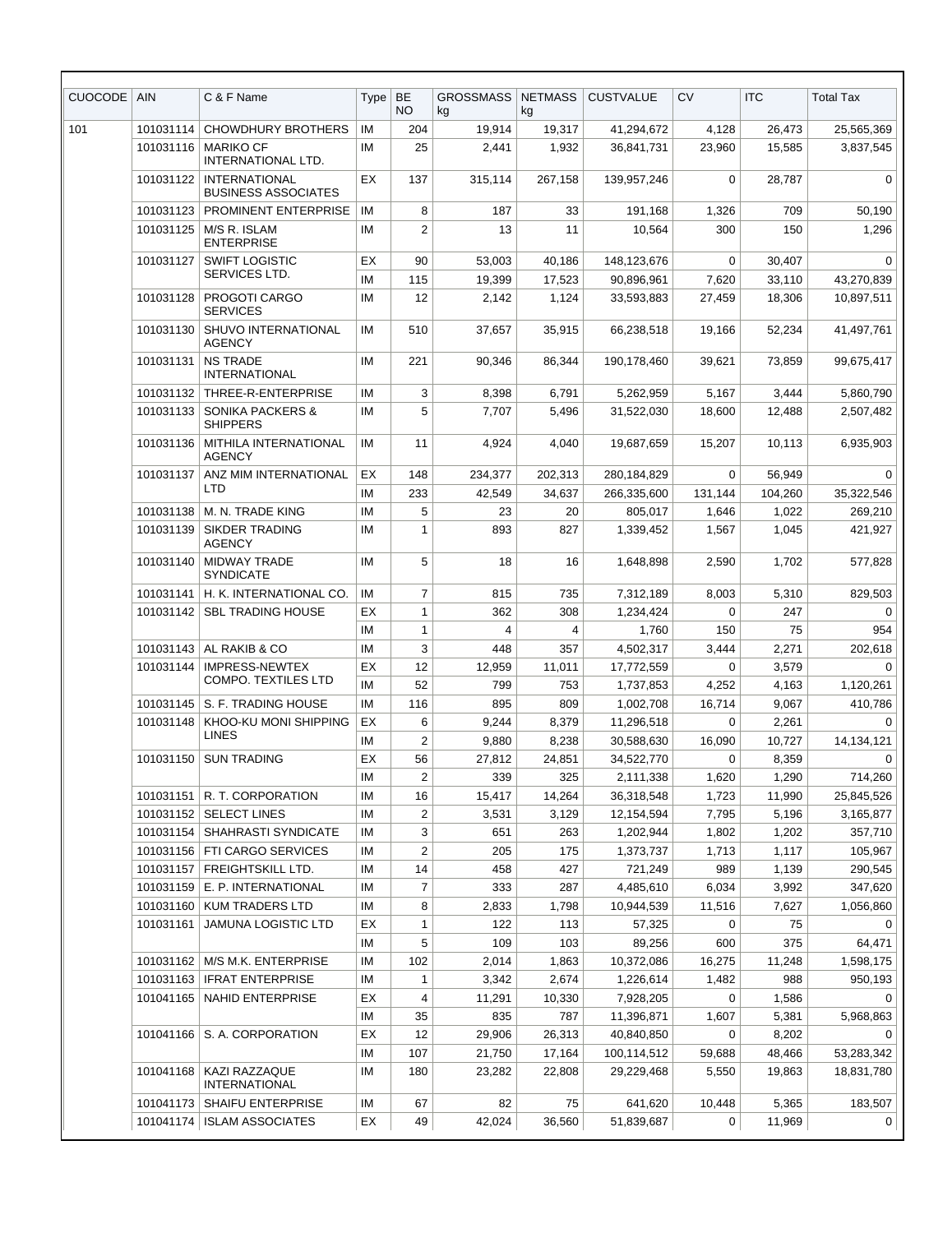| CUOCODE | AIN | C & F Name | Type | BE NO | GROSSMASS kg | NETMASS kg | CUSTVALUE | CV | ITC | Total Tax |
|---|---|---|---|---|---|---|---|---|---|---|
| 101 | 101031114 | CHOWDHURY BROTHERS | IM | 204 | 19,914 | 19,317 | 41,294,672 | 4,128 | 26,473 | 25,565,369 |
| | 101031116 | MARIKO CF INTERNATIONAL LTD. | IM | 25 | 2,441 | 1,932 | 36,841,731 | 23,960 | 15,585 | 3,837,545 |
| | 101031122 | INTERNATIONAL BUSINESS ASSOCIATES | EX | 137 | 315,114 | 267,158 | 139,957,246 | 0 | 28,787 | 0 |
| | 101031123 | PROMINENT ENTERPRISE | IM | 8 | 187 | 33 | 191,168 | 1,326 | 709 | 50,190 |
| | 101031125 | M/S R. ISLAM ENTERPRISE | IM | 2 | 13 | 11 | 10,564 | 300 | 150 | 1,296 |
| | 101031127 | SWIFT LOGISTIC SERVICES LTD. | EX | 90 | 53,003 | 40,186 | 148,123,676 | 0 | 30,407 | 0 |
| | | | IM | 115 | 19,399 | 17,523 | 90,896,961 | 7,620 | 33,110 | 43,270,839 |
| | 101031128 | PROGOTI CARGO SERVICES | IM | 12 | 2,142 | 1,124 | 33,593,883 | 27,459 | 18,306 | 10,897,511 |
| | 101031130 | SHUVO INTERNATIONAL AGENCY | IM | 510 | 37,657 | 35,915 | 66,238,518 | 19,166 | 52,234 | 41,497,761 |
| | 101031131 | NS TRADE INTERNATIONAL | IM | 221 | 90,346 | 86,344 | 190,178,460 | 39,621 | 73,859 | 99,675,417 |
| | 101031132 | THREE-R-ENTERPRISE | IM | 3 | 8,398 | 6,791 | 5,262,959 | 5,167 | 3,444 | 5,860,790 |
| | 101031133 | SONIKA PACKERS & SHIPPERS | IM | 5 | 7,707 | 5,496 | 31,522,030 | 18,600 | 12,488 | 2,507,482 |
| | 101031136 | MITHILA INTERNATIONAL AGENCY | IM | 11 | 4,924 | 4,040 | 19,687,659 | 15,207 | 10,113 | 6,935,903 |
| | 101031137 | ANZ MIM INTERNATIONAL LTD | EX | 148 | 234,377 | 202,313 | 280,184,829 | 0 | 56,949 | 0 |
| | | | IM | 233 | 42,549 | 34,637 | 266,335,600 | 131,144 | 104,260 | 35,322,546 |
| | 101031138 | M. N. TRADE KING | IM | 5 | 23 | 20 | 805,017 | 1,646 | 1,022 | 269,210 |
| | 101031139 | SIKDER TRADING AGENCY | IM | 1 | 893 | 827 | 1,339,452 | 1,567 | 1,045 | 421,927 |
| | 101031140 | MIDWAY TRADE SYNDICATE | IM | 5 | 18 | 16 | 1,648,898 | 2,590 | 1,702 | 577,828 |
| | 101031141 | H. K. INTERNATIONAL CO. | IM | 7 | 815 | 735 | 7,312,189 | 8,003 | 5,310 | 829,503 |
| | 101031142 | SBL TRADING HOUSE | EX | 1 | 362 | 308 | 1,234,424 | 0 | 247 | 0 |
| | | | IM | 1 | 4 | 4 | 1,760 | 150 | 75 | 954 |
| | 101031143 | AL RAKIB & CO | IM | 3 | 448 | 357 | 4,502,317 | 3,444 | 2,271 | 202,618 |
| | 101031144 | IMPRESS-NEWTEX COMPO. TEXTILES LTD | EX | 12 | 12,959 | 11,011 | 17,772,559 | 0 | 3,579 | 0 |
| | | | IM | 52 | 799 | 753 | 1,737,853 | 4,252 | 4,163 | 1,120,261 |
| | 101031145 | S. F. TRADING HOUSE | IM | 116 | 895 | 809 | 1,002,708 | 16,714 | 9,067 | 410,786 |
| | 101031148 | KHOO-KU MONI SHIPPING LINES | EX | 6 | 9,244 | 8,379 | 11,296,518 | 0 | 2,261 | 0 |
| | | | IM | 2 | 9,880 | 8,238 | 30,588,630 | 16,090 | 10,727 | 14,134,121 |
| | 101031150 | SUN TRADING | EX | 56 | 27,812 | 24,851 | 34,522,770 | 0 | 8,359 | 0 |
| | | | IM | 2 | 339 | 325 | 2,111,338 | 1,620 | 1,290 | 714,260 |
| | 101031151 | R. T. CORPORATION | IM | 16 | 15,417 | 14,264 | 36,318,548 | 1,723 | 11,990 | 25,845,526 |
| | 101031152 | SELECT LINES | IM | 2 | 3,531 | 3,129 | 12,154,594 | 7,795 | 5,196 | 3,165,877 |
| | 101031154 | SHAHRASTI SYNDICATE | IM | 3 | 651 | 263 | 1,202,944 | 1,802 | 1,202 | 357,710 |
| | 101031156 | FTI CARGO SERVICES | IM | 2 | 205 | 175 | 1,373,737 | 1,713 | 1,117 | 105,967 |
| | 101031157 | FREIGHTSKILL LTD. | IM | 14 | 458 | 427 | 721,249 | 989 | 1,139 | 290,545 |
| | 101031159 | E. P. INTERNATIONAL | IM | 7 | 333 | 287 | 4,485,610 | 6,034 | 3,992 | 347,620 |
| | 101031160 | KUM TRADERS LTD | IM | 8 | 2,833 | 1,798 | 10,944,539 | 11,516 | 7,627 | 1,056,860 |
| | 101031161 | JAMUNA LOGISTIC LTD | EX | 1 | 122 | 113 | 57,325 | 0 | 75 | 0 |
| | | | IM | 5 | 109 | 103 | 89,256 | 600 | 375 | 64,471 |
| | 101031162 | M/S M.K. ENTERPRISE | IM | 102 | 2,014 | 1,863 | 10,372,086 | 16,275 | 11,248 | 1,598,175 |
| | 101031163 | IFRAT ENTERPRISE | IM | 1 | 3,342 | 2,674 | 1,226,614 | 1,482 | 988 | 950,193 |
| | 101041165 | NAHID ENTERPRISE | EX | 4 | 11,291 | 10,330 | 7,928,205 | 0 | 1,586 | 0 |
| | | | IM | 35 | 835 | 787 | 11,396,871 | 1,607 | 5,381 | 5,968,863 |
| | 101041166 | S. A. CORPORATION | EX | 12 | 29,906 | 26,313 | 40,840,850 | 0 | 8,202 | 0 |
| | | | IM | 107 | 21,750 | 17,164 | 100,114,512 | 59,688 | 48,466 | 53,283,342 |
| | 101041168 | KAZI RAZZAQUE INTERNATIONAL | IM | 180 | 23,282 | 22,808 | 29,229,468 | 5,550 | 19,863 | 18,831,780 |
| | 101041173 | SHAIFU ENTERPRISE | IM | 67 | 82 | 75 | 641,620 | 10,448 | 5,365 | 183,507 |
| | 101041174 | ISLAM ASSOCIATES | EX | 49 | 42,024 | 36,560 | 51,839,687 | 0 | 11,969 | 0 |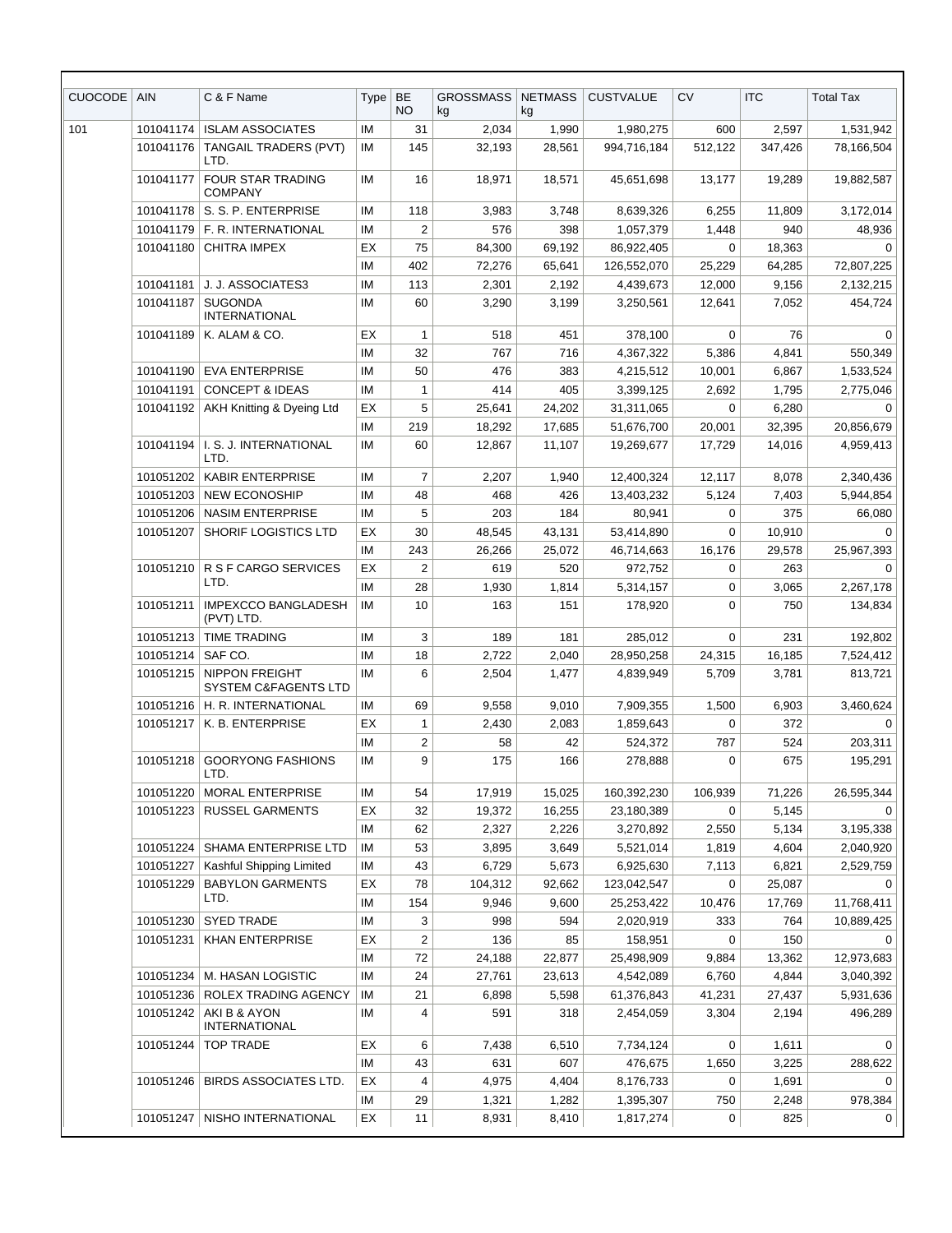| CUOCODE | AIN | C & F Name | Type | BE NO | GROSSMASS kg | NETMASS kg | CUSTVALUE | CV | ITC | Total Tax |
|---|---|---|---|---|---|---|---|---|---|---|
| 101 | 101041174 | ISLAM ASSOCIATES | IM | 31 | 2,034 | 1,990 | 1,980,275 | 600 | 2,597 | 1,531,942 |
| | 101041176 | TANGAIL TRADERS (PVT) LTD. | IM | 145 | 32,193 | 28,561 | 994,716,184 | 512,122 | 347,426 | 78,166,504 |
| | 101041177 | FOUR STAR TRADING COMPANY | IM | 16 | 18,971 | 18,571 | 45,651,698 | 13,177 | 19,289 | 19,882,587 |
| | 101041178 | S. S. P. ENTERPRISE | IM | 118 | 3,983 | 3,748 | 8,639,326 | 6,255 | 11,809 | 3,172,014 |
| | 101041179 | F. R. INTERNATIONAL | IM | 2 | 576 | 398 | 1,057,379 | 1,448 | 940 | 48,936 |
| | 101041180 | CHITRA IMPEX | EX | 75 | 84,300 | 69,192 | 86,922,405 | 0 | 18,363 | 0 |
| | | | IM | 402 | 72,276 | 65,641 | 126,552,070 | 25,229 | 64,285 | 72,807,225 |
| | 101041181 | J. J. ASSOCIATES3 | IM | 113 | 2,301 | 2,192 | 4,439,673 | 12,000 | 9,156 | 2,132,215 |
| | 101041187 | SUGONDA INTERNATIONAL | IM | 60 | 3,290 | 3,199 | 3,250,561 | 12,641 | 7,052 | 454,724 |
| | 101041189 | K. ALAM & CO. | EX | 1 | 518 | 451 | 378,100 | 0 | 76 | 0 |
| | | | IM | 32 | 767 | 716 | 4,367,322 | 5,386 | 4,841 | 550,349 |
| | 101041190 | EVA ENTERPRISE | IM | 50 | 476 | 383 | 4,215,512 | 10,001 | 6,867 | 1,533,524 |
| | 101041191 | CONCEPT & IDEAS | IM | 1 | 414 | 405 | 3,399,125 | 2,692 | 1,795 | 2,775,046 |
| | 101041192 | AKH Knitting & Dyeing Ltd | EX | 5 | 25,641 | 24,202 | 31,311,065 | 0 | 6,280 | 0 |
| | | | IM | 219 | 18,292 | 17,685 | 51,676,700 | 20,001 | 32,395 | 20,856,679 |
| | 101041194 | I. S. J. INTERNATIONAL LTD. | IM | 60 | 12,867 | 11,107 | 19,269,677 | 17,729 | 14,016 | 4,959,413 |
| | 101051202 | KABIR ENTERPRISE | IM | 7 | 2,207 | 1,940 | 12,400,324 | 12,117 | 8,078 | 2,340,436 |
| | 101051203 | NEW ECONOSHIP | IM | 48 | 468 | 426 | 13,403,232 | 5,124 | 7,403 | 5,944,854 |
| | 101051206 | NASIM ENTERPRISE | IM | 5 | 203 | 184 | 80,941 | 0 | 375 | 66,080 |
| | 101051207 | SHORIF LOGISTICS LTD | EX | 30 | 48,545 | 43,131 | 53,414,890 | 0 | 10,910 | 0 |
| | | | IM | 243 | 26,266 | 25,072 | 46,714,663 | 16,176 | 29,578 | 25,967,393 |
| | 101051210 | R S F CARGO SERVICES LTD. | EX | 2 | 619 | 520 | 972,752 | 0 | 263 | 0 |
| | | | IM | 28 | 1,930 | 1,814 | 5,314,157 | 0 | 3,065 | 2,267,178 |
| | 101051211 | IMPEXCCO BANGLADESH (PVT) LTD. | IM | 10 | 163 | 151 | 178,920 | 0 | 750 | 134,834 |
| | 101051213 | TIME TRADING | IM | 3 | 189 | 181 | 285,012 | 0 | 231 | 192,802 |
| | 101051214 | SAF CO. | IM | 18 | 2,722 | 2,040 | 28,950,258 | 24,315 | 16,185 | 7,524,412 |
| | 101051215 | NIPPON FREIGHT SYSTEM C&FAGENTS LTD | IM | 6 | 2,504 | 1,477 | 4,839,949 | 5,709 | 3,781 | 813,721 |
| | 101051216 | H. R. INTERNATIONAL | IM | 69 | 9,558 | 9,010 | 7,909,355 | 1,500 | 6,903 | 3,460,624 |
| | 101051217 | K. B. ENTERPRISE | EX | 1 | 2,430 | 2,083 | 1,859,643 | 0 | 372 | 0 |
| | | | IM | 2 | 58 | 42 | 524,372 | 787 | 524 | 203,311 |
| | 101051218 | GOORYONG FASHIONS LTD. | IM | 9 | 175 | 166 | 278,888 | 0 | 675 | 195,291 |
| | 101051220 | MORAL ENTERPRISE | IM | 54 | 17,919 | 15,025 | 160,392,230 | 106,939 | 71,226 | 26,595,344 |
| | 101051223 | RUSSEL GARMENTS | EX | 32 | 19,372 | 16,255 | 23,180,389 | 0 | 5,145 | 0 |
| | | | IM | 62 | 2,327 | 2,226 | 3,270,892 | 2,550 | 5,134 | 3,195,338 |
| | 101051224 | SHAMA ENTERPRISE LTD | IM | 53 | 3,895 | 3,649 | 5,521,014 | 1,819 | 4,604 | 2,040,920 |
| | 101051227 | Kashful Shipping Limited | IM | 43 | 6,729 | 5,673 | 6,925,630 | 7,113 | 6,821 | 2,529,759 |
| | 101051229 | BABYLON GARMENTS LTD. | EX | 78 | 104,312 | 92,662 | 123,042,547 | 0 | 25,087 | 0 |
| | | | IM | 154 | 9,946 | 9,600 | 25,253,422 | 10,476 | 17,769 | 11,768,411 |
| | 101051230 | SYED TRADE | IM | 3 | 998 | 594 | 2,020,919 | 333 | 764 | 10,889,425 |
| | 101051231 | KHAN ENTERPRISE | EX | 2 | 136 | 85 | 158,951 | 0 | 150 | 0 |
| | | | IM | 72 | 24,188 | 22,877 | 25,498,909 | 9,884 | 13,362 | 12,973,683 |
| | 101051234 | M. HASAN LOGISTIC | IM | 24 | 27,761 | 23,613 | 4,542,089 | 6,760 | 4,844 | 3,040,392 |
| | 101051236 | ROLEX TRADING AGENCY | IM | 21 | 6,898 | 5,598 | 61,376,843 | 41,231 | 27,437 | 5,931,636 |
| | 101051242 | AKI B & AYON INTERNATIONAL | IM | 4 | 591 | 318 | 2,454,059 | 3,304 | 2,194 | 496,289 |
| | 101051244 | TOP TRADE | EX | 6 | 7,438 | 6,510 | 7,734,124 | 0 | 1,611 | 0 |
| | | | IM | 43 | 631 | 607 | 476,675 | 1,650 | 3,225 | 288,622 |
| | 101051246 | BIRDS ASSOCIATES LTD. | EX | 4 | 4,975 | 4,404 | 8,176,733 | 0 | 1,691 | 0 |
| | | | IM | 29 | 1,321 | 1,282 | 1,395,307 | 750 | 2,248 | 978,384 |
| | 101051247 | NISHO INTERNATIONAL | EX | 11 | 8,931 | 8,410 | 1,817,274 | 0 | 825 | 0 |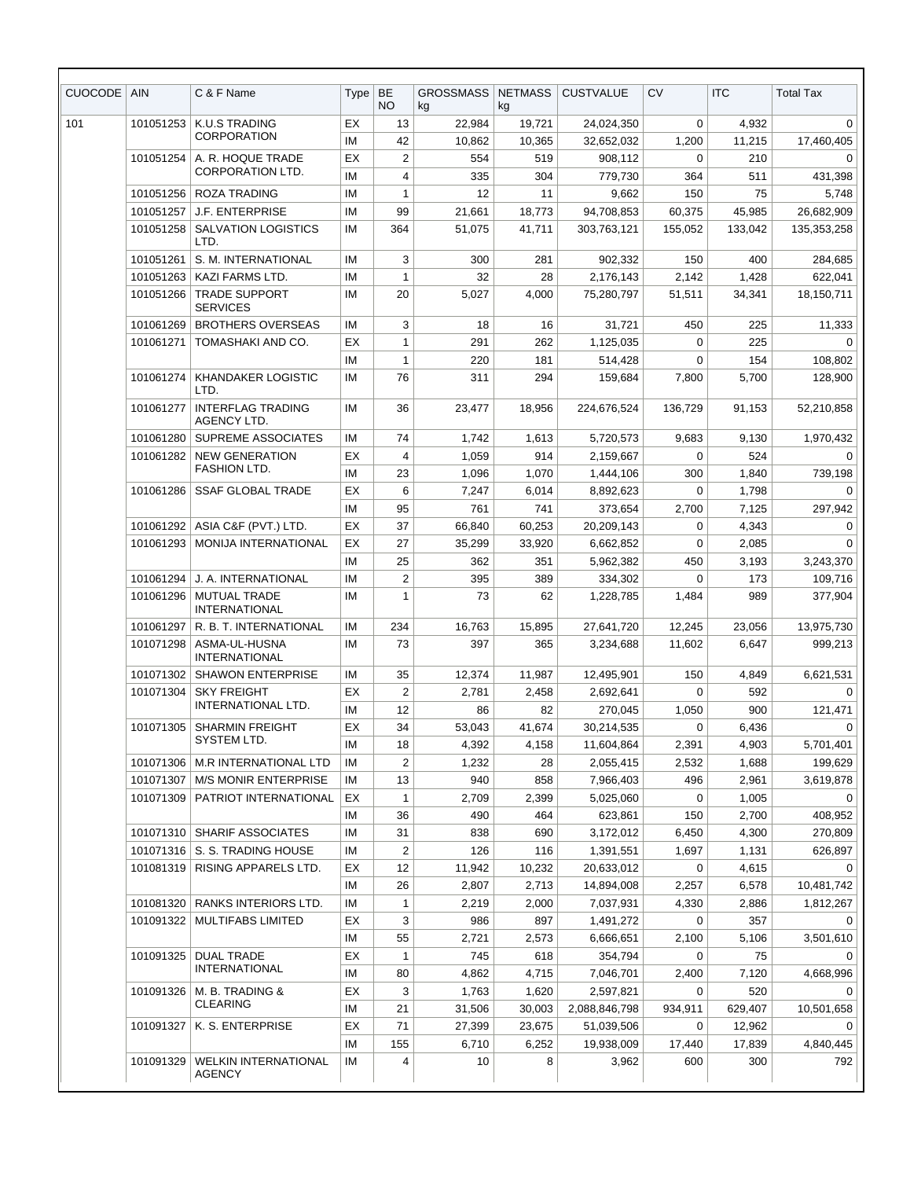| CUOCODE | AIN | C & F Name | Type | BE NO | GROSSMASS kg | NETMASS kg | CUSTVALUE | CV | ITC | Total Tax |
|---|---|---|---|---|---|---|---|---|---|---|
| 101 | 101051253 | K.U.S TRADING CORPORATION | EX | 13 | 22,984 | 19,721 | 24,024,350 | 0 | 4,932 | 0 |
| | | | IM | 42 | 10,862 | 10,365 | 32,652,032 | 1,200 | 11,215 | 17,460,405 |
| | 101051254 | A. R. HOQUE TRADE CORPORATION LTD. | EX | 2 | 554 | 519 | 908,112 | 0 | 210 | 0 |
| | | | IM | 4 | 335 | 304 | 779,730 | 364 | 511 | 431,398 |
| | 101051256 | ROZA TRADING | IM | 1 | 12 | 11 | 9,662 | 150 | 75 | 5,748 |
| | 101051257 | J.F. ENTERPRISE | IM | 99 | 21,661 | 18,773 | 94,708,853 | 60,375 | 45,985 | 26,682,909 |
| | 101051258 | SALVATION LOGISTICS LTD. | IM | 364 | 51,075 | 41,711 | 303,763,121 | 155,052 | 133,042 | 135,353,258 |
| | 101051261 | S. M. INTERNATIONAL | IM | 3 | 300 | 281 | 902,332 | 150 | 400 | 284,685 |
| | 101051263 | KAZI FARMS LTD. | IM | 1 | 32 | 28 | 2,176,143 | 2,142 | 1,428 | 622,041 |
| | 101051266 | TRADE SUPPORT SERVICES | IM | 20 | 5,027 | 4,000 | 75,280,797 | 51,511 | 34,341 | 18,150,711 |
| | 101061269 | BROTHERS OVERSEAS | IM | 3 | 18 | 16 | 31,721 | 450 | 225 | 11,333 |
| | 101061271 | TOMASHAKI AND CO. | EX | 1 | 291 | 262 | 1,125,035 | 0 | 225 | 0 |
| | | | IM | 1 | 220 | 181 | 514,428 | 0 | 154 | 108,802 |
| | 101061274 | KHANDAKER LOGISTIC LTD. | IM | 76 | 311 | 294 | 159,684 | 7,800 | 5,700 | 128,900 |
| | 101061277 | INTERFLAG TRADING AGENCY LTD. | IM | 36 | 23,477 | 18,956 | 224,676,524 | 136,729 | 91,153 | 52,210,858 |
| | 101061280 | SUPREME ASSOCIATES | IM | 74 | 1,742 | 1,613 | 5,720,573 | 9,683 | 9,130 | 1,970,432 |
| | 101061282 | NEW GENERATION FASHION LTD. | EX | 4 | 1,059 | 914 | 2,159,667 | 0 | 524 | 0 |
| | | | IM | 23 | 1,096 | 1,070 | 1,444,106 | 300 | 1,840 | 739,198 |
| | 101061286 | SSAF GLOBAL TRADE | EX | 6 | 7,247 | 6,014 | 8,892,623 | 0 | 1,798 | 0 |
| | | | IM | 95 | 761 | 741 | 373,654 | 2,700 | 7,125 | 297,942 |
| | 101061292 | ASIA C&F (PVT.) LTD. | EX | 37 | 66,840 | 60,253 | 20,209,143 | 0 | 4,343 | 0 |
| | 101061293 | MONIJA INTERNATIONAL | EX | 27 | 35,299 | 33,920 | 6,662,852 | 0 | 2,085 | 0 |
| | | | IM | 25 | 362 | 351 | 5,962,382 | 450 | 3,193 | 3,243,370 |
| | 101061294 | J. A. INTERNATIONAL | IM | 2 | 395 | 389 | 334,302 | 0 | 173 | 109,716 |
| | 101061296 | MUTUAL TRADE INTERNATIONAL | IM | 1 | 73 | 62 | 1,228,785 | 1,484 | 989 | 377,904 |
| | 101061297 | R. B. T. INTERNATIONAL | IM | 234 | 16,763 | 15,895 | 27,641,720 | 12,245 | 23,056 | 13,975,730 |
| | 101071298 | ASMA-UL-HUSNA INTERNATIONAL | IM | 73 | 397 | 365 | 3,234,688 | 11,602 | 6,647 | 999,213 |
| | 101071302 | SHAWON ENTERPRISE | IM | 35 | 12,374 | 11,987 | 12,495,901 | 150 | 4,849 | 6,621,531 |
| | 101071304 | SKY FREIGHT INTERNATIONAL LTD. | EX | 2 | 2,781 | 2,458 | 2,692,641 | 0 | 592 | 0 |
| | | | IM | 12 | 86 | 82 | 270,045 | 1,050 | 900 | 121,471 |
| | 101071305 | SHARMIN FREIGHT SYSTEM LTD. | EX | 34 | 53,043 | 41,674 | 30,214,535 | 0 | 6,436 | 0 |
| | | | IM | 18 | 4,392 | 4,158 | 11,604,864 | 2,391 | 4,903 | 5,701,401 |
| | 101071306 | M.R INTERNATIONAL LTD | IM | 2 | 1,232 | 28 | 2,055,415 | 2,532 | 1,688 | 199,629 |
| | 101071307 | M/S MONIR ENTERPRISE | IM | 13 | 940 | 858 | 7,966,403 | 496 | 2,961 | 3,619,878 |
| | 101071309 | PATRIOT INTERNATIONAL | EX | 1 | 2,709 | 2,399 | 5,025,060 | 0 | 1,005 | 0 |
| | | | IM | 36 | 490 | 464 | 623,861 | 150 | 2,700 | 408,952 |
| | 101071310 | SHARIF ASSOCIATES | IM | 31 | 838 | 690 | 3,172,012 | 6,450 | 4,300 | 270,809 |
| | 101071316 | S. S. TRADING HOUSE | IM | 2 | 126 | 116 | 1,391,551 | 1,697 | 1,131 | 626,897 |
| | 101081319 | RISING APPARELS LTD. | EX | 12 | 11,942 | 10,232 | 20,633,012 | 0 | 4,615 | 0 |
| | | | IM | 26 | 2,807 | 2,713 | 14,894,008 | 2,257 | 6,578 | 10,481,742 |
| | 101081320 | RANKS INTERIORS LTD. | IM | 1 | 2,219 | 2,000 | 7,037,931 | 4,330 | 2,886 | 1,812,267 |
| | 101091322 | MULTIFABS LIMITED | EX | 3 | 986 | 897 | 1,491,272 | 0 | 357 | 0 |
| | | | IM | 55 | 2,721 | 2,573 | 6,666,651 | 2,100 | 5,106 | 3,501,610 |
| | 101091325 | DUAL TRADE INTERNATIONAL | EX | 1 | 745 | 618 | 354,794 | 0 | 75 | 0 |
| | | | IM | 80 | 4,862 | 4,715 | 7,046,701 | 2,400 | 7,120 | 4,668,996 |
| | 101091326 | M. B. TRADING & CLEARING | EX | 3 | 1,763 | 1,620 | 2,597,821 | 0 | 520 | 0 |
| | | | IM | 21 | 31,506 | 30,003 | 2,088,846,798 | 934,911 | 629,407 | 10,501,658 |
| | 101091327 | K. S. ENTERPRISE | EX | 71 | 27,399 | 23,675 | 51,039,506 | 0 | 12,962 | 0 |
| | | | IM | 155 | 6,710 | 6,252 | 19,938,009 | 17,440 | 17,839 | 4,840,445 |
| | 101091329 | WELKIN INTERNATIONAL AGENCY | IM | 4 | 10 | 8 | 3,962 | 600 | 300 | 792 |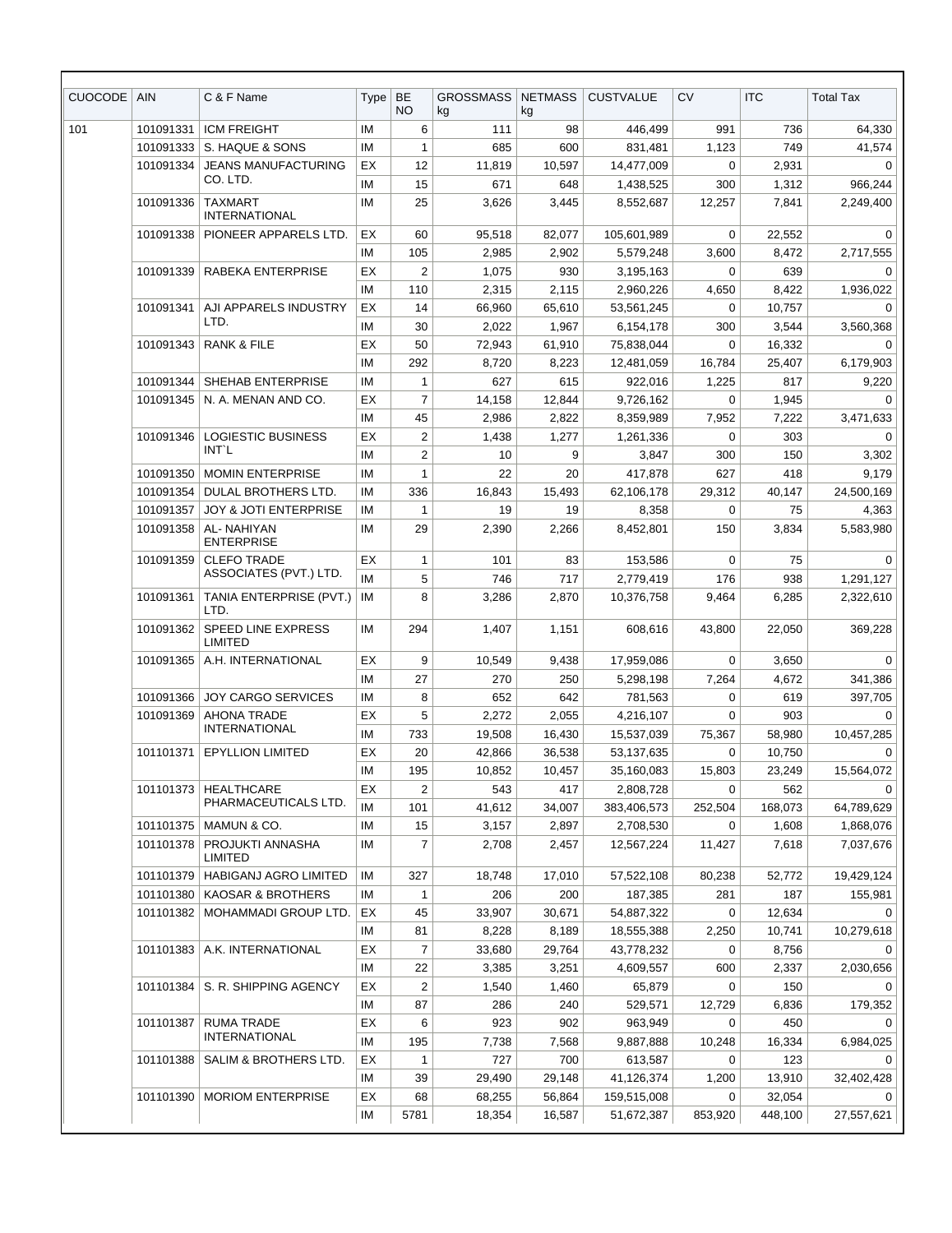| CUOCODE | AIN | C & F Name | Type | BE NO | GROSSMASS kg | NETMASS kg | CUSTVALUE | CV | ITC | Total Tax |
|---|---|---|---|---|---|---|---|---|---|---|
| 101 | 101091331 | ICM FREIGHT | IM | 6 | 111 | 98 | 446,499 | 991 | 736 | 64,330 |
| | 101091333 | S. HAQUE & SONS | IM | 1 | 685 | 600 | 831,481 | 1,123 | 749 | 41,574 |
| | 101091334 | JEANS MANUFACTURING CO. LTD. | EX | 12 | 11,819 | 10,597 | 14,477,009 | 0 | 2,931 | 0 |
| | | | IM | 15 | 671 | 648 | 1,438,525 | 300 | 1,312 | 966,244 |
| | 101091336 | TAXMART INTERNATIONAL | IM | 25 | 3,626 | 3,445 | 8,552,687 | 12,257 | 7,841 | 2,249,400 |
| | 101091338 | PIONEER APPARELS LTD. | EX | 60 | 95,518 | 82,077 | 105,601,989 | 0 | 22,552 | 0 |
| | | | IM | 105 | 2,985 | 2,902 | 5,579,248 | 3,600 | 8,472 | 2,717,555 |
| | 101091339 | RABEKA ENTERPRISE | EX | 2 | 1,075 | 930 | 3,195,163 | 0 | 639 | 0 |
| | | | IM | 110 | 2,315 | 2,115 | 2,960,226 | 4,650 | 8,422 | 1,936,022 |
| | 101091341 | AJI APPARELS INDUSTRY LTD. | EX | 14 | 66,960 | 65,610 | 53,561,245 | 0 | 10,757 | 0 |
| | | | IM | 30 | 2,022 | 1,967 | 6,154,178 | 300 | 3,544 | 3,560,368 |
| | 101091343 | RANK & FILE | EX | 50 | 72,943 | 61,910 | 75,838,044 | 0 | 16,332 | 0 |
| | | | IM | 292 | 8,720 | 8,223 | 12,481,059 | 16,784 | 25,407 | 6,179,903 |
| | 101091344 | SHEHAB ENTERPRISE | IM | 1 | 627 | 615 | 922,016 | 1,225 | 817 | 9,220 |
| | 101091345 | N. A. MENAN AND CO. | EX | 7 | 14,158 | 12,844 | 9,726,162 | 0 | 1,945 | 0 |
| | | | IM | 45 | 2,986 | 2,822 | 8,359,989 | 7,952 | 7,222 | 3,471,633 |
| | 101091346 | LOGIESTIC BUSINESS INT`L | EX | 2 | 1,438 | 1,277 | 1,261,336 | 0 | 303 | 0 |
| | | | IM | 2 | 10 | 9 | 3,847 | 300 | 150 | 3,302 |
| | 101091350 | MOMIN ENTERPRISE | IM | 1 | 22 | 20 | 417,878 | 627 | 418 | 9,179 |
| | 101091354 | DULAL BROTHERS LTD. | IM | 336 | 16,843 | 15,493 | 62,106,178 | 29,312 | 40,147 | 24,500,169 |
| | 101091357 | JOY & JOTI ENTERPRISE | IM | 1 | 19 | 19 | 8,358 | 0 | 75 | 4,363 |
| | 101091358 | AL- NAHIYAN ENTERPRISE | IM | 29 | 2,390 | 2,266 | 8,452,801 | 150 | 3,834 | 5,583,980 |
| | 101091359 | CLEFO TRADE ASSOCIATES (PVT.) LTD. | EX | 1 | 101 | 83 | 153,586 | 0 | 75 | 0 |
| | | | IM | 5 | 746 | 717 | 2,779,419 | 176 | 938 | 1,291,127 |
| | 101091361 | TANIA ENTERPRISE (PVT.) LTD. | IM | 8 | 3,286 | 2,870 | 10,376,758 | 9,464 | 6,285 | 2,322,610 |
| | 101091362 | SPEED LINE EXPRESS LIMITED | IM | 294 | 1,407 | 1,151 | 608,616 | 43,800 | 22,050 | 369,228 |
| | 101091365 | A.H. INTERNATIONAL | EX | 9 | 10,549 | 9,438 | 17,959,086 | 0 | 3,650 | 0 |
| | | | IM | 27 | 270 | 250 | 5,298,198 | 7,264 | 4,672 | 341,386 |
| | 101091366 | JOY CARGO SERVICES | IM | 8 | 652 | 642 | 781,563 | 0 | 619 | 397,705 |
| | 101091369 | AHONA TRADE INTERNATIONAL | EX | 5 | 2,272 | 2,055 | 4,216,107 | 0 | 903 | 0 |
| | | | IM | 733 | 19,508 | 16,430 | 15,537,039 | 75,367 | 58,980 | 10,457,285 |
| | 101101371 | EPYLLION LIMITED | EX | 20 | 42,866 | 36,538 | 53,137,635 | 0 | 10,750 | 0 |
| | | | IM | 195 | 10,852 | 10,457 | 35,160,083 | 15,803 | 23,249 | 15,564,072 |
| | 101101373 | HEALTHCARE PHARMACEUTICALS LTD. | EX | 2 | 543 | 417 | 2,808,728 | 0 | 562 | 0 |
| | | | IM | 101 | 41,612 | 34,007 | 383,406,573 | 252,504 | 168,073 | 64,789,629 |
| | 101101375 | MAMUN & CO. | IM | 15 | 3,157 | 2,897 | 2,708,530 | 0 | 1,608 | 1,868,076 |
| | 101101378 | PROJUKTI ANNASHA LIMITED | IM | 7 | 2,708 | 2,457 | 12,567,224 | 11,427 | 7,618 | 7,037,676 |
| | 101101379 | HABIGANJ AGRO LIMITED | IM | 327 | 18,748 | 17,010 | 57,522,108 | 80,238 | 52,772 | 19,429,124 |
| | 101101380 | KAOSAR & BROTHERS | IM | 1 | 206 | 200 | 187,385 | 281 | 187 | 155,981 |
| | 101101382 | MOHAMMADI GROUP LTD. | EX | 45 | 33,907 | 30,671 | 54,887,322 | 0 | 12,634 | 0 |
| | | | IM | 81 | 8,228 | 8,189 | 18,555,388 | 2,250 | 10,741 | 10,279,618 |
| | 101101383 | A.K. INTERNATIONAL | EX | 7 | 33,680 | 29,764 | 43,778,232 | 0 | 8,756 | 0 |
| | | | IM | 22 | 3,385 | 3,251 | 4,609,557 | 600 | 2,337 | 2,030,656 |
| | 101101384 | S. R. SHIPPING AGENCY | EX | 2 | 1,540 | 1,460 | 65,879 | 0 | 150 | 0 |
| | | | IM | 87 | 286 | 240 | 529,571 | 12,729 | 6,836 | 179,352 |
| | 101101387 | RUMA TRADE INTERNATIONAL | EX | 6 | 923 | 902 | 963,949 | 0 | 450 | 0 |
| | | | IM | 195 | 7,738 | 7,568 | 9,887,888 | 10,248 | 16,334 | 6,984,025 |
| | 101101388 | SALIM & BROTHERS LTD. | EX | 1 | 727 | 700 | 613,587 | 0 | 123 | 0 |
| | | | IM | 39 | 29,490 | 29,148 | 41,126,374 | 1,200 | 13,910 | 32,402,428 |
| | 101101390 | MORIOM ENTERPRISE | EX | 68 | 68,255 | 56,864 | 159,515,008 | 0 | 32,054 | 0 |
| | | | IM | 5781 | 18,354 | 16,587 | 51,672,387 | 853,920 | 448,100 | 27,557,621 |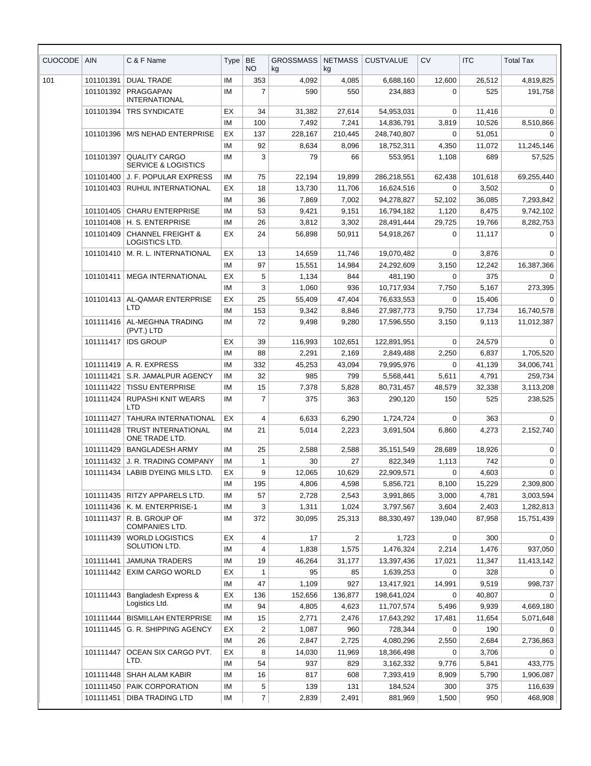| CUOCODE | AIN | C & F Name | Type | BE NO | GROSSMASS kg | NETMASS kg | CUSTVALUE | CV | ITC | Total Tax |
|---|---|---|---|---|---|---|---|---|---|---|
| 101 | 101101391 | DUAL TRADE | IM | 353 | 4,092 | 4,085 | 6,688,160 | 12,600 | 26,512 | 4,819,825 |
| | 101101392 | PRAGGAPAN INTERNATIONAL | IM | 7 | 590 | 550 | 234,883 | 0 | 525 | 191,758 |
| | 101101394 | TRS SYNDICATE | EX | 34 | 31,382 | 27,614 | 54,953,031 | 0 | 11,416 | 0 |
| | | | IM | 100 | 7,492 | 7,241 | 14,836,791 | 3,819 | 10,526 | 8,510,866 |
| | 101101396 | M/S NEHAD ENTERPRISE | EX | 137 | 228,167 | 210,445 | 248,740,807 | 0 | 51,051 | 0 |
| | | | IM | 92 | 8,634 | 8,096 | 18,752,311 | 4,350 | 11,072 | 11,245,146 |
| | 101101397 | QUALITY CARGO SERVICE & LOGISTICS | IM | 3 | 79 | 66 | 553,951 | 1,108 | 689 | 57,525 |
| | 101101400 | J. F. POPULAR EXPRESS | IM | 75 | 22,194 | 19,899 | 286,218,551 | 62,438 | 101,618 | 69,255,440 |
| | 101101403 | RUHUL INTERNATIONAL | EX | 18 | 13,730 | 11,706 | 16,624,516 | 0 | 3,502 | 0 |
| | | | IM | 36 | 7,869 | 7,002 | 94,278,827 | 52,102 | 36,085 | 7,293,842 |
| | 101101405 | CHARU ENTERPRISE | IM | 53 | 9,421 | 9,151 | 16,794,182 | 1,120 | 8,475 | 9,742,102 |
| | 101101408 | H. S. ENTERPRISE | IM | 26 | 3,812 | 3,302 | 28,491,444 | 29,725 | 19,766 | 8,282,753 |
| | 101101409 | CHANNEL FREIGHT & LOGISTICS LTD. | EX | 24 | 56,898 | 50,911 | 54,918,267 | 0 | 11,117 | 0 |
| | 101101410 | M. R. L. INTERNATIONAL | EX | 13 | 14,659 | 11,746 | 19,070,482 | 0 | 3,876 | 0 |
| | | | IM | 97 | 15,551 | 14,984 | 24,292,609 | 3,150 | 12,242 | 16,387,366 |
| | 101101411 | MEGA INTERNATIONAL | EX | 5 | 1,134 | 844 | 481,190 | 0 | 375 | 0 |
| | | | IM | 3 | 1,060 | 936 | 10,717,934 | 7,750 | 5,167 | 273,395 |
| | 101101413 | AL-QAMAR ENTERPRISE LTD | EX | 25 | 55,409 | 47,404 | 76,633,553 | 0 | 15,406 | 0 |
| | | | IM | 153 | 9,342 | 8,846 | 27,987,773 | 9,750 | 17,734 | 16,740,578 |
| | 101111416 | AL-MEGHNA TRADING (PVT.) LTD | IM | 72 | 9,498 | 9,280 | 17,596,550 | 3,150 | 9,113 | 11,012,387 |
| | 101111417 | IDS GROUP | EX | 39 | 116,993 | 102,651 | 122,891,951 | 0 | 24,579 | 0 |
| | | | IM | 88 | 2,291 | 2,169 | 2,849,488 | 2,250 | 6,837 | 1,705,520 |
| | 101111419 | A. R. EXPRESS | IM | 332 | 45,253 | 43,094 | 79,995,976 | 0 | 41,139 | 34,006,741 |
| | 101111421 | S.R. JAMALPUR AGENCY | IM | 32 | 985 | 799 | 5,568,441 | 5,611 | 4,791 | 259,734 |
| | 101111422 | TISSU ENTERPRISE | IM | 15 | 7,378 | 5,828 | 80,731,457 | 48,579 | 32,338 | 3,113,208 |
| | 101111424 | RUPASHI KNIT WEARS LTD | IM | 7 | 375 | 363 | 290,120 | 150 | 525 | 238,525 |
| | 101111427 | TAHURA INTERNATIONAL | EX | 4 | 6,633 | 6,290 | 1,724,724 | 0 | 363 | 0 |
| | 101111428 | TRUST INTERNATIONAL ONE TRADE LTD. | IM | 21 | 5,014 | 2,223 | 3,691,504 | 6,860 | 4,273 | 2,152,740 |
| | 101111429 | BANGLADESH ARMY | IM | 25 | 2,588 | 2,588 | 35,151,549 | 28,689 | 18,926 | 0 |
| | 101111432 | J. R. TRADING COMPANY | IM | 1 | 30 | 27 | 822,349 | 1,113 | 742 | 0 |
| | 101111434 | LABIB DYEING MILS LTD. | EX | 9 | 12,065 | 10,629 | 22,909,571 | 0 | 4,603 | 0 |
| | | | IM | 195 | 4,806 | 4,598 | 5,856,721 | 8,100 | 15,229 | 2,309,800 |
| | 101111435 | RITZY APPARELS LTD. | IM | 57 | 2,728 | 2,543 | 3,991,865 | 3,000 | 4,781 | 3,003,594 |
| | 101111436 | K. M. ENTERPRISE-1 | IM | 3 | 1,311 | 1,024 | 3,797,567 | 3,604 | 2,403 | 1,282,813 |
| | 101111437 | R. B. GROUP OF COMPANIES LTD. | IM | 372 | 30,095 | 25,313 | 88,330,497 | 139,040 | 87,958 | 15,751,439 |
| | 101111439 | WORLD LOGISTICS SOLUTION LTD. | EX | 4 | 17 | 2 | 1,723 | 0 | 300 | 0 |
| | | | IM | 4 | 1,838 | 1,575 | 1,476,324 | 2,214 | 1,476 | 937,050 |
| | 101111441 | JAMUNA TRADERS | IM | 19 | 46,264 | 31,177 | 13,397,436 | 17,021 | 11,347 | 11,413,142 |
| | 101111442 | EXIM CARGO WORLD | EX | 1 | 95 | 85 | 1,639,253 | 0 | 328 | 0 |
| | | | IM | 47 | 1,109 | 927 | 13,417,921 | 14,991 | 9,519 | 998,737 |
| | 101111443 | Bangladesh Express & Logistics Ltd. | EX | 136 | 152,656 | 136,877 | 198,641,024 | 0 | 40,807 | 0 |
| | | | IM | 94 | 4,805 | 4,623 | 11,707,574 | 5,496 | 9,939 | 4,669,180 |
| | 101111444 | BISMILLAH ENTERPRISE | IM | 15 | 2,771 | 2,476 | 17,643,292 | 17,481 | 11,654 | 5,071,648 |
| | 101111445 | G. R. SHIPPING AGENCY | EX | 2 | 1,087 | 960 | 728,344 | 0 | 190 | 0 |
| | | | IM | 26 | 2,847 | 2,725 | 4,080,296 | 2,550 | 2,684 | 2,736,863 |
| | 101111447 | OCEAN SIX CARGO PVT. LTD. | EX | 8 | 14,030 | 11,969 | 18,366,498 | 0 | 3,706 | 0 |
| | | | IM | 54 | 937 | 829 | 3,162,332 | 9,776 | 5,841 | 433,775 |
| | 101111448 | SHAH ALAM KABIR | IM | 16 | 817 | 608 | 7,393,419 | 8,909 | 5,790 | 1,906,087 |
| | 101111450 | PAIK CORPORATION | IM | 5 | 139 | 131 | 184,524 | 300 | 375 | 116,639 |
| | 101111451 | DIBA TRADING LTD | IM | 7 | 2,839 | 2,491 | 881,969 | 1,500 | 950 | 468,908 |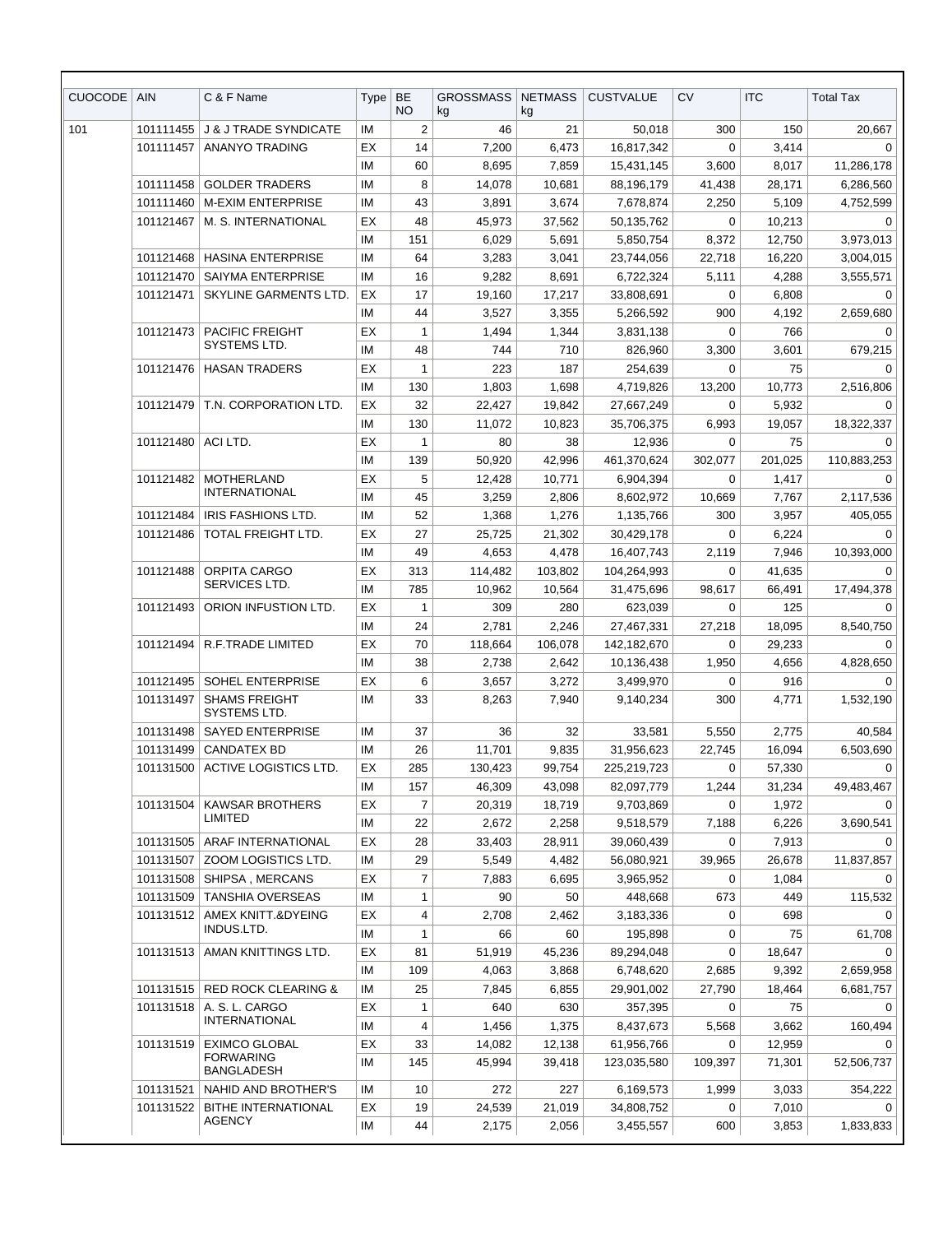| CUOCODE | AIN | C & F Name | Type | BE NO | GROSSMASS kg | NETMASS kg | CUSTVALUE | CV | ITC | Total Tax |
|---|---|---|---|---|---|---|---|---|---|---|
| 101 | 101111455 | J & J TRADE SYNDICATE | IM | 2 | 46 | 21 | 50,018 | 300 | 150 | 20,667 |
| | 101111457 | ANANYO TRADING | EX | 14 | 7,200 | 6,473 | 16,817,342 | 0 | 3,414 | 0 |
| | | | IM | 60 | 8,695 | 7,859 | 15,431,145 | 3,600 | 8,017 | 11,286,178 |
| | 101111458 | GOLDER TRADERS | IM | 8 | 14,078 | 10,681 | 88,196,179 | 41,438 | 28,171 | 6,286,560 |
| | 101111460 | M-EXIM ENTERPRISE | IM | 43 | 3,891 | 3,674 | 7,678,874 | 2,250 | 5,109 | 4,752,599 |
| | 101121467 | M. S. INTERNATIONAL | EX | 48 | 45,973 | 37,562 | 50,135,762 | 0 | 10,213 | 0 |
| | | | IM | 151 | 6,029 | 5,691 | 5,850,754 | 8,372 | 12,750 | 3,973,013 |
| | 101121468 | HASINA ENTERPRISE | IM | 64 | 3,283 | 3,041 | 23,744,056 | 22,718 | 16,220 | 3,004,015 |
| | 101121470 | SAIYMA ENTERPRISE | IM | 16 | 9,282 | 8,691 | 6,722,324 | 5,111 | 4,288 | 3,555,571 |
| | 101121471 | SKYLINE GARMENTS LTD. | EX | 17 | 19,160 | 17,217 | 33,808,691 | 0 | 6,808 | 0 |
| | | | IM | 44 | 3,527 | 3,355 | 5,266,592 | 900 | 4,192 | 2,659,680 |
| | 101121473 | PACIFIC FREIGHT SYSTEMS LTD. | EX | 1 | 1,494 | 1,344 | 3,831,138 | 0 | 766 | 0 |
| | | | IM | 48 | 744 | 710 | 826,960 | 3,300 | 3,601 | 679,215 |
| | 101121476 | HASAN TRADERS | EX | 1 | 223 | 187 | 254,639 | 0 | 75 | 0 |
| | | | IM | 130 | 1,803 | 1,698 | 4,719,826 | 13,200 | 10,773 | 2,516,806 |
| | 101121479 | T.N. CORPORATION LTD. | EX | 32 | 22,427 | 19,842 | 27,667,249 | 0 | 5,932 | 0 |
| | | | IM | 130 | 11,072 | 10,823 | 35,706,375 | 6,993 | 19,057 | 18,322,337 |
| | 101121480 | ACI LTD. | EX | 1 | 80 | 38 | 12,936 | 0 | 75 | 0 |
| | | | IM | 139 | 50,920 | 42,996 | 461,370,624 | 302,077 | 201,025 | 110,883,253 |
| | 101121482 | MOTHERLAND INTERNATIONAL | EX | 5 | 12,428 | 10,771 | 6,904,394 | 0 | 1,417 | 0 |
| | | | IM | 45 | 3,259 | 2,806 | 8,602,972 | 10,669 | 7,767 | 2,117,536 |
| | 101121484 | IRIS FASHIONS LTD. | IM | 52 | 1,368 | 1,276 | 1,135,766 | 300 | 3,957 | 405,055 |
| | 101121486 | TOTAL FREIGHT LTD. | EX | 27 | 25,725 | 21,302 | 30,429,178 | 0 | 6,224 | 0 |
| | | | IM | 49 | 4,653 | 4,478 | 16,407,743 | 2,119 | 7,946 | 10,393,000 |
| | 101121488 | ORPITA CARGO SERVICES LTD. | EX | 313 | 114,482 | 103,802 | 104,264,993 | 0 | 41,635 | 0 |
| | | | IM | 785 | 10,962 | 10,564 | 31,475,696 | 98,617 | 66,491 | 17,494,378 |
| | 101121493 | ORION INFUSTION LTD. | EX | 1 | 309 | 280 | 623,039 | 0 | 125 | 0 |
| | | | IM | 24 | 2,781 | 2,246 | 27,467,331 | 27,218 | 18,095 | 8,540,750 |
| | 101121494 | R.F.TRADE LIMITED | EX | 70 | 118,664 | 106,078 | 142,182,670 | 0 | 29,233 | 0 |
| | | | IM | 38 | 2,738 | 2,642 | 10,136,438 | 1,950 | 4,656 | 4,828,650 |
| | 101121495 | SOHEL ENTERPRISE | EX | 6 | 3,657 | 3,272 | 3,499,970 | 0 | 916 | 0 |
| | 101131497 | SHAMS FREIGHT SYSTEMS LTD. | IM | 33 | 8,263 | 7,940 | 9,140,234 | 300 | 4,771 | 1,532,190 |
| | 101131498 | SAYED ENTERPRISE | IM | 37 | 36 | 32 | 33,581 | 5,550 | 2,775 | 40,584 |
| | 101131499 | CANDATEX BD | IM | 26 | 11,701 | 9,835 | 31,956,623 | 22,745 | 16,094 | 6,503,690 |
| | 101131500 | ACTIVE LOGISTICS LTD. | EX | 285 | 130,423 | 99,754 | 225,219,723 | 0 | 57,330 | 0 |
| | | | IM | 157 | 46,309 | 43,098 | 82,097,779 | 1,244 | 31,234 | 49,483,467 |
| | 101131504 | KAWSAR BROTHERS LIMITED | EX | 7 | 20,319 | 18,719 | 9,703,869 | 0 | 1,972 | 0 |
| | | | IM | 22 | 2,672 | 2,258 | 9,518,579 | 7,188 | 6,226 | 3,690,541 |
| | 101131505 | ARAF INTERNATIONAL | EX | 28 | 33,403 | 28,911 | 39,060,439 | 0 | 7,913 | 0 |
| | 101131507 | ZOOM LOGISTICS LTD. | IM | 29 | 5,549 | 4,482 | 56,080,921 | 39,965 | 26,678 | 11,837,857 |
| | 101131508 | SHIPSA , MERCANS | EX | 7 | 7,883 | 6,695 | 3,965,952 | 0 | 1,084 | 0 |
| | 101131509 | TANSHIA OVERSEAS | IM | 1 | 90 | 50 | 448,668 | 673 | 449 | 115,532 |
| | 101131512 | AMEX KNITT.&DYEING INDUS.LTD. | EX | 4 | 2,708 | 2,462 | 3,183,336 | 0 | 698 | 0 |
| | | | IM | 1 | 66 | 60 | 195,898 | 0 | 75 | 61,708 |
| | 101131513 | AMAN KNITTINGS LTD. | EX | 81 | 51,919 | 45,236 | 89,294,048 | 0 | 18,647 | 0 |
| | | | IM | 109 | 4,063 | 3,868 | 6,748,620 | 2,685 | 9,392 | 2,659,958 |
| | 101131515 | RED ROCK CLEARING & | IM | 25 | 7,845 | 6,855 | 29,901,002 | 27,790 | 18,464 | 6,681,757 |
| | 101131518 | A. S. L. CARGO INTERNATIONAL | EX | 1 | 640 | 630 | 357,395 | 0 | 75 | 0 |
| | | | IM | 4 | 1,456 | 1,375 | 8,437,673 | 5,568 | 3,662 | 160,494 |
| | 101131519 | EXIMCO GLOBAL FORWARING BANGLADESH | EX | 33 | 14,082 | 12,138 | 61,956,766 | 0 | 12,959 | 0 |
| | | | IM | 145 | 45,994 | 39,418 | 123,035,580 | 109,397 | 71,301 | 52,506,737 |
| | 101131521 | NAHID AND BROTHER'S | IM | 10 | 272 | 227 | 6,169,573 | 1,999 | 3,033 | 354,222 |
| | 101131522 | BITHE INTERNATIONAL AGENCY | EX | 19 | 24,539 | 21,019 | 34,808,752 | 0 | 7,010 | 0 |
| | | | IM | 44 | 2,175 | 2,056 | 3,455,557 | 600 | 3,853 | 1,833,833 |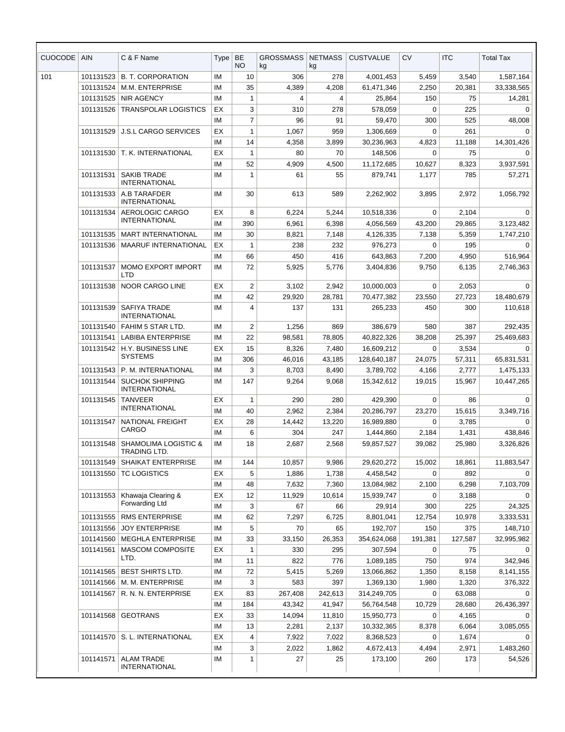| CUOCODE | AIN | C & F Name | Type | BE NO | GROSSMASS kg | NETMASS kg | CUSTVALUE | CV | ITC | Total Tax |
|---|---|---|---|---|---|---|---|---|---|---|
| 101 | 101131523 | B. T. CORPORATION | IM | 10 | 306 | 278 | 4,001,453 | 5,459 | 3,540 | 1,587,164 |
| | 101131524 | M.M. ENTERPRISE | IM | 35 | 4,389 | 4,208 | 61,471,346 | 2,250 | 20,381 | 33,338,565 |
| | 101131525 | NIR AGENCY | IM | 1 | 4 | 4 | 25,864 | 150 | 75 | 14,281 |
| | 101131526 | TRANSPOLAR LOGISTICS | EX | 3 | 310 | 278 | 578,059 | 0 | 225 | 0 |
| | | | IM | 7 | 96 | 91 | 59,470 | 300 | 525 | 48,008 |
| | 101131529 | J.S.L CARGO SERVICES | EX | 1 | 1,067 | 959 | 1,306,669 | 0 | 261 | 0 |
| | | | IM | 14 | 4,358 | 3,899 | 30,236,963 | 4,823 | 11,188 | 14,301,426 |
| | 101131530 | T. K. INTERNATIONAL | EX | 1 | 80 | 70 | 148,506 | 0 | 75 | 0 |
| | | | IM | 52 | 4,909 | 4,500 | 11,172,685 | 10,627 | 8,323 | 3,937,591 |
| | 101131531 | SAKIB TRADE INTERNATIONAL | IM | 1 | 61 | 55 | 879,741 | 1,177 | 785 | 57,271 |
| | 101131533 | A.B TARAFDER INTERNATIONAL | IM | 30 | 613 | 589 | 2,262,902 | 3,895 | 2,972 | 1,056,792 |
| | 101131534 | AEROLOGIC CARGO INTERNATIONAL | EX | 8 | 6,224 | 5,244 | 10,518,336 | 0 | 2,104 | 0 |
| | | | IM | 390 | 6,961 | 6,398 | 4,056,569 | 43,200 | 29,865 | 3,123,482 |
| | 101131535 | MART INTERNATIONAL | IM | 30 | 8,821 | 7,148 | 4,126,335 | 7,138 | 5,359 | 1,747,210 |
| | 101131536 | MAARUF INTERNATIONAL | EX | 1 | 238 | 232 | 976,273 | 0 | 195 | 0 |
| | | | IM | 66 | 450 | 416 | 643,863 | 7,200 | 4,950 | 516,964 |
| | 101131537 | MOMO EXPORT IMPORT LTD | IM | 72 | 5,925 | 5,776 | 3,404,836 | 9,750 | 6,135 | 2,746,363 |
| | 101131538 | NOOR CARGO LINE | EX | 2 | 3,102 | 2,942 | 10,000,003 | 0 | 2,053 | 0 |
| | | | IM | 42 | 29,920 | 28,781 | 70,477,382 | 23,550 | 27,723 | 18,480,679 |
| | 101131539 | SAFIYA TRADE INTERNATIONAL | IM | 4 | 137 | 131 | 265,233 | 450 | 300 | 110,618 |
| | 101131540 | FAHIM 5 STAR LTD. | IM | 2 | 1,256 | 869 | 386,679 | 580 | 387 | 292,435 |
| | 101131541 | LABIBA ENTERPRISE | IM | 22 | 98,581 | 78,805 | 40,822,326 | 38,208 | 25,397 | 25,469,683 |
| | 101131542 | H.Y. BUSINESS LINE SYSTEMS | EX | 15 | 8,326 | 7,480 | 16,609,212 | 0 | 3,534 | 0 |
| | | | IM | 306 | 46,016 | 43,185 | 128,640,187 | 24,075 | 57,311 | 65,831,531 |
| | 101131543 | P. M. INTERNATIONAL | IM | 3 | 8,703 | 8,490 | 3,789,702 | 4,166 | 2,777 | 1,475,133 |
| | 101131544 | SUCHOK SHIPPING INTERNATIONAL | IM | 147 | 9,264 | 9,068 | 15,342,612 | 19,015 | 15,967 | 10,447,265 |
| | 101131545 | TANVEER INTERNATIONAL | EX | 1 | 290 | 280 | 429,390 | 0 | 86 | 0 |
| | | | IM | 40 | 2,962 | 2,384 | 20,286,797 | 23,270 | 15,615 | 3,349,716 |
| | 101131547 | NATIONAL FREIGHT CARGO | EX | 28 | 14,442 | 13,220 | 16,989,880 | 0 | 3,785 | 0 |
| | | | IM | 6 | 304 | 247 | 1,444,860 | 2,184 | 1,431 | 438,846 |
| | 101131548 | SHAMOLIMA LOGISTIC & TRADING LTD. | IM | 18 | 2,687 | 2,568 | 59,857,527 | 39,082 | 25,980 | 3,326,826 |
| | 101131549 | SHAIKAT ENTERPRISE | IM | 144 | 10,857 | 9,986 | 29,620,272 | 15,002 | 18,861 | 11,883,547 |
| | 101131550 | TC LOGISTICS | EX | 5 | 1,886 | 1,738 | 4,458,542 | 0 | 892 | 0 |
| | | | IM | 48 | 7,632 | 7,360 | 13,084,982 | 2,100 | 6,298 | 7,103,709 |
| | 101131553 | Khawaja Clearing & Forwarding Ltd | EX | 12 | 11,929 | 10,614 | 15,939,747 | 0 | 3,188 | 0 |
| | | | IM | 3 | 67 | 66 | 29,914 | 300 | 225 | 24,325 |
| | 101131555 | RMS ENTERPRISE | IM | 62 | 7,297 | 6,725 | 8,801,041 | 12,754 | 10,978 | 3,333,531 |
| | 101131556 | JOY ENTERPRISE | IM | 5 | 70 | 65 | 192,707 | 150 | 375 | 148,710 |
| | 101141560 | MEGHLA ENTERPRISE | IM | 33 | 33,150 | 26,353 | 354,624,068 | 191,381 | 127,587 | 32,995,982 |
| | 101141561 | MASCOM COMPOSITE LTD. | EX | 1 | 330 | 295 | 307,594 | 0 | 75 | 0 |
| | | | IM | 11 | 822 | 776 | 1,089,185 | 750 | 974 | 342,946 |
| | 101141565 | BEST SHIRTS LTD. | IM | 72 | 5,415 | 5,269 | 13,066,862 | 1,350 | 8,158 | 8,141,155 |
| | 101141566 | M. M. ENTERPRISE | IM | 3 | 583 | 397 | 1,369,130 | 1,980 | 1,320 | 376,322 |
| | 101141567 | R. N. N. ENTERPRISE | EX | 83 | 267,408 | 242,613 | 314,249,705 | 0 | 63,088 | 0 |
| | | | IM | 184 | 43,342 | 41,947 | 56,764,548 | 10,729 | 28,680 | 26,436,397 |
| | 101141568 | GEOTRANS | EX | 33 | 14,094 | 11,810 | 15,950,773 | 0 | 4,165 | 0 |
| | | | IM | 13 | 2,281 | 2,137 | 10,332,365 | 8,378 | 6,064 | 3,085,055 |
| | 101141570 | S. L. INTERNATIONAL | EX | 4 | 7,922 | 7,022 | 8,368,523 | 0 | 1,674 | 0 |
| | | | IM | 3 | 2,022 | 1,862 | 4,672,413 | 4,494 | 2,971 | 1,483,260 |
| | 101141571 | ALAM TRADE INTERNATIONAL | IM | 1 | 27 | 25 | 173,100 | 260 | 173 | 54,526 |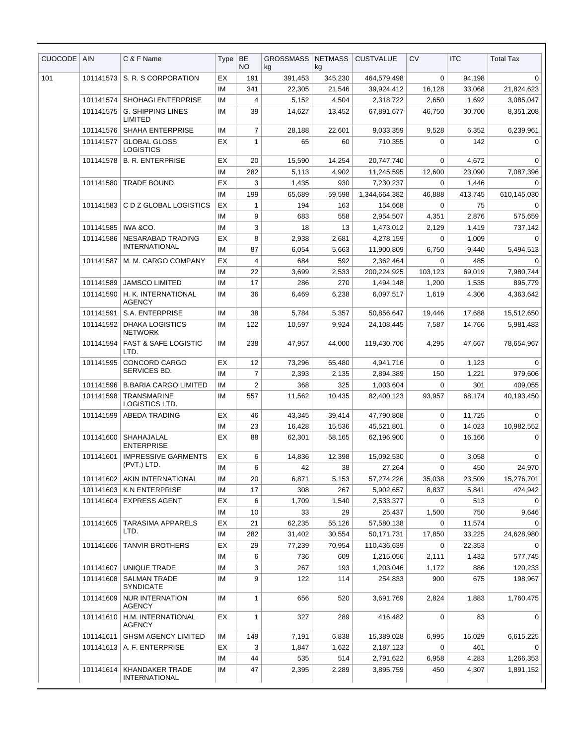| CUOCODE | AIN | C & F Name | Type | BE NO | GROSSMASS kg | NETMASS kg | CUSTVALUE | CV | ITC | Total Tax |
|---|---|---|---|---|---|---|---|---|---|---|
| 101 | 101141573 | S. R. S CORPORATION | EX | 191 | 391,453 | 345,230 | 464,579,498 | 0 | 94,198 | 0 |
| | | | IM | 341 | 22,305 | 21,546 | 39,924,412 | 16,128 | 33,068 | 21,824,623 |
| | 101141574 | SHOHAGI ENTERPRISE | IM | 4 | 5,152 | 4,504 | 2,318,722 | 2,650 | 1,692 | 3,085,047 |
| | 101141575 | G. SHIPPING LINES LIMITED | IM | 39 | 14,627 | 13,452 | 67,891,677 | 46,750 | 30,700 | 8,351,208 |
| | 101141576 | SHAHA ENTERPRISE | IM | 7 | 28,188 | 22,601 | 9,033,359 | 9,528 | 6,352 | 6,239,961 |
| | 101141577 | GLOBAL GLOSS LOGISTICS | EX | 1 | 65 | 60 | 710,355 | 0 | 142 | 0 |
| | 101141578 | B. R. ENTERPRISE | EX | 20 | 15,590 | 14,254 | 20,747,740 | 0 | 4,672 | 0 |
| | | | IM | 282 | 5,113 | 4,902 | 11,245,595 | 12,600 | 23,090 | 7,087,396 |
| | 101141580 | TRADE BOUND | EX | 3 | 1,435 | 930 | 7,230,237 | 0 | 1,446 | 0 |
| | | | IM | 199 | 65,689 | 59,598 | 1,344,664,382 | 46,888 | 413,745 | 610,145,030 |
| | 101141583 | C D Z GLOBAL LOGISTICS | EX | 1 | 194 | 163 | 154,668 | 0 | 75 | 0 |
| | | | IM | 9 | 683 | 558 | 2,954,507 | 4,351 | 2,876 | 575,659 |
| | 101141585 | IWA &CO. | IM | 3 | 18 | 13 | 1,473,012 | 2,129 | 1,419 | 737,142 |
| | 101141586 | NESARABAD TRADING INTERNATIONAL | EX | 8 | 2,938 | 2,681 | 4,278,159 | 0 | 1,009 | 0 |
| | | | IM | 87 | 6,054 | 5,663 | 11,900,809 | 6,750 | 9,440 | 5,494,513 |
| | 101141587 | M. M. CARGO COMPANY | EX | 4 | 684 | 592 | 2,362,464 | 0 | 485 | 0 |
| | | | IM | 22 | 3,699 | 2,533 | 200,224,925 | 103,123 | 69,019 | 7,980,744 |
| | 101141589 | JAMSCO LIMITED | IM | 17 | 286 | 270 | 1,494,148 | 1,200 | 1,535 | 895,779 |
| | 101141590 | H. K. INTERNATIONAL AGENCY | IM | 36 | 6,469 | 6,238 | 6,097,517 | 1,619 | 4,306 | 4,363,642 |
| | 101141591 | S.A. ENTERPRISE | IM | 38 | 5,784 | 5,357 | 50,856,647 | 19,446 | 17,688 | 15,512,650 |
| | 101141592 | DHAKA LOGISTICS NETWORK | IM | 122 | 10,597 | 9,924 | 24,108,445 | 7,587 | 14,766 | 5,981,483 |
| | 101141594 | FAST & SAFE LOGISTIC LTD. | IM | 238 | 47,957 | 44,000 | 119,430,706 | 4,295 | 47,667 | 78,654,967 |
| | 101141595 | CONCORD CARGO SERVICES BD. | EX | 12 | 73,296 | 65,480 | 4,941,716 | 0 | 1,123 | 0 |
| | | | IM | 7 | 2,393 | 2,135 | 2,894,389 | 150 | 1,221 | 979,606 |
| | 101141596 | B.BARIA CARGO LIMITED | IM | 2 | 368 | 325 | 1,003,604 | 0 | 301 | 409,055 |
| | 101141598 | TRANSMARINE LOGISTICS LTD. | IM | 557 | 11,562 | 10,435 | 82,400,123 | 93,957 | 68,174 | 40,193,450 |
| | 101141599 | ABEDA TRADING | EX | 46 | 43,345 | 39,414 | 47,790,868 | 0 | 11,725 | 0 |
| | | | IM | 23 | 16,428 | 15,536 | 45,521,801 | 0 | 14,023 | 10,982,552 |
| | 101141600 | SHAHAJALAL ENTERPRISE | EX | 88 | 62,301 | 58,165 | 62,196,900 | 0 | 16,166 | 0 |
| | 101141601 | IMPRESSIVE GARMENTS (PVT.) LTD. | EX | 6 | 14,836 | 12,398 | 15,092,530 | 0 | 3,058 | 0 |
| | | | IM | 6 | 42 | 38 | 27,264 | 0 | 450 | 24,970 |
| | 101141602 | AKIN INTERNATIONAL | IM | 20 | 6,871 | 5,153 | 57,274,226 | 35,038 | 23,509 | 15,276,701 |
| | 101141603 | K.N ENTERPRISE | IM | 17 | 308 | 267 | 5,902,657 | 8,837 | 5,841 | 424,942 |
| | 101141604 | EXPRESS AGENT | EX | 6 | 1,709 | 1,540 | 2,533,377 | 0 | 513 | 0 |
| | | | IM | 10 | 33 | 29 | 25,437 | 1,500 | 750 | 9,646 |
| | 101141605 | TARASIMA APPARELS LTD. | EX | 21 | 62,235 | 55,126 | 57,580,138 | 0 | 11,574 | 0 |
| | | | IM | 282 | 31,402 | 30,554 | 50,171,731 | 17,850 | 33,225 | 24,628,980 |
| | 101141606 | TANVIR BROTHERS | EX | 29 | 77,239 | 70,954 | 110,436,639 | 0 | 22,353 | 0 |
| | | | IM | 6 | 736 | 609 | 1,215,056 | 2,111 | 1,432 | 577,745 |
| | 101141607 | UNIQUE TRADE | IM | 3 | 267 | 193 | 1,203,046 | 1,172 | 886 | 120,233 |
| | 101141608 | SALMAN TRADE SYNDICATE | IM | 9 | 122 | 114 | 254,833 | 900 | 675 | 198,967 |
| | 101141609 | NUR INTERNATION AGENCY | IM | 1 | 656 | 520 | 3,691,769 | 2,824 | 1,883 | 1,760,475 |
| | 101141610 | H.M. INTERNATIONAL AGENCY | EX | 1 | 327 | 289 | 416,482 | 0 | 83 | 0 |
| | 101141611 | GHSM AGENCY LIMITED | IM | 149 | 7,191 | 6,838 | 15,389,028 | 6,995 | 15,029 | 6,615,225 |
| | 101141613 | A. F. ENTERPRISE | EX | 3 | 1,847 | 1,622 | 2,187,123 | 0 | 461 | 0 |
| | | | IM | 44 | 535 | 514 | 2,791,622 | 6,958 | 4,283 | 1,266,353 |
| | 101141614 | KHANDAKER TRADE INTERNATIONAL | IM | 47 | 2,395 | 2,289 | 3,895,759 | 450 | 4,307 | 1,891,152 |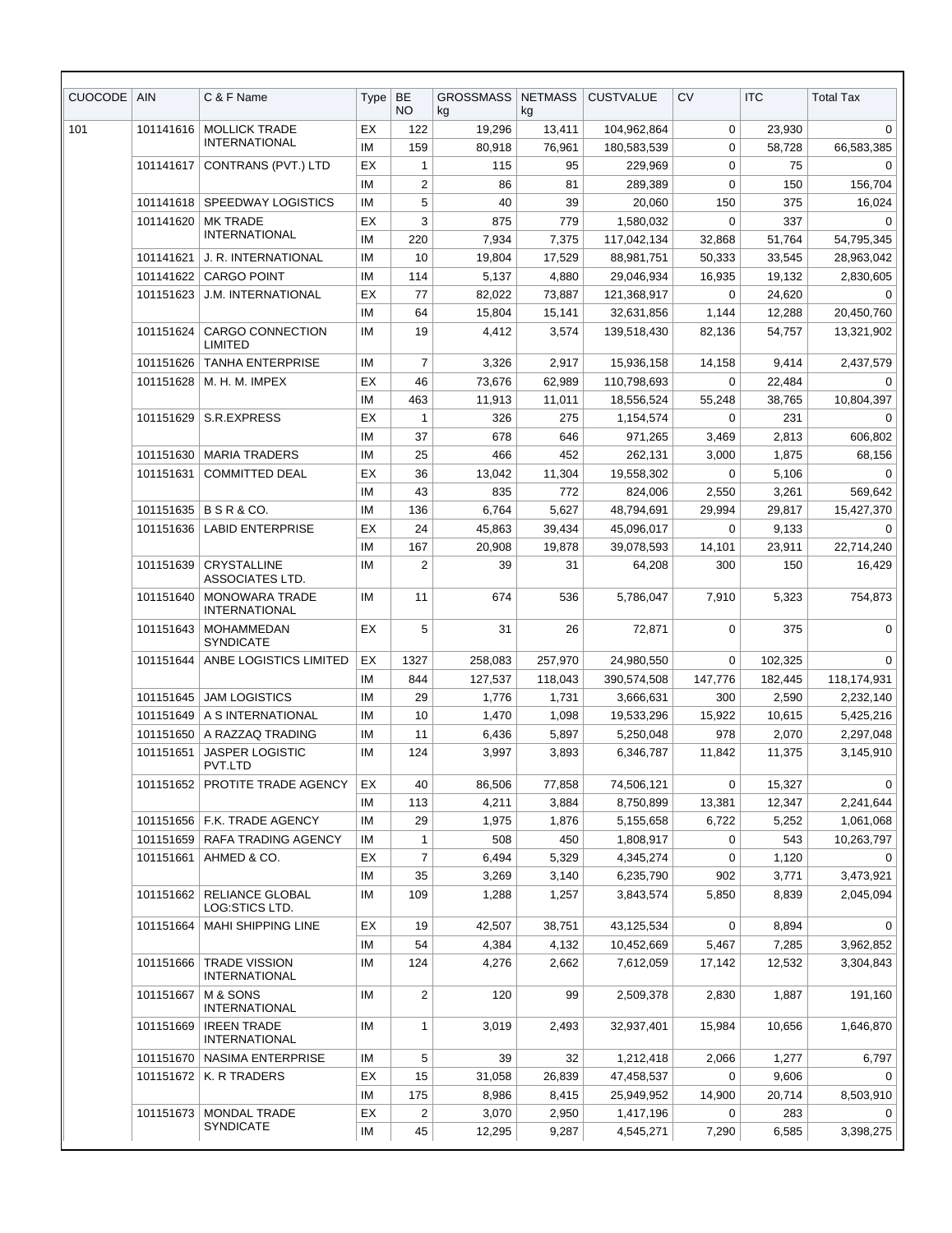| CUOCODE | AIN | C & F Name | Type | BE NO | GROSSMASS kg | NETMASS kg | CUSTVALUE | CV | ITC | Total Tax |
|---|---|---|---|---|---|---|---|---|---|---|
| 101 | 101141616 | MOLLICK TRADE INTERNATIONAL | EX | 122 | 19,296 | 13,411 | 104,962,864 | 0 | 23,930 | 0 |
| | | | IM | 159 | 80,918 | 76,961 | 180,583,539 | 0 | 58,728 | 66,583,385 |
| | 101141617 | CONTRANS (PVT.) LTD | EX | 1 | 115 | 95 | 229,969 | 0 | 75 | 0 |
| | | | IM | 2 | 86 | 81 | 289,389 | 0 | 150 | 156,704 |
| | 101141618 | SPEEDWAY LOGISTICS | IM | 5 | 40 | 39 | 20,060 | 150 | 375 | 16,024 |
| | 101141620 | MK TRADE INTERNATIONAL | EX | 3 | 875 | 779 | 1,580,032 | 0 | 337 | 0 |
| | | | IM | 220 | 7,934 | 7,375 | 117,042,134 | 32,868 | 51,764 | 54,795,345 |
| | 101141621 | J. R. INTERNATIONAL | IM | 10 | 19,804 | 17,529 | 88,981,751 | 50,333 | 33,545 | 28,963,042 |
| | 101141622 | CARGO POINT | IM | 114 | 5,137 | 4,880 | 29,046,934 | 16,935 | 19,132 | 2,830,605 |
| | 101151623 | J.M. INTERNATIONAL | EX | 77 | 82,022 | 73,887 | 121,368,917 | 0 | 24,620 | 0 |
| | | | IM | 64 | 15,804 | 15,141 | 32,631,856 | 1,144 | 12,288 | 20,450,760 |
| | 101151624 | CARGO CONNECTION LIMITED | IM | 19 | 4,412 | 3,574 | 139,518,430 | 82,136 | 54,757 | 13,321,902 |
| | 101151626 | TANHA ENTERPRISE | IM | 7 | 3,326 | 2,917 | 15,936,158 | 14,158 | 9,414 | 2,437,579 |
| | 101151628 | M. H. M. IMPEX | EX | 46 | 73,676 | 62,989 | 110,798,693 | 0 | 22,484 | 0 |
| | | | IM | 463 | 11,913 | 11,011 | 18,556,524 | 55,248 | 38,765 | 10,804,397 |
| | 101151629 | S.R.EXPRESS | EX | 1 | 326 | 275 | 1,154,574 | 0 | 231 | 0 |
| | | | IM | 37 | 678 | 646 | 971,265 | 3,469 | 2,813 | 606,802 |
| | 101151630 | MARIA TRADERS | IM | 25 | 466 | 452 | 262,131 | 3,000 | 1,875 | 68,156 |
| | 101151631 | COMMITTED DEAL | EX | 36 | 13,042 | 11,304 | 19,558,302 | 0 | 5,106 | 0 |
| | | | IM | 43 | 835 | 772 | 824,006 | 2,550 | 3,261 | 569,642 |
| | 101151635 | B S R & CO. | IM | 136 | 6,764 | 5,627 | 48,794,691 | 29,994 | 29,817 | 15,427,370 |
| | 101151636 | LABID ENTERPRISE | EX | 24 | 45,863 | 39,434 | 45,096,017 | 0 | 9,133 | 0 |
| | | | IM | 167 | 20,908 | 19,878 | 39,078,593 | 14,101 | 23,911 | 22,714,240 |
| | 101151639 | CRYSTALLINE ASSOCIATES LTD. | IM | 2 | 39 | 31 | 64,208 | 300 | 150 | 16,429 |
| | 101151640 | MONOWARA TRADE INTERNATIONAL | IM | 11 | 674 | 536 | 5,786,047 | 7,910 | 5,323 | 754,873 |
| | 101151643 | MOHAMMEDAN SYNDICATE | EX | 5 | 31 | 26 | 72,871 | 0 | 375 | 0 |
| | 101151644 | ANBE LOGISTICS LIMITED | EX | 1327 | 258,083 | 257,970 | 24,980,550 | 0 | 102,325 | 0 |
| | | | IM | 844 | 127,537 | 118,043 | 390,574,508 | 147,776 | 182,445 | 118,174,931 |
| | 101151645 | JAM LOGISTICS | IM | 29 | 1,776 | 1,731 | 3,666,631 | 300 | 2,590 | 2,232,140 |
| | 101151649 | A S INTERNATIONAL | IM | 10 | 1,470 | 1,098 | 19,533,296 | 15,922 | 10,615 | 5,425,216 |
| | 101151650 | A RAZZAQ TRADING | IM | 11 | 6,436 | 5,897 | 5,250,048 | 978 | 2,070 | 2,297,048 |
| | 101151651 | JASPER LOGISTIC PVT.LTD | IM | 124 | 3,997 | 3,893 | 6,346,787 | 11,842 | 11,375 | 3,145,910 |
| | 101151652 | PROTITE TRADE AGENCY | EX | 40 | 86,506 | 77,858 | 74,506,121 | 0 | 15,327 | 0 |
| | | | IM | 113 | 4,211 | 3,884 | 8,750,899 | 13,381 | 12,347 | 2,241,644 |
| | 101151656 | F.K. TRADE AGENCY | IM | 29 | 1,975 | 1,876 | 5,155,658 | 6,722 | 5,252 | 1,061,068 |
| | 101151659 | RAFA TRADING AGENCY | IM | 1 | 508 | 450 | 1,808,917 | 0 | 543 | 10,263,797 |
| | 101151661 | AHMED & CO. | EX | 7 | 6,494 | 5,329 | 4,345,274 | 0 | 1,120 | 0 |
| | | | IM | 35 | 3,269 | 3,140 | 6,235,790 | 902 | 3,771 | 3,473,921 |
| | 101151662 | RELIANCE GLOBAL LOG:STICS LTD. | IM | 109 | 1,288 | 1,257 | 3,843,574 | 5,850 | 8,839 | 2,045,094 |
| | 101151664 | MAHI SHIPPING LINE | EX | 19 | 42,507 | 38,751 | 43,125,534 | 0 | 8,894 | 0 |
| | | | IM | 54 | 4,384 | 4,132 | 10,452,669 | 5,467 | 7,285 | 3,962,852 |
| | 101151666 | TRADE VISSION INTERNATIONAL | IM | 124 | 4,276 | 2,662 | 7,612,059 | 17,142 | 12,532 | 3,304,843 |
| | 101151667 | M & SONS INTERNATIONAL | IM | 2 | 120 | 99 | 2,509,378 | 2,830 | 1,887 | 191,160 |
| | 101151669 | IREEN TRADE INTERNATIONAL | IM | 1 | 3,019 | 2,493 | 32,937,401 | 15,984 | 10,656 | 1,646,870 |
| | 101151670 | NASIMA ENTERPRISE | IM | 5 | 39 | 32 | 1,212,418 | 2,066 | 1,277 | 6,797 |
| | 101151672 | K. R TRADERS | EX | 15 | 31,058 | 26,839 | 47,458,537 | 0 | 9,606 | 0 |
| | | | IM | 175 | 8,986 | 8,415 | 25,949,952 | 14,900 | 20,714 | 8,503,910 |
| | 101151673 | MONDAL TRADE SYNDICATE | EX | 2 | 3,070 | 2,950 | 1,417,196 | 0 | 283 | 0 |
| | | | IM | 45 | 12,295 | 9,287 | 4,545,271 | 7,290 | 6,585 | 3,398,275 |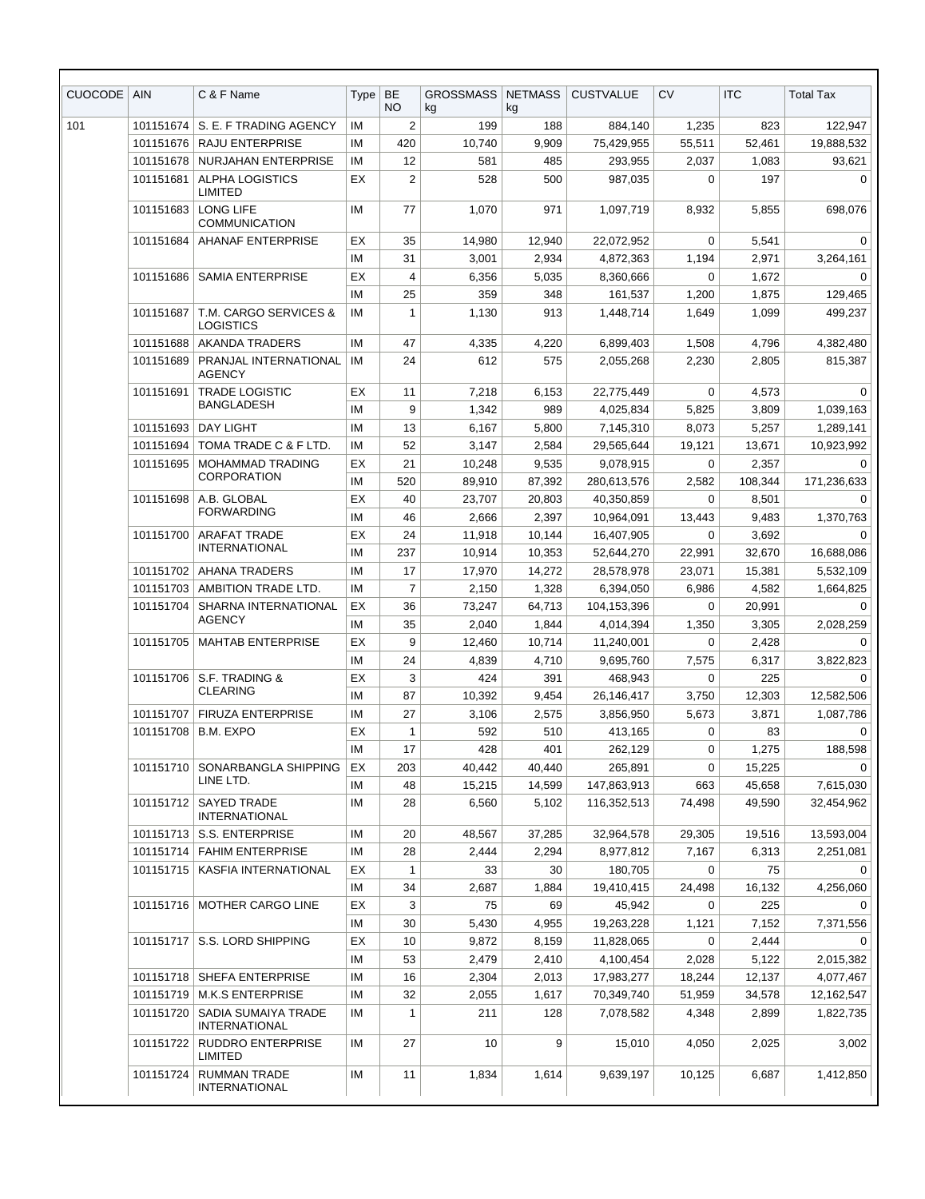| CUOCODE | AIN | C & F Name | Type | BE NO | GROSSMASS kg | NETMASS kg | CUSTVALUE | CV | ITC | Total Tax |
|---|---|---|---|---|---|---|---|---|---|---|
| 101 | 101151674 | S. E. F TRADING AGENCY | IM | 2 | 199 | 188 | 884,140 | 1,235 | 823 | 122,947 |
| | 101151676 | RAJU ENTERPRISE | IM | 420 | 10,740 | 9,909 | 75,429,955 | 55,511 | 52,461 | 19,888,532 |
| | 101151678 | NURJAHAN ENTERPRISE | IM | 12 | 581 | 485 | 293,955 | 2,037 | 1,083 | 93,621 |
| | 101151681 | ALPHA LOGISTICS LIMITED | EX | 2 | 528 | 500 | 987,035 | 0 | 197 | 0 |
| | 101151683 | LONG LIFE COMMUNICATION | IM | 77 | 1,070 | 971 | 1,097,719 | 8,932 | 5,855 | 698,076 |
| | 101151684 | AHANAF ENTERPRISE | EX | 35 | 14,980 | 12,940 | 22,072,952 | 0 | 5,541 | 0 |
| | | | IM | 31 | 3,001 | 2,934 | 4,872,363 | 1,194 | 2,971 | 3,264,161 |
| | 101151686 | SAMIA ENTERPRISE | EX | 4 | 6,356 | 5,035 | 8,360,666 | 0 | 1,672 | 0 |
| | | | IM | 25 | 359 | 348 | 161,537 | 1,200 | 1,875 | 129,465 |
| | 101151687 | T.M. CARGO SERVICES & LOGISTICS | IM | 1 | 1,130 | 913 | 1,448,714 | 1,649 | 1,099 | 499,237 |
| | 101151688 | AKANDA TRADERS | IM | 47 | 4,335 | 4,220 | 6,899,403 | 1,508 | 4,796 | 4,382,480 |
| | 101151689 | PRANJAL INTERNATIONAL AGENCY | IM | 24 | 612 | 575 | 2,055,268 | 2,230 | 2,805 | 815,387 |
| | 101151691 | TRADE LOGISTIC BANGLADESH | EX | 11 | 7,218 | 6,153 | 22,775,449 | 0 | 4,573 | 0 |
| | | | IM | 9 | 1,342 | 989 | 4,025,834 | 5,825 | 3,809 | 1,039,163 |
| | 101151693 | DAY LIGHT | IM | 13 | 6,167 | 5,800 | 7,145,310 | 8,073 | 5,257 | 1,289,141 |
| | 101151694 | TOMA TRADE C & F LTD. | IM | 52 | 3,147 | 2,584 | 29,565,644 | 19,121 | 13,671 | 10,923,992 |
| | 101151695 | MOHAMMAD TRADING CORPORATION | EX | 21 | 10,248 | 9,535 | 9,078,915 | 0 | 2,357 | 0 |
| | | | IM | 520 | 89,910 | 87,392 | 280,613,576 | 2,582 | 108,344 | 171,236,633 |
| | 101151698 | A.B. GLOBAL FORWARDING | EX | 40 | 23,707 | 20,803 | 40,350,859 | 0 | 8,501 | 0 |
| | | | IM | 46 | 2,666 | 2,397 | 10,964,091 | 13,443 | 9,483 | 1,370,763 |
| | 101151700 | ARAFAT TRADE INTERNATIONAL | EX | 24 | 11,918 | 10,144 | 16,407,905 | 0 | 3,692 | 0 |
| | | | IM | 237 | 10,914 | 10,353 | 52,644,270 | 22,991 | 32,670 | 16,688,086 |
| | 101151702 | AHANA TRADERS | IM | 17 | 17,970 | 14,272 | 28,578,978 | 23,071 | 15,381 | 5,532,109 |
| | 101151703 | AMBITION TRADE LTD. | IM | 7 | 2,150 | 1,328 | 6,394,050 | 6,986 | 4,582 | 1,664,825 |
| | 101151704 | SHARNA INTERNATIONAL AGENCY | EX | 36 | 73,247 | 64,713 | 104,153,396 | 0 | 20,991 | 0 |
| | | | IM | 35 | 2,040 | 1,844 | 4,014,394 | 1,350 | 3,305 | 2,028,259 |
| | 101151705 | MAHTAB ENTERPRISE | EX | 9 | 12,460 | 10,714 | 11,240,001 | 0 | 2,428 | 0 |
| | | | IM | 24 | 4,839 | 4,710 | 9,695,760 | 7,575 | 6,317 | 3,822,823 |
| | 101151706 | S.F. TRADING & CLEARING | EX | 3 | 424 | 391 | 468,943 | 0 | 225 | 0 |
| | | | IM | 87 | 10,392 | 9,454 | 26,146,417 | 3,750 | 12,303 | 12,582,506 |
| | 101151707 | FIRUZA ENTERPRISE | IM | 27 | 3,106 | 2,575 | 3,856,950 | 5,673 | 3,871 | 1,087,786 |
| | 101151708 | B.M. EXPO | EX | 1 | 592 | 510 | 413,165 | 0 | 83 | 0 |
| | | | IM | 17 | 428 | 401 | 262,129 | 0 | 1,275 | 188,598 |
| | 101151710 | SONARBANGLA SHIPPING LINE LTD. | EX | 203 | 40,442 | 40,440 | 265,891 | 0 | 15,225 | 0 |
| | | | IM | 48 | 15,215 | 14,599 | 147,863,913 | 663 | 45,658 | 7,615,030 |
| | 101151712 | SAYED TRADE INTERNATIONAL | IM | 28 | 6,560 | 5,102 | 116,352,513 | 74,498 | 49,590 | 32,454,962 |
| | 101151713 | S.S. ENTERPRISE | IM | 20 | 48,567 | 37,285 | 32,964,578 | 29,305 | 19,516 | 13,593,004 |
| | 101151714 | FAHIM ENTERPRISE | IM | 28 | 2,444 | 2,294 | 8,977,812 | 7,167 | 6,313 | 2,251,081 |
| | 101151715 | KASFIA INTERNATIONAL | EX | 1 | 33 | 30 | 180,705 | 0 | 75 | 0 |
| | | | IM | 34 | 2,687 | 1,884 | 19,410,415 | 24,498 | 16,132 | 4,256,060 |
| | 101151716 | MOTHER CARGO LINE | EX | 3 | 75 | 69 | 45,942 | 0 | 225 | 0 |
| | | | IM | 30 | 5,430 | 4,955 | 19,263,228 | 1,121 | 7,152 | 7,371,556 |
| | 101151717 | S.S. LORD SHIPPING | EX | 10 | 9,872 | 8,159 | 11,828,065 | 0 | 2,444 | 0 |
| | | | IM | 53 | 2,479 | 2,410 | 4,100,454 | 2,028 | 5,122 | 2,015,382 |
| | 101151718 | SHEFA ENTERPRISE | IM | 16 | 2,304 | 2,013 | 17,983,277 | 18,244 | 12,137 | 4,077,467 |
| | 101151719 | M.K.S ENTERPRISE | IM | 32 | 2,055 | 1,617 | 70,349,740 | 51,959 | 34,578 | 12,162,547 |
| | 101151720 | SADIA SUMAIYA TRADE INTERNATIONAL | IM | 1 | 211 | 128 | 7,078,582 | 4,348 | 2,899 | 1,822,735 |
| | 101151722 | RUDDRO ENTERPRISE LIMITED | IM | 27 | 10 | 9 | 15,010 | 4,050 | 2,025 | 3,002 |
| | 101151724 | RUMMAN TRADE INTERNATIONAL | IM | 11 | 1,834 | 1,614 | 9,639,197 | 10,125 | 6,687 | 1,412,850 |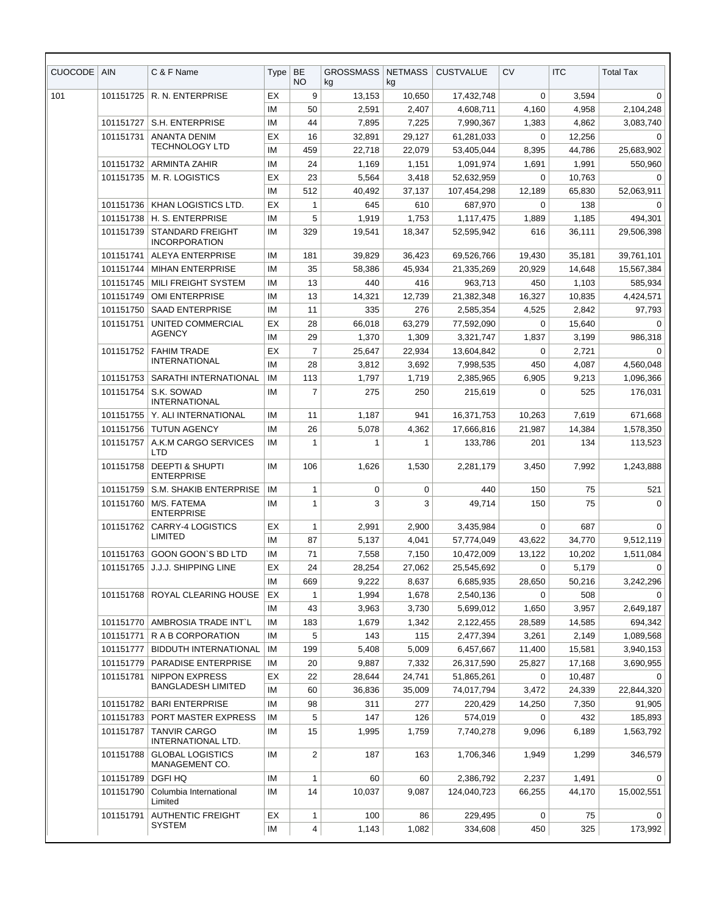| CUOCODE | AIN | C & F Name | Type | BE NO | GROSSMASS kg | NETMASS kg | CUSTVALUE | CV | ITC | Total Tax |
|---|---|---|---|---|---|---|---|---|---|---|
| 101 | 101151725 | R. N. ENTERPRISE | EX | 9 | 13,153 | 10,650 | 17,432,748 | 0 | 3,594 | 0 |
| | | | IM | 50 | 2,591 | 2,407 | 4,608,711 | 4,160 | 4,958 | 2,104,248 |
| | 101151727 | S.H. ENTERPRISE | IM | 44 | 7,895 | 7,225 | 7,990,367 | 1,383 | 4,862 | 3,083,740 |
| | 101151731 | ANANTA DENIM TECHNOLOGY LTD | EX | 16 | 32,891 | 29,127 | 61,281,033 | 0 | 12,256 | 0 |
| | | | IM | 459 | 22,718 | 22,079 | 53,405,044 | 8,395 | 44,786 | 25,683,902 |
| | 101151732 | ARMINTA ZAHIR | IM | 24 | 1,169 | 1,151 | 1,091,974 | 1,691 | 1,991 | 550,960 |
| | 101151735 | M. R. LOGISTICS | EX | 23 | 5,564 | 3,418 | 52,632,959 | 0 | 10,763 | 0 |
| | | | IM | 512 | 40,492 | 37,137 | 107,454,298 | 12,189 | 65,830 | 52,063,911 |
| | 101151736 | KHAN LOGISTICS LTD. | EX | 1 | 645 | 610 | 687,970 | 0 | 138 | 0 |
| | 101151738 | H. S. ENTERPRISE | IM | 5 | 1,919 | 1,753 | 1,117,475 | 1,889 | 1,185 | 494,301 |
| | 101151739 | STANDARD FREIGHT INCORPORATION | IM | 329 | 19,541 | 18,347 | 52,595,942 | 616 | 36,111 | 29,506,398 |
| | 101151741 | ALEYA ENTERPRISE | IM | 181 | 39,829 | 36,423 | 69,526,766 | 19,430 | 35,181 | 39,761,101 |
| | 101151744 | MIHAN ENTERPRISE | IM | 35 | 58,386 | 45,934 | 21,335,269 | 20,929 | 14,648 | 15,567,384 |
| | 101151745 | MILI FREIGHT SYSTEM | IM | 13 | 440 | 416 | 963,713 | 450 | 1,103 | 585,934 |
| | 101151749 | OMI ENTERPRISE | IM | 13 | 14,321 | 12,739 | 21,382,348 | 16,327 | 10,835 | 4,424,571 |
| | 101151750 | SAAD ENTERPRISE | IM | 11 | 335 | 276 | 2,585,354 | 4,525 | 2,842 | 97,793 |
| | 101151751 | UNITED COMMERCIAL AGENCY | EX | 28 | 66,018 | 63,279 | 77,592,090 | 0 | 15,640 | 0 |
| | | | IM | 29 | 1,370 | 1,309 | 3,321,747 | 1,837 | 3,199 | 986,318 |
| | 101151752 | FAHIM TRADE INTERNATIONAL | EX | 7 | 25,647 | 22,934 | 13,604,842 | 0 | 2,721 | 0 |
| | | | IM | 28 | 3,812 | 3,692 | 7,998,535 | 450 | 4,087 | 4,560,048 |
| | 101151753 | SARATHI INTERNATIONAL | IM | 113 | 1,797 | 1,719 | 2,385,965 | 6,905 | 9,213 | 1,096,366 |
| | 101151754 | S.K. SOWAD INTERNATIONAL | IM | 7 | 275 | 250 | 215,619 | 0 | 525 | 176,031 |
| | 101151755 | Y. ALI INTERNATIONAL | IM | 11 | 1,187 | 941 | 16,371,753 | 10,263 | 7,619 | 671,668 |
| | 101151756 | TUTUN AGENCY | IM | 26 | 5,078 | 4,362 | 17,666,816 | 21,987 | 14,384 | 1,578,350 |
| | 101151757 | A.K.M CARGO SERVICES LTD | IM | 1 | 1 | 1 | 133,786 | 201 | 134 | 113,523 |
| | 101151758 | DEEPTI & SHUPTI ENTERPRISE | IM | 106 | 1,626 | 1,530 | 2,281,179 | 3,450 | 7,992 | 1,243,888 |
| | 101151759 | S.M. SHAKIB ENTERPRISE | IM | 1 | 0 | 0 | 440 | 150 | 75 | 521 |
| | 101151760 | M/S. FATEMA ENTERPRISE | IM | 1 | 3 | 3 | 49,714 | 150 | 75 | 0 |
| | 101151762 | CARRY-4 LOGISTICS LIMITED | EX | 1 | 2,991 | 2,900 | 3,435,984 | 0 | 687 | 0 |
| | | | IM | 87 | 5,137 | 4,041 | 57,774,049 | 43,622 | 34,770 | 9,512,119 |
| | 101151763 | GOON GOON`S BD LTD | IM | 71 | 7,558 | 7,150 | 10,472,009 | 13,122 | 10,202 | 1,511,084 |
| | 101151765 | J.J.J. SHIPPING LINE | EX | 24 | 28,254 | 27,062 | 25,545,692 | 0 | 5,179 | 0 |
| | | | IM | 669 | 9,222 | 8,637 | 6,685,935 | 28,650 | 50,216 | 3,242,296 |
| | 101151768 | ROYAL CLEARING HOUSE | EX | 1 | 1,994 | 1,678 | 2,540,136 | 0 | 508 | 0 |
| | | | IM | 43 | 3,963 | 3,730 | 5,699,012 | 1,650 | 3,957 | 2,649,187 |
| | 101151770 | AMBROSIA TRADE INT`L | IM | 183 | 1,679 | 1,342 | 2,122,455 | 28,589 | 14,585 | 694,342 |
| | 101151771 | R A B CORPORATION | IM | 5 | 143 | 115 | 2,477,394 | 3,261 | 2,149 | 1,089,568 |
| | 101151777 | BIDDUTH INTERNATIONAL | IM | 199 | 5,408 | 5,009 | 6,457,667 | 11,400 | 15,581 | 3,940,153 |
| | 101151779 | PARADISE ENTERPRISE | IM | 20 | 9,887 | 7,332 | 26,317,590 | 25,827 | 17,168 | 3,690,955 |
| | 101151781 | NIPPON EXPRESS BANGLADESH LIMITED | EX | 22 | 28,644 | 24,741 | 51,865,261 | 0 | 10,487 | 0 |
| | | | IM | 60 | 36,836 | 35,009 | 74,017,794 | 3,472 | 24,339 | 22,844,320 |
| | 101151782 | BARI ENTERPRISE | IM | 98 | 311 | 277 | 220,429 | 14,250 | 7,350 | 91,905 |
| | 101151783 | PORT MASTER EXPRESS | IM | 5 | 147 | 126 | 574,019 | 0 | 432 | 185,893 |
| | 101151787 | TANVIR CARGO INTERNATIONAL LTD. | IM | 15 | 1,995 | 1,759 | 7,740,278 | 9,096 | 6,189 | 1,563,792 |
| | 101151788 | GLOBAL LOGISTICS MANAGEMENT CO. | IM | 2 | 187 | 163 | 1,706,346 | 1,949 | 1,299 | 346,579 |
| | 101151789 | DGFI HQ | IM | 1 | 60 | 60 | 2,386,792 | 2,237 | 1,491 | 0 |
| | 101151790 | Columbia International Limited | IM | 14 | 10,037 | 9,087 | 124,040,723 | 66,255 | 44,170 | 15,002,551 |
| | 101151791 | AUTHENTIC FREIGHT SYSTEM | EX | 1 | 100 | 86 | 229,495 | 0 | 75 | 0 |
| | | | IM | 4 | 1,143 | 1,082 | 334,608 | 450 | 325 | 173,992 |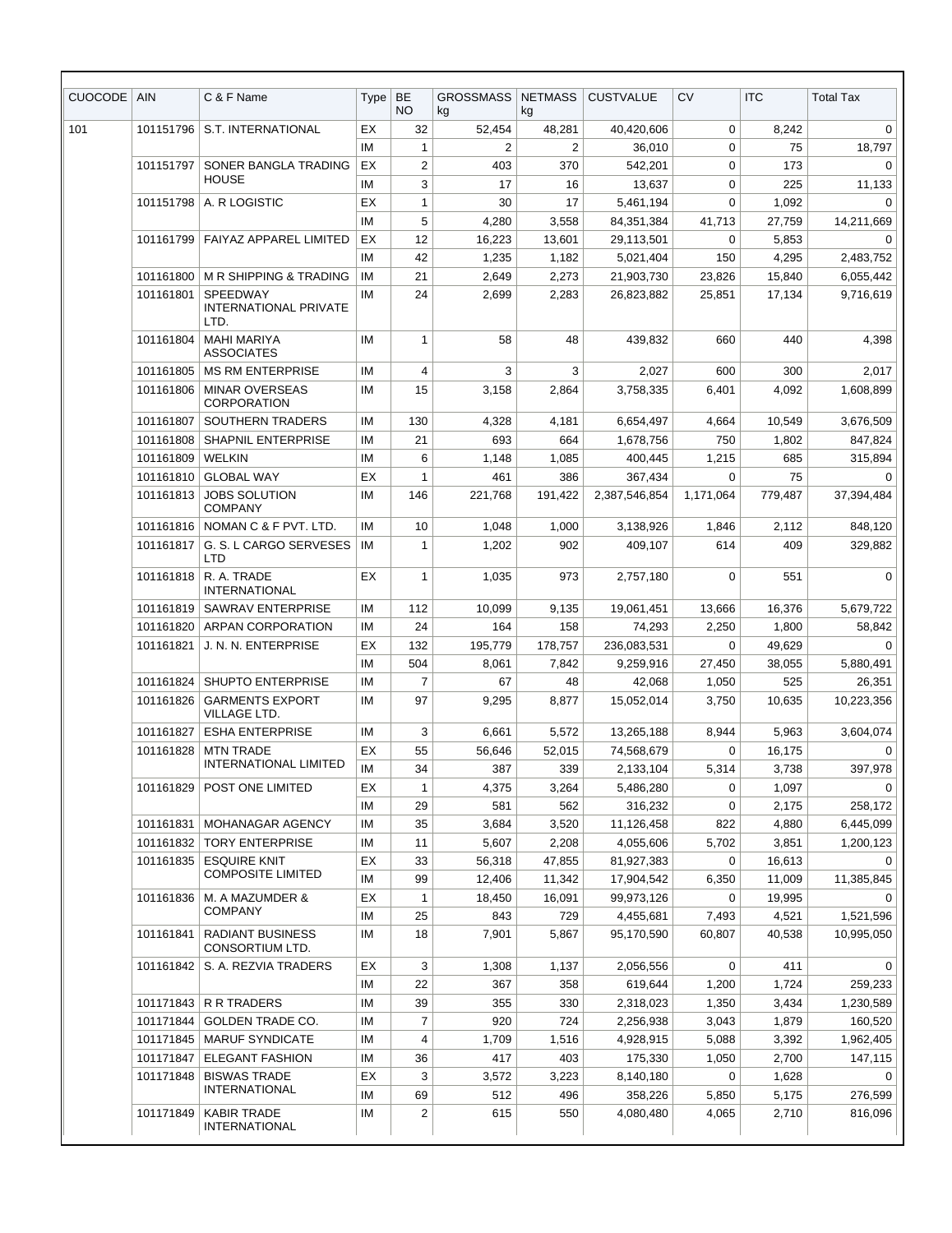| CUOCODE | AIN | C & F Name | Type | BE NO | GROSSMASS kg | NETMASS kg | CUSTVALUE | CV | ITC | Total Tax |
|---|---|---|---|---|---|---|---|---|---|---|
| 101 | 101151796 | S.T. INTERNATIONAL | EX | 32 | 52,454 | 48,281 | 40,420,606 | 0 | 8,242 | 0 |
| | | | IM | 1 | 2 | 2 | 36,010 | 0 | 75 | 18,797 |
| | 101151797 | SONER BANGLA TRADING HOUSE | EX | 2 | 403 | 370 | 542,201 | 0 | 173 | 0 |
| | | | IM | 3 | 17 | 16 | 13,637 | 0 | 225 | 11,133 |
| | 101151798 | A. R LOGISTIC | EX | 1 | 30 | 17 | 5,461,194 | 0 | 1,092 | 0 |
| | | | IM | 5 | 4,280 | 3,558 | 84,351,384 | 41,713 | 27,759 | 14,211,669 |
| | 101161799 | FAIYAZ APPAREL LIMITED | EX | 12 | 16,223 | 13,601 | 29,113,501 | 0 | 5,853 | 0 |
| | | | IM | 42 | 1,235 | 1,182 | 5,021,404 | 150 | 4,295 | 2,483,752 |
| | 101161800 | M R SHIPPING & TRADING | IM | 21 | 2,649 | 2,273 | 21,903,730 | 23,826 | 15,840 | 6,055,442 |
| | 101161801 | SPEEDWAY INTERNATIONAL PRIVATE LTD. | IM | 24 | 2,699 | 2,283 | 26,823,882 | 25,851 | 17,134 | 9,716,619 |
| | 101161804 | MAHI MARIYA ASSOCIATES | IM | 1 | 58 | 48 | 439,832 | 660 | 440 | 4,398 |
| | 101161805 | MS RM ENTERPRISE | IM | 4 | 3 | 3 | 2,027 | 600 | 300 | 2,017 |
| | 101161806 | MINAR OVERSEAS CORPORATION | IM | 15 | 3,158 | 2,864 | 3,758,335 | 6,401 | 4,092 | 1,608,899 |
| | 101161807 | SOUTHERN TRADERS | IM | 130 | 4,328 | 4,181 | 6,654,497 | 4,664 | 10,549 | 3,676,509 |
| | 101161808 | SHAPNIL ENTERPRISE | IM | 21 | 693 | 664 | 1,678,756 | 750 | 1,802 | 847,824 |
| | 101161809 | WELKIN | IM | 6 | 1,148 | 1,085 | 400,445 | 1,215 | 685 | 315,894 |
| | 101161810 | GLOBAL WAY | EX | 1 | 461 | 386 | 367,434 | 0 | 75 | 0 |
| | 101161813 | JOBS SOLUTION COMPANY | IM | 146 | 221,768 | 191,422 | 2,387,546,854 | 1,171,064 | 779,487 | 37,394,484 |
| | 101161816 | NOMAN C & F PVT. LTD. | IM | 10 | 1,048 | 1,000 | 3,138,926 | 1,846 | 2,112 | 848,120 |
| | 101161817 | G. S. L CARGO SERVESES LTD | IM | 1 | 1,202 | 902 | 409,107 | 614 | 409 | 329,882 |
| | 101161818 | R. A. TRADE INTERNATIONAL | EX | 1 | 1,035 | 973 | 2,757,180 | 0 | 551 | 0 |
| | 101161819 | SAWRAV ENTERPRISE | IM | 112 | 10,099 | 9,135 | 19,061,451 | 13,666 | 16,376 | 5,679,722 |
| | 101161820 | ARPAN CORPORATION | IM | 24 | 164 | 158 | 74,293 | 2,250 | 1,800 | 58,842 |
| | 101161821 | J. N. N. ENTERPRISE | EX | 132 | 195,779 | 178,757 | 236,083,531 | 0 | 49,629 | 0 |
| | | | IM | 504 | 8,061 | 7,842 | 9,259,916 | 27,450 | 38,055 | 5,880,491 |
| | 101161824 | SHUPTO ENTERPRISE | IM | 7 | 67 | 48 | 42,068 | 1,050 | 525 | 26,351 |
| | 101161826 | GARMENTS EXPORT VILLAGE LTD. | IM | 97 | 9,295 | 8,877 | 15,052,014 | 3,750 | 10,635 | 10,223,356 |
| | 101161827 | ESHA ENTERPRISE | IM | 3 | 6,661 | 5,572 | 13,265,188 | 8,944 | 5,963 | 3,604,074 |
| | 101161828 | MTN TRADE INTERNATIONAL LIMITED | EX | 55 | 56,646 | 52,015 | 74,568,679 | 0 | 16,175 | 0 |
| | | | IM | 34 | 387 | 339 | 2,133,104 | 5,314 | 3,738 | 397,978 |
| | 101161829 | POST ONE LIMITED | EX | 1 | 4,375 | 3,264 | 5,486,280 | 0 | 1,097 | 0 |
| | | | IM | 29 | 581 | 562 | 316,232 | 0 | 2,175 | 258,172 |
| | 101161831 | MOHANAGAR AGENCY | IM | 35 | 3,684 | 3,520 | 11,126,458 | 822 | 4,880 | 6,445,099 |
| | 101161832 | TORY ENTERPRISE | IM | 11 | 5,607 | 2,208 | 4,055,606 | 5,702 | 3,851 | 1,200,123 |
| | 101161835 | ESQUIRE KNIT COMPOSITE LIMITED | EX | 33 | 56,318 | 47,855 | 81,927,383 | 0 | 16,613 | 0 |
| | | | IM | 99 | 12,406 | 11,342 | 17,904,542 | 6,350 | 11,009 | 11,385,845 |
| | 101161836 | M. A MAZUMDER & COMPANY | EX | 1 | 18,450 | 16,091 | 99,973,126 | 0 | 19,995 | 0 |
| | | | IM | 25 | 843 | 729 | 4,455,681 | 7,493 | 4,521 | 1,521,596 |
| | 101161841 | RADIANT BUSINESS CONSORTIUM LTD. | IM | 18 | 7,901 | 5,867 | 95,170,590 | 60,807 | 40,538 | 10,995,050 |
| | 101161842 | S. A. REZVIA TRADERS | EX | 3 | 1,308 | 1,137 | 2,056,556 | 0 | 411 | 0 |
| | | | IM | 22 | 367 | 358 | 619,644 | 1,200 | 1,724 | 259,233 |
| | 101171843 | R R TRADERS | IM | 39 | 355 | 330 | 2,318,023 | 1,350 | 3,434 | 1,230,589 |
| | 101171844 | GOLDEN TRADE CO. | IM | 7 | 920 | 724 | 2,256,938 | 3,043 | 1,879 | 160,520 |
| | 101171845 | MARUF SYNDICATE | IM | 4 | 1,709 | 1,516 | 4,928,915 | 5,088 | 3,392 | 1,962,405 |
| | 101171847 | ELEGANT FASHION | IM | 36 | 417 | 403 | 175,330 | 1,050 | 2,700 | 147,115 |
| | 101171848 | BISWAS TRADE INTERNATIONAL | EX | 3 | 3,572 | 3,223 | 8,140,180 | 0 | 1,628 | 0 |
| | | | IM | 69 | 512 | 496 | 358,226 | 5,850 | 5,175 | 276,599 |
| | 101171849 | KABIR TRADE INTERNATIONAL | IM | 2 | 615 | 550 | 4,080,480 | 4,065 | 2,710 | 816,096 |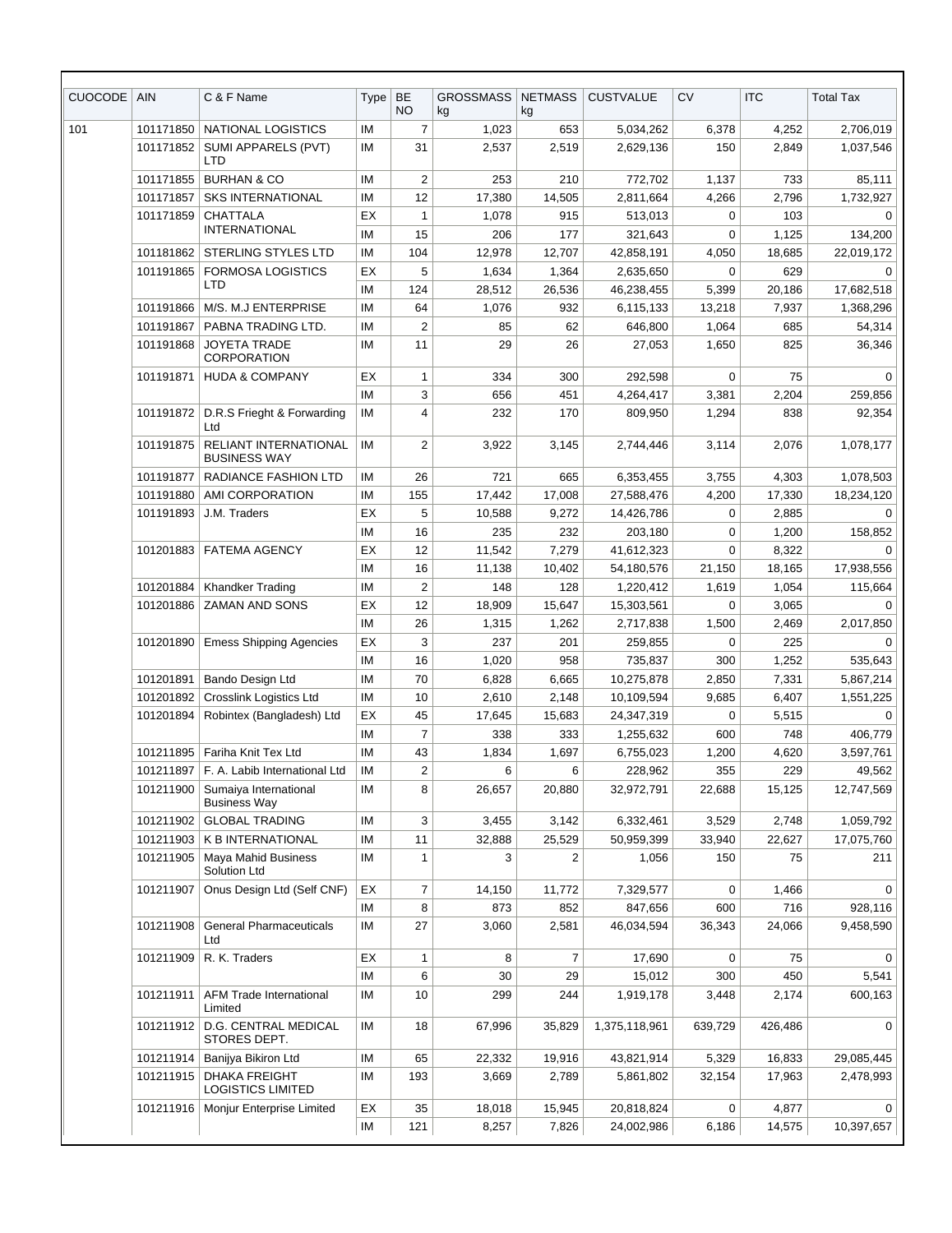| CUOCODE | AIN | C & F Name | Type | BE NO | GROSSMASS kg | NETMASS kg | CUSTVALUE | CV | ITC | Total Tax |
|---|---|---|---|---|---|---|---|---|---|---|
| 101 | 101171850 | NATIONAL LOGISTICS | IM | 7 | 1,023 | 653 | 5,034,262 | 6,378 | 4,252 | 2,706,019 |
| | 101171852 | SUMI APPARELS (PVT) LTD | IM | 31 | 2,537 | 2,519 | 2,629,136 | 150 | 2,849 | 1,037,546 |
| | 101171855 | BURHAN & CO | IM | 2 | 253 | 210 | 772,702 | 1,137 | 733 | 85,111 |
| | 101171857 | SKS INTERNATIONAL | IM | 12 | 17,380 | 14,505 | 2,811,664 | 4,266 | 2,796 | 1,732,927 |
| | 101171859 | CHATTALA INTERNATIONAL | EX | 1 | 1,078 | 915 | 513,013 | 0 | 103 | 0 |
| | | | IM | 15 | 206 | 177 | 321,643 | 0 | 1,125 | 134,200 |
| | 101181862 | STERLING STYLES LTD | IM | 104 | 12,978 | 12,707 | 42,858,191 | 4,050 | 18,685 | 22,019,172 |
| | 101191865 | FORMOSA LOGISTICS LTD | EX | 5 | 1,634 | 1,364 | 2,635,650 | 0 | 629 | 0 |
| | | | IM | 124 | 28,512 | 26,536 | 46,238,455 | 5,399 | 20,186 | 17,682,518 |
| | 101191866 | M/S. M.J ENTERPRISE | IM | 64 | 1,076 | 932 | 6,115,133 | 13,218 | 7,937 | 1,368,296 |
| | 101191867 | PABNA TRADING LTD. | IM | 2 | 85 | 62 | 646,800 | 1,064 | 685 | 54,314 |
| | 101191868 | JOYETA TRADE CORPORATION | IM | 11 | 29 | 26 | 27,053 | 1,650 | 825 | 36,346 |
| | 101191871 | HUDA & COMPANY | EX | 1 | 334 | 300 | 292,598 | 0 | 75 | 0 |
| | | | IM | 3 | 656 | 451 | 4,264,417 | 3,381 | 2,204 | 259,856 |
| | 101191872 | D.R.S Frieght & Forwarding Ltd | IM | 4 | 232 | 170 | 809,950 | 1,294 | 838 | 92,354 |
| | 101191875 | RELIANT INTERNATIONAL BUSINESS WAY | IM | 2 | 3,922 | 3,145 | 2,744,446 | 3,114 | 2,076 | 1,078,177 |
| | 101191877 | RADIANCE FASHION LTD | IM | 26 | 721 | 665 | 6,353,455 | 3,755 | 4,303 | 1,078,503 |
| | 101191880 | AMI CORPORATION | IM | 155 | 17,442 | 17,008 | 27,588,476 | 4,200 | 17,330 | 18,234,120 |
| | 101191893 | J.M. Traders | EX | 5 | 10,588 | 9,272 | 14,426,786 | 0 | 2,885 | 0 |
| | | | IM | 16 | 235 | 232 | 203,180 | 0 | 1,200 | 158,852 |
| | 101201883 | FATEMA AGENCY | EX | 12 | 11,542 | 7,279 | 41,612,323 | 0 | 8,322 | 0 |
| | | | IM | 16 | 11,138 | 10,402 | 54,180,576 | 21,150 | 18,165 | 17,938,556 |
| | 101201884 | Khandker Trading | IM | 2 | 148 | 128 | 1,220,412 | 1,619 | 1,054 | 115,664 |
| | 101201886 | ZAMAN AND SONS | EX | 12 | 18,909 | 15,647 | 15,303,561 | 0 | 3,065 | 0 |
| | | | IM | 26 | 1,315 | 1,262 | 2,717,838 | 1,500 | 2,469 | 2,017,850 |
| | 101201890 | Emess Shipping Agencies | EX | 3 | 237 | 201 | 259,855 | 0 | 225 | 0 |
| | | | IM | 16 | 1,020 | 958 | 735,837 | 300 | 1,252 | 535,643 |
| | 101201891 | Bando Design Ltd | IM | 70 | 6,828 | 6,665 | 10,275,878 | 2,850 | 7,331 | 5,867,214 |
| | 101201892 | Crosslink Logistics Ltd | IM | 10 | 2,610 | 2,148 | 10,109,594 | 9,685 | 6,407 | 1,551,225 |
| | 101201894 | Robintex (Bangladesh) Ltd | EX | 45 | 17,645 | 15,683 | 24,347,319 | 0 | 5,515 | 0 |
| | | | IM | 7 | 338 | 333 | 1,255,632 | 600 | 748 | 406,779 |
| | 101211895 | Fariha Knit Tex Ltd | IM | 43 | 1,834 | 1,697 | 6,755,023 | 1,200 | 4,620 | 3,597,761 |
| | 101211897 | F. A. Labib International Ltd | IM | 2 | 6 | 6 | 228,962 | 355 | 229 | 49,562 |
| | 101211900 | Sumaiya International Business Way | IM | 8 | 26,657 | 20,880 | 32,972,791 | 22,688 | 15,125 | 12,747,569 |
| | 101211902 | GLOBAL TRADING | IM | 3 | 3,455 | 3,142 | 6,332,461 | 3,529 | 2,748 | 1,059,792 |
| | 101211903 | K B INTERNATIONAL | IM | 11 | 32,888 | 25,529 | 50,959,399 | 33,940 | 22,627 | 17,075,760 |
| | 101211905 | Maya Mahid Business Solution Ltd | IM | 1 | 3 | 2 | 1,056 | 150 | 75 | 211 |
| | 101211907 | Onus Design Ltd (Self CNF) | EX | 7 | 14,150 | 11,772 | 7,329,577 | 0 | 1,466 | 0 |
| | | | IM | 8 | 873 | 852 | 847,656 | 600 | 716 | 928,116 |
| | 101211908 | General Pharmaceuticals Ltd | IM | 27 | 3,060 | 2,581 | 46,034,594 | 36,343 | 24,066 | 9,458,590 |
| | 101211909 | R. K. Traders | EX | 1 | 8 | 7 | 17,690 | 0 | 75 | 0 |
| | | | IM | 6 | 30 | 29 | 15,012 | 300 | 450 | 5,541 |
| | 101211911 | AFM Trade International Limited | IM | 10 | 299 | 244 | 1,919,178 | 3,448 | 2,174 | 600,163 |
| | 101211912 | D.G. CENTRAL MEDICAL STORES DEPT. | IM | 18 | 67,996 | 35,829 | 1,375,118,961 | 639,729 | 426,486 | 0 |
| | 101211914 | Banijya Bikiron Ltd | IM | 65 | 22,332 | 19,916 | 43,821,914 | 5,329 | 16,833 | 29,085,445 |
| | 101211915 | DHAKA FREIGHT LOGISTICS LIMITED | IM | 193 | 3,669 | 2,789 | 5,861,802 | 32,154 | 17,963 | 2,478,993 |
| | 101211916 | Monjur Enterprise Limited | EX | 35 | 18,018 | 15,945 | 20,818,824 | 0 | 4,877 | 0 |
| | | | IM | 121 | 8,257 | 7,826 | 24,002,986 | 6,186 | 14,575 | 10,397,657 |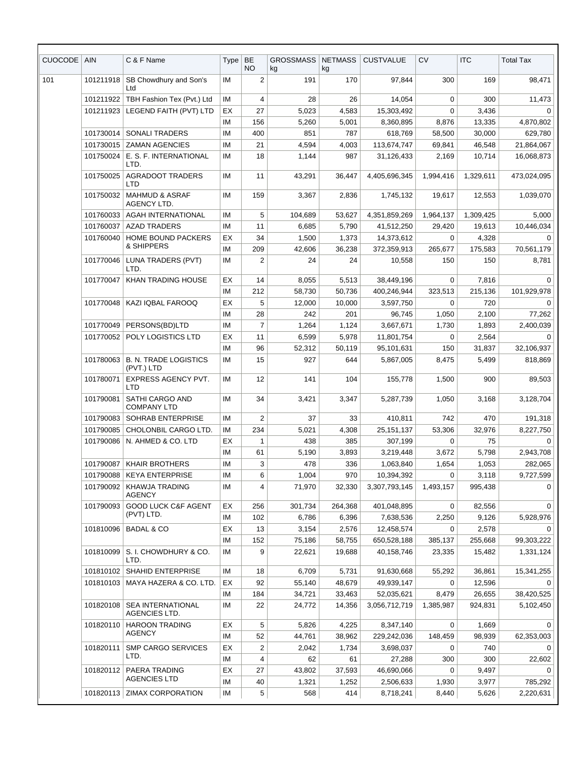| CUOCODE | AIN | C & F Name | Type | BE NO | GROSSMASS kg | NETMASS kg | CUSTVALUE | CV | ITC | Total Tax |
|---|---|---|---|---|---|---|---|---|---|---|
| 101 | 101211918 | SB Chowdhury and Son's Ltd | IM | 2 | 191 | 170 | 97,844 | 300 | 169 | 98,471 |
| | 101211922 | TBH Fashion Tex (Pvt.) Ltd | IM | 4 | 28 | 26 | 14,054 | 0 | 300 | 11,473 |
| | 101211923 | LEGEND FAITH (PVT) LTD | EX | 27 | 5,023 | 4,583 | 15,303,492 | 0 | 3,436 | 0 |
| | | | IM | 156 | 5,260 | 5,001 | 8,360,895 | 8,876 | 13,335 | 4,870,802 |
| | 101730014 | SONALI TRADERS | IM | 400 | 851 | 787 | 618,769 | 58,500 | 30,000 | 629,780 |
| | 101730015 | ZAMAN AGENCIES | IM | 21 | 4,594 | 4,003 | 113,674,747 | 69,841 | 46,548 | 21,864,067 |
| | 101750024 | E. S. F. INTERNATIONAL LTD. | IM | 18 | 1,144 | 987 | 31,126,433 | 2,169 | 10,714 | 16,068,873 |
| | 101750025 | AGRADOOT TRADERS LTD | IM | 11 | 43,291 | 36,447 | 4,405,696,345 | 1,994,416 | 1,329,611 | 473,024,095 |
| | 101750032 | MAHMUD & ASRAF AGENCY LTD. | IM | 159 | 3,367 | 2,836 | 1,745,132 | 19,617 | 12,553 | 1,039,070 |
| | 101760033 | AGAH INTERNATIONAL | IM | 5 | 104,689 | 53,627 | 4,351,859,269 | 1,964,137 | 1,309,425 | 5,000 |
| | 101760037 | AZAD TRADERS | IM | 11 | 6,685 | 5,790 | 41,512,250 | 29,420 | 19,613 | 10,446,034 |
| | 101760040 | HOME BOUND PACKERS & SHIPPERS | EX | 34 | 1,500 | 1,373 | 14,373,612 | 0 | 4,328 | 0 |
| | | | IM | 209 | 42,606 | 36,238 | 372,359,913 | 265,677 | 175,583 | 70,561,179 |
| | 101770046 | LUNA TRADERS (PVT) LTD. | IM | 2 | 24 | 24 | 10,558 | 150 | 150 | 8,781 |
| | 101770047 | KHAN TRADING HOUSE | EX | 14 | 8,055 | 5,513 | 38,449,196 | 0 | 7,816 | 0 |
| | | | IM | 212 | 58,730 | 50,736 | 400,246,944 | 323,513 | 215,136 | 101,929,978 |
| | 101770048 | KAZI IQBAL FAROOQ | EX | 5 | 12,000 | 10,000 | 3,597,750 | 0 | 720 | 0 |
| | | | IM | 28 | 242 | 201 | 96,745 | 1,050 | 2,100 | 77,262 |
| | 101770049 | PERSONS(BD)LTD | IM | 7 | 1,264 | 1,124 | 3,667,671 | 1,730 | 1,893 | 2,400,039 |
| | 101770052 | POLY LOGISTICS LTD | EX | 11 | 6,599 | 5,978 | 11,801,754 | 0 | 2,564 | 0 |
| | | | IM | 96 | 52,312 | 50,119 | 95,101,631 | 150 | 31,837 | 32,106,937 |
| | 101780063 | B. N. TRADE LOGISTICS (PVT.) LTD | IM | 15 | 927 | 644 | 5,867,005 | 8,475 | 5,499 | 818,869 |
| | 101780071 | EXPRESS AGENCY PVT. LTD | IM | 12 | 141 | 104 | 155,778 | 1,500 | 900 | 89,503 |
| | 101790081 | SATHI CARGO AND COMPANY LTD | IM | 34 | 3,421 | 3,347 | 5,287,739 | 1,050 | 3,168 | 3,128,704 |
| | 101790083 | SOHRAB ENTERPRISE | IM | 2 | 37 | 33 | 410,811 | 742 | 470 | 191,318 |
| | 101790085 | CHOLONBIL CARGO LTD. | IM | 234 | 5,021 | 4,308 | 25,151,137 | 53,306 | 32,976 | 8,227,750 |
| | 101790086 | N. AHMED & CO. LTD | EX | 1 | 438 | 385 | 307,199 | 0 | 75 | 0 |
| | | | IM | 61 | 5,190 | 3,893 | 3,219,448 | 3,672 | 5,798 | 2,943,708 |
| | 101790087 | KHAIR BROTHERS | IM | 3 | 478 | 336 | 1,063,840 | 1,654 | 1,053 | 282,065 |
| | 101790088 | KEYA ENTERPRISE | IM | 6 | 1,004 | 970 | 10,394,392 | 0 | 3,118 | 9,727,599 |
| | 101790092 | KHAWJA TRADING AGENCY | IM | 4 | 71,970 | 32,330 | 3,307,793,145 | 1,493,157 | 995,438 | 0 |
| | 101790093 | GOOD LUCK C&F AGENT (PVT) LTD. | EX | 256 | 301,734 | 264,368 | 401,048,895 | 0 | 82,556 | 0 |
| | | | IM | 102 | 6,786 | 6,396 | 7,638,536 | 2,250 | 9,126 | 5,928,976 |
| | 101810096 | BADAL & CO | EX | 13 | 3,154 | 2,576 | 12,458,574 | 0 | 2,578 | 0 |
| | | | IM | 152 | 75,186 | 58,755 | 650,528,188 | 385,137 | 255,668 | 99,303,222 |
| | 101810099 | S. I. CHOWDHURY & CO. LTD. | IM | 9 | 22,621 | 19,688 | 40,158,746 | 23,335 | 15,482 | 1,331,124 |
| | 101810102 | SHAHID ENTERPRISE | IM | 18 | 6,709 | 5,731 | 91,630,668 | 55,292 | 36,861 | 15,341,255 |
| | 101810103 | MAYA HAZERA & CO. LTD. | EX | 92 | 55,140 | 48,679 | 49,939,147 | 0 | 12,596 | 0 |
| | | | IM | 184 | 34,721 | 33,463 | 52,035,621 | 8,479 | 26,655 | 38,420,525 |
| | 101820108 | SEA INTERNATIONAL AGENCIES LTD. | IM | 22 | 24,772 | 14,356 | 3,056,712,719 | 1,385,987 | 924,831 | 5,102,450 |
| | 101820110 | HAROON TRADING AGENCY | EX | 5 | 5,826 | 4,225 | 8,347,140 | 0 | 1,669 | 0 |
| | | | IM | 52 | 44,761 | 38,962 | 229,242,036 | 148,459 | 98,939 | 62,353,003 |
| | 101820111 | SMP CARGO SERVICES LTD. | EX | 2 | 2,042 | 1,734 | 3,698,037 | 0 | 740 | 0 |
| | | | IM | 4 | 62 | 61 | 27,288 | 300 | 300 | 22,602 |
| | 101820112 | PAERA TRADING AGENCIES LTD | EX | 27 | 43,802 | 37,593 | 46,690,066 | 0 | 9,497 | 0 |
| | | | IM | 40 | 1,321 | 1,252 | 2,506,633 | 1,930 | 3,977 | 785,292 |
| | 101820113 | ZIMAX CORPORATION | IM | 5 | 568 | 414 | 8,718,241 | 8,440 | 5,626 | 2,220,631 |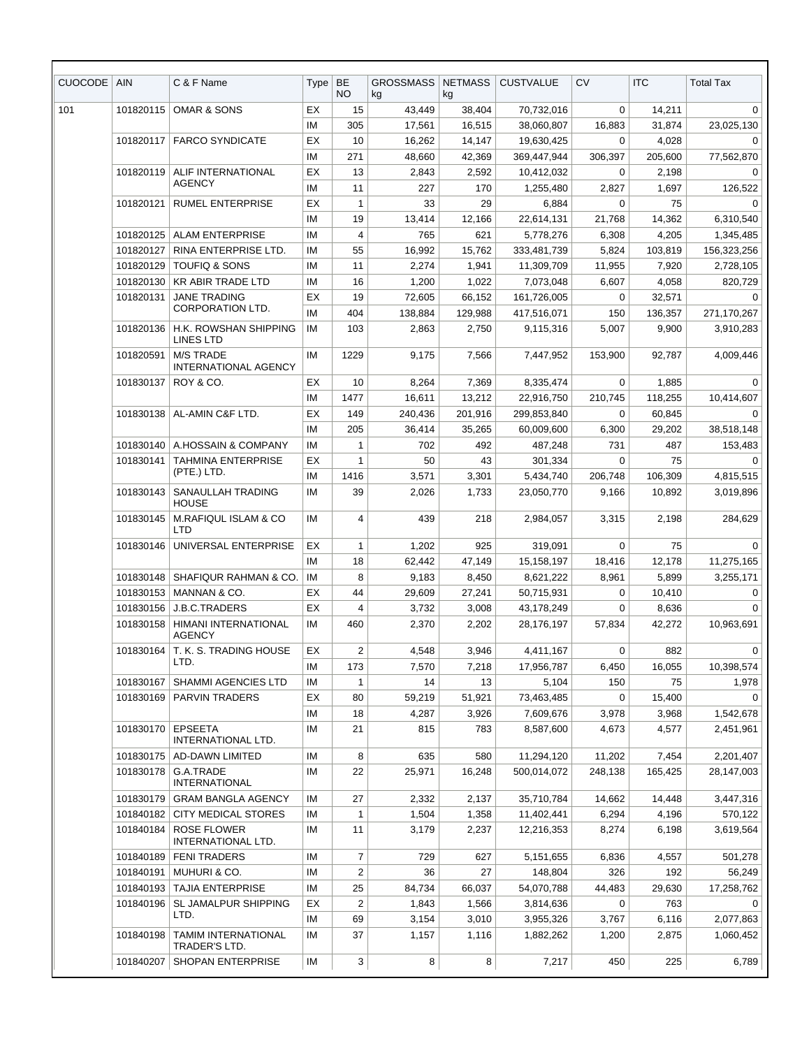| CUOCODE | AIN | C & F Name | Type | BE NO | GROSSMASS kg | NETMASS kg | CUSTVALUE | CV | ITC | Total Tax |
|---|---|---|---|---|---|---|---|---|---|---|
| 101 | 101820115 | OMAR & SONS | EX | 15 | 43,449 | 38,404 | 70,732,016 | 0 | 14,211 | 0 |
| | | | IM | 305 | 17,561 | 16,515 | 38,060,807 | 16,883 | 31,874 | 23,025,130 |
| | 101820117 | FARCO SYNDICATE | EX | 10 | 16,262 | 14,147 | 19,630,425 | 0 | 4,028 | 0 |
| | | | IM | 271 | 48,660 | 42,369 | 369,447,944 | 306,397 | 205,600 | 77,562,870 |
| | 101820119 | ALIF INTERNATIONAL AGENCY | EX | 13 | 2,843 | 2,592 | 10,412,032 | 0 | 2,198 | 0 |
| | | | IM | 11 | 227 | 170 | 1,255,480 | 2,827 | 1,697 | 126,522 |
| | 101820121 | RUMEL ENTERPRISE | EX | 1 | 33 | 29 | 6,884 | 0 | 75 | 0 |
| | | | IM | 19 | 13,414 | 12,166 | 22,614,131 | 21,768 | 14,362 | 6,310,540 |
| | 101820125 | ALAM ENTERPRISE | IM | 4 | 765 | 621 | 5,778,276 | 6,308 | 4,205 | 1,345,485 |
| | 101820127 | RINA ENTERPRISE LTD. | IM | 55 | 16,992 | 15,762 | 333,481,739 | 5,824 | 103,819 | 156,323,256 |
| | 101820129 | TOUFIQ & SONS | IM | 11 | 2,274 | 1,941 | 11,309,709 | 11,955 | 7,920 | 2,728,105 |
| | 101820130 | KR ABIR TRADE LTD | IM | 16 | 1,200 | 1,022 | 7,073,048 | 6,607 | 4,058 | 820,729 |
| | 101820131 | JANE TRADING CORPORATION LTD. | EX | 19 | 72,605 | 66,152 | 161,726,005 | 0 | 32,571 | 0 |
| | | | IM | 404 | 138,884 | 129,988 | 417,516,071 | 150 | 136,357 | 271,170,267 |
| | 101820136 | H.K. ROWSHAN SHIPPING LINES LTD | IM | 103 | 2,863 | 2,750 | 9,115,316 | 5,007 | 9,900 | 3,910,283 |
| | 101820591 | M/S TRADE INTERNATIONAL AGENCY | IM | 1229 | 9,175 | 7,566 | 7,447,952 | 153,900 | 92,787 | 4,009,446 |
| | 101830137 | ROY & CO. | EX | 10 | 8,264 | 7,369 | 8,335,474 | 0 | 1,885 | 0 |
| | | | IM | 1477 | 16,611 | 13,212 | 22,916,750 | 210,745 | 118,255 | 10,414,607 |
| | 101830138 | AL-AMIN C&F LTD. | EX | 149 | 240,436 | 201,916 | 299,853,840 | 0 | 60,845 | 0 |
| | | | IM | 205 | 36,414 | 35,265 | 60,009,600 | 6,300 | 29,202 | 38,518,148 |
| | 101830140 | A.HOSSAIN & COMPANY | IM | 1 | 702 | 492 | 487,248 | 731 | 487 | 153,483 |
| | 101830141 | TAHMINA ENTERPRISE (PTE.) LTD. | EX | 1 | 50 | 43 | 301,334 | 0 | 75 | 0 |
| | | | IM | 1416 | 3,571 | 3,301 | 5,434,740 | 206,748 | 106,309 | 4,815,515 |
| | 101830143 | SANAULLAH TRADING HOUSE | IM | 39 | 2,026 | 1,733 | 23,050,770 | 9,166 | 10,892 | 3,019,896 |
| | 101830145 | M.RAFIQUL ISLAM & CO LTD | IM | 4 | 439 | 218 | 2,984,057 | 3,315 | 2,198 | 284,629 |
| | 101830146 | UNIVERSAL ENTERPRISE | EX | 1 | 1,202 | 925 | 319,091 | 0 | 75 | 0 |
| | | | IM | 18 | 62,442 | 47,149 | 15,158,197 | 18,416 | 12,178 | 11,275,165 |
| | 101830148 | SHAFIQUR RAHMAN & CO. | IM | 8 | 9,183 | 8,450 | 8,621,222 | 8,961 | 5,899 | 3,255,171 |
| | 101830153 | MANNAN & CO. | EX | 44 | 29,609 | 27,241 | 50,715,931 | 0 | 10,410 | 0 |
| | 101830156 | J.B.C.TRADERS | EX | 4 | 3,732 | 3,008 | 43,178,249 | 0 | 8,636 | 0 |
| | 101830158 | HIMANI INTERNATIONAL AGENCY | IM | 460 | 2,370 | 2,202 | 28,176,197 | 57,834 | 42,272 | 10,963,691 |
| | 101830164 | T. K. S. TRADING HOUSE LTD. | EX | 2 | 4,548 | 3,946 | 4,411,167 | 0 | 882 | 0 |
| | | | IM | 173 | 7,570 | 7,218 | 17,956,787 | 6,450 | 16,055 | 10,398,574 |
| | 101830167 | SHAMMI AGENCIES LTD | IM | 1 | 14 | 13 | 5,104 | 150 | 75 | 1,978 |
| | 101830169 | PARVIN TRADERS | EX | 80 | 59,219 | 51,921 | 73,463,485 | 0 | 15,400 | 0 |
| | | | IM | 18 | 4,287 | 3,926 | 7,609,676 | 3,978 | 3,968 | 1,542,678 |
| | 101830170 | EPSEETA INTERNATIONAL LTD. | IM | 21 | 815 | 783 | 8,587,600 | 4,673 | 4,577 | 2,451,961 |
| | 101830175 | AD-DAWN LIMITED | IM | 8 | 635 | 580 | 11,294,120 | 11,202 | 7,454 | 2,201,407 |
| | 101830178 | G.A.TRADE INTERNATIONAL | IM | 22 | 25,971 | 16,248 | 500,014,072 | 248,138 | 165,425 | 28,147,003 |
| | 101830179 | GRAM BANGLA AGENCY | IM | 27 | 2,332 | 2,137 | 35,710,784 | 14,662 | 14,448 | 3,447,316 |
| | 101840182 | CITY MEDICAL STORES | IM | 1 | 1,504 | 1,358 | 11,402,441 | 6,294 | 4,196 | 570,122 |
| | 101840184 | ROSE FLOWER INTERNATIONAL LTD. | IM | 11 | 3,179 | 2,237 | 12,216,353 | 8,274 | 6,198 | 3,619,564 |
| | 101840189 | FENI TRADERS | IM | 7 | 729 | 627 | 5,151,655 | 6,836 | 4,557 | 501,278 |
| | 101840191 | MUHURI & CO. | IM | 2 | 36 | 27 | 148,804 | 326 | 192 | 56,249 |
| | 101840193 | TAJIA ENTERPRISE | IM | 25 | 84,734 | 66,037 | 54,070,788 | 44,483 | 29,630 | 17,258,762 |
| | 101840196 | SL JAMALPUR SHIPPING LTD. | EX | 2 | 1,843 | 1,566 | 3,814,636 | 0 | 763 | 0 |
| | | | IM | 69 | 3,154 | 3,010 | 3,955,326 | 3,767 | 6,116 | 2,077,863 |
| | 101840198 | TAMIM INTERNATIONAL TRADER'S LTD. | IM | 37 | 1,157 | 1,116 | 1,882,262 | 1,200 | 2,875 | 1,060,452 |
| | 101840207 | SHOPAN ENTERPRISE | IM | 3 | 8 | 8 | 7,217 | 450 | 225 | 6,789 |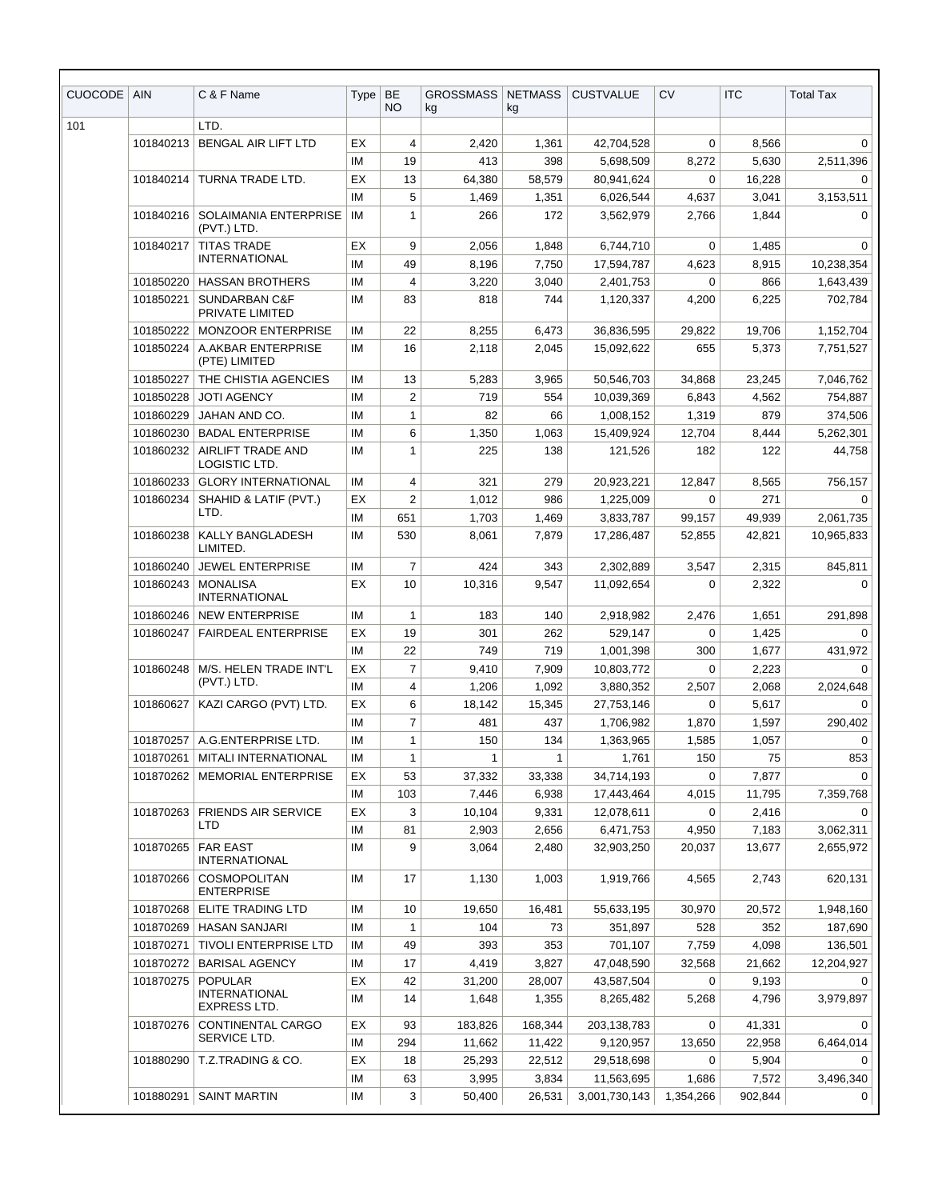| CUOCODE | AIN | C & F Name | Type | BE NO | GROSSMASS kg | NETMASS kg | CUSTVALUE | CV | ITC | Total Tax |
|---|---|---|---|---|---|---|---|---|---|---|
| 101 | | LTD. | | | | | | | | |
| | 101840213 | BENGAL AIR LIFT LTD | EX | 4 | 2,420 | 1,361 | 42,704,528 | 0 | 8,566 | 0 |
| | | | IM | 19 | 413 | 398 | 5,698,509 | 8,272 | 5,630 | 2,511,396 |
| | 101840214 | TURNA TRADE LTD. | EX | 13 | 64,380 | 58,579 | 80,941,624 | 0 | 16,228 | 0 |
| | | | IM | 5 | 1,469 | 1,351 | 6,026,544 | 4,637 | 3,041 | 3,153,511 |
| | 101840216 | SOLAIMANIA ENTERPRISE (PVT.) LTD. | IM | 1 | 266 | 172 | 3,562,979 | 2,766 | 1,844 | 0 |
| | 101840217 | TITAS TRADE INTERNATIONAL | EX | 9 | 2,056 | 1,848 | 6,744,710 | 0 | 1,485 | 0 |
| | | | IM | 49 | 8,196 | 7,750 | 17,594,787 | 4,623 | 8,915 | 10,238,354 |
| | 101850220 | HASSAN BROTHERS | IM | 4 | 3,220 | 3,040 | 2,401,753 | 0 | 866 | 1,643,439 |
| | 101850221 | SUNDARBAN C&F PRIVATE LIMITED | IM | 83 | 818 | 744 | 1,120,337 | 4,200 | 6,225 | 702,784 |
| | 101850222 | MONZOOR ENTERPRISE | IM | 22 | 8,255 | 6,473 | 36,836,595 | 29,822 | 19,706 | 1,152,704 |
| | 101850224 | A.AKBAR ENTERPRISE (PTE) LIMITED | IM | 16 | 2,118 | 2,045 | 15,092,622 | 655 | 5,373 | 7,751,527 |
| | 101850227 | THE CHISTIA AGENCIES | IM | 13 | 5,283 | 3,965 | 50,546,703 | 34,868 | 23,245 | 7,046,762 |
| | 101850228 | JOTI AGENCY | IM | 2 | 719 | 554 | 10,039,369 | 6,843 | 4,562 | 754,887 |
| | 101860229 | JAHAN AND CO. | IM | 1 | 82 | 66 | 1,008,152 | 1,319 | 879 | 374,506 |
| | 101860230 | BADAL ENTERPRISE | IM | 6 | 1,350 | 1,063 | 15,409,924 | 12,704 | 8,444 | 5,262,301 |
| | 101860232 | AIRLIFT TRADE AND LOGISTIC LTD. | IM | 1 | 225 | 138 | 121,526 | 182 | 122 | 44,758 |
| | 101860233 | GLORY INTERNATIONAL | IM | 4 | 321 | 279 | 20,923,221 | 12,847 | 8,565 | 756,157 |
| | 101860234 | SHAHID & LATIF (PVT.) LTD. | EX | 2 | 1,012 | 986 | 1,225,009 | 0 | 271 | 0 |
| | | | IM | 651 | 1,703 | 1,469 | 3,833,787 | 99,157 | 49,939 | 2,061,735 |
| | 101860238 | KALLY BANGLADESH LIMITED. | IM | 530 | 8,061 | 7,879 | 17,286,487 | 52,855 | 42,821 | 10,965,833 |
| | 101860240 | JEWEL ENTERPRISE | IM | 7 | 424 | 343 | 2,302,889 | 3,547 | 2,315 | 845,811 |
| | 101860243 | MONALISA INTERNATIONAL | EX | 10 | 10,316 | 9,547 | 11,092,654 | 0 | 2,322 | 0 |
| | 101860246 | NEW ENTERPRISE | IM | 1 | 183 | 140 | 2,918,982 | 2,476 | 1,651 | 291,898 |
| | 101860247 | FAIRDEAL ENTERPRISE | EX | 19 | 301 | 262 | 529,147 | 0 | 1,425 | 0 |
| | | | IM | 22 | 749 | 719 | 1,001,398 | 300 | 1,677 | 431,972 |
| | 101860248 | M/S. HELEN TRADE INT'L (PVT.) LTD. | EX | 7 | 9,410 | 7,909 | 10,803,772 | 0 | 2,223 | 0 |
| | | | IM | 4 | 1,206 | 1,092 | 3,880,352 | 2,507 | 2,068 | 2,024,648 |
| | 101860627 | KAZI CARGO (PVT) LTD. | EX | 6 | 18,142 | 15,345 | 27,753,146 | 0 | 5,617 | 0 |
| | | | IM | 7 | 481 | 437 | 1,706,982 | 1,870 | 1,597 | 290,402 |
| | 101870257 | A.G.ENTERPRISE LTD. | IM | 1 | 150 | 134 | 1,363,965 | 1,585 | 1,057 | 0 |
| | 101870261 | MITALI INTERNATIONAL | IM | 1 | 1 | 1 | 1,761 | 150 | 75 | 853 |
| | 101870262 | MEMORIAL ENTERPRISE | EX | 53 | 37,332 | 33,338 | 34,714,193 | 0 | 7,877 | 0 |
| | | | IM | 103 | 7,446 | 6,938 | 17,443,464 | 4,015 | 11,795 | 7,359,768 |
| | 101870263 | FRIENDS AIR SERVICE LTD | EX | 3 | 10,104 | 9,331 | 12,078,611 | 0 | 2,416 | 0 |
| | | | IM | 81 | 2,903 | 2,656 | 6,471,753 | 4,950 | 7,183 | 3,062,311 |
| | 101870265 | FAR EAST INTERNATIONAL | IM | 9 | 3,064 | 2,480 | 32,903,250 | 20,037 | 13,677 | 2,655,972 |
| | 101870266 | COSMOPOLITAN ENTERPRISE | IM | 17 | 1,130 | 1,003 | 1,919,766 | 4,565 | 2,743 | 620,131 |
| | 101870268 | ELITE TRADING LTD | IM | 10 | 19,650 | 16,481 | 55,633,195 | 30,970 | 20,572 | 1,948,160 |
| | 101870269 | HASAN SANJARI | IM | 1 | 104 | 73 | 351,897 | 528 | 352 | 187,690 |
| | 101870271 | TIVOLI ENTERPRISE LTD | IM | 49 | 393 | 353 | 701,107 | 7,759 | 4,098 | 136,501 |
| | 101870272 | BARISAL AGENCY | IM | 17 | 4,419 | 3,827 | 47,048,590 | 32,568 | 21,662 | 12,204,927 |
| | 101870275 | POPULAR INTERNATIONAL EXPRESS LTD. | EX | 42 | 31,200 | 28,007 | 43,587,504 | 0 | 9,193 | 0 |
| | | | IM | 14 | 1,648 | 1,355 | 8,265,482 | 5,268 | 4,796 | 3,979,897 |
| | 101870276 | CONTINENTAL CARGO SERVICE LTD. | EX | 93 | 183,826 | 168,344 | 203,138,783 | 0 | 41,331 | 0 |
| | | | IM | 294 | 11,662 | 11,422 | 9,120,957 | 13,650 | 22,958 | 6,464,014 |
| | 101880290 | T.Z.TRADING & CO. | EX | 18 | 25,293 | 22,512 | 29,518,698 | 0 | 5,904 | 0 |
| | | | IM | 63 | 3,995 | 3,834 | 11,563,695 | 1,686 | 7,572 | 3,496,340 |
| | 101880291 | SAINT MARTIN | IM | 3 | 50,400 | 26,531 | 3,001,730,143 | 1,354,266 | 902,844 | 0 |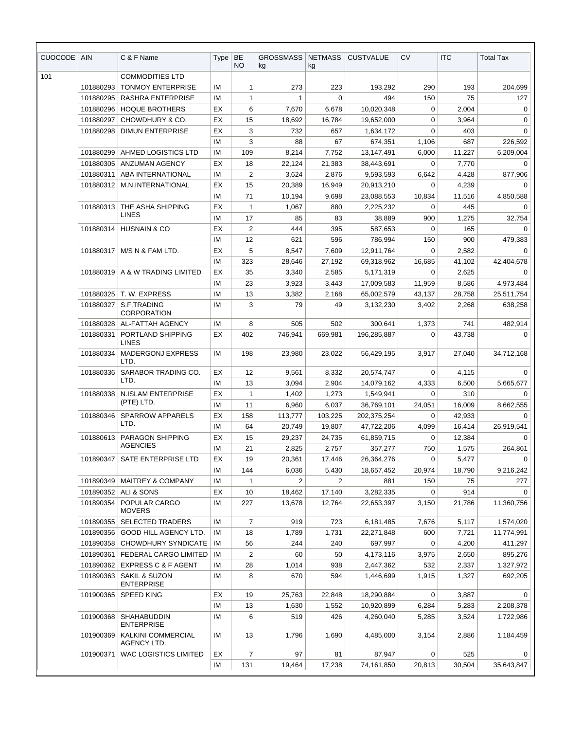| CUOCODE | AIN | C & F Name | Type | BE NO | GROSSMASS kg | NETMASS kg | CUSTVALUE | CV | ITC | Total Tax |
|---|---|---|---|---|---|---|---|---|---|---|
| 101 | | COMMODITIES LTD | | | | | | | | |
| | 101880293 | TONMOY ENTERPRISE | IM | 1 | 273 | 223 | 193,292 | 290 | 193 | 204,699 |
| | 101880295 | RASHRA ENTERPRISE | IM | 1 | 1 | 0 | 494 | 150 | 75 | 127 |
| | 101880296 | HOQUE BROTHERS | EX | 6 | 7,670 | 6,678 | 10,020,348 | 0 | 2,004 | 0 |
| | 101880297 | CHOWDHURY & CO. | EX | 15 | 18,692 | 16,784 | 19,652,000 | 0 | 3,964 | 0 |
| | 101880298 | DIMUN ENTERPRISE | EX | 3 | 732 | 657 | 1,634,172 | 0 | 403 | 0 |
| | | | IM | 3 | 88 | 67 | 674,351 | 1,106 | 687 | 226,592 |
| | 101880299 | AHMED LOGISTICS LTD | IM | 109 | 8,214 | 7,752 | 13,147,491 | 6,000 | 11,227 | 6,209,004 |
| | 101880305 | ANZUMAN AGENCY | EX | 18 | 22,124 | 21,383 | 38,443,691 | 0 | 7,770 | 0 |
| | 101880311 | ABA INTERNATIONAL | IM | 2 | 3,624 | 2,876 | 9,593,593 | 6,642 | 4,428 | 877,906 |
| | 101880312 | M.N.INTERNATIONAL | EX | 15 | 20,389 | 16,949 | 20,913,210 | 0 | 4,239 | 0 |
| | | | IM | 71 | 10,194 | 9,698 | 23,088,553 | 10,834 | 11,516 | 4,850,588 |
| | 101880313 | THE ASHA SHIPPING LINES | EX | 1 | 1,067 | 880 | 2,225,232 | 0 | 445 | 0 |
| | | | IM | 17 | 85 | 83 | 38,889 | 900 | 1,275 | 32,754 |
| | 101880314 | HUSNAIN & CO | EX | 2 | 444 | 395 | 587,653 | 0 | 165 | 0 |
| | | | IM | 12 | 621 | 596 | 786,994 | 150 | 900 | 479,383 |
| | 101880317 | M/S N & FAM LTD. | EX | 5 | 8,547 | 7,609 | 12,911,764 | 0 | 2,582 | 0 |
| | | | IM | 323 | 28,646 | 27,192 | 69,318,962 | 16,685 | 41,102 | 42,404,678 |
| | 101880319 | A & W TRADING LIMITED | EX | 35 | 3,340 | 2,585 | 5,171,319 | 0 | 2,625 | 0 |
| | | | IM | 23 | 3,923 | 3,443 | 17,009,583 | 11,959 | 8,586 | 4,973,484 |
| | 101880325 | T. W. EXPRESS | IM | 13 | 3,382 | 2,168 | 65,002,579 | 43,137 | 28,758 | 25,511,754 |
| | 101880327 | S.F.TRADING CORPORATION | IM | 3 | 79 | 49 | 3,132,230 | 3,402 | 2,268 | 638,258 |
| | 101880328 | AL-FATTAH AGENCY | IM | 8 | 505 | 502 | 300,641 | 1,373 | 741 | 482,914 |
| | 101880331 | PORTLAND SHIPPING LINES | EX | 402 | 746,941 | 669,981 | 196,285,887 | 0 | 43,738 | 0 |
| | 101880334 | MADERGONJ EXPRESS LTD. | IM | 198 | 23,980 | 23,022 | 56,429,195 | 3,917 | 27,040 | 34,712,168 |
| | 101880336 | SARABOR TRADING CO. LTD. | EX | 12 | 9,561 | 8,332 | 20,574,747 | 0 | 4,115 | 0 |
| | | | IM | 13 | 3,094 | 2,904 | 14,079,162 | 4,333 | 6,500 | 5,665,677 |
| | 101880338 | N.ISLAM ENTERPRISE (PTE) LTD. | EX | 1 | 1,402 | 1,273 | 1,549,941 | 0 | 310 | 0 |
| | | | IM | 11 | 6,960 | 6,037 | 36,769,101 | 24,051 | 16,009 | 8,662,555 |
| | 101880346 | SPARROW APPARELS LTD. | EX | 158 | 113,777 | 103,225 | 202,375,254 | 0 | 42,933 | 0 |
| | | | IM | 64 | 20,749 | 19,807 | 47,722,206 | 4,099 | 16,414 | 26,919,541 |
| | 101880613 | PARAGON SHIPPING AGENCIES | EX | 15 | 29,237 | 24,735 | 61,859,715 | 0 | 12,384 | 0 |
| | | | IM | 21 | 2,825 | 2,757 | 357,277 | 750 | 1,575 | 264,861 |
| | 101890347 | SATE ENTERPRISE LTD | EX | 19 | 20,361 | 17,446 | 26,364,276 | 0 | 5,477 | 0 |
| | | | IM | 144 | 6,036 | 5,430 | 18,657,452 | 20,974 | 18,790 | 9,216,242 |
| | 101890349 | MAITREY & COMPANY | IM | 1 | 2 | 2 | 881 | 150 | 75 | 277 |
| | 101890352 | ALI & SONS | EX | 10 | 18,462 | 17,140 | 3,282,335 | 0 | 914 | 0 |
| | 101890354 | POPULAR CARGO MOVERS | IM | 227 | 13,678 | 12,764 | 22,653,397 | 3,150 | 21,786 | 11,360,756 |
| | 101890355 | SELECTED TRADERS | IM | 7 | 919 | 723 | 6,181,485 | 7,676 | 5,117 | 1,574,020 |
| | 101890356 | GOOD HILL AGENCY LTD. | IM | 18 | 1,789 | 1,731 | 22,271,848 | 600 | 7,721 | 11,774,991 |
| | 101890358 | CHOWDHURY SYNDICATE | IM | 56 | 244 | 240 | 697,997 | 0 | 4,200 | 411,297 |
| | 101890361 | FEDERAL CARGO LIMITED | IM | 2 | 60 | 50 | 4,173,116 | 3,975 | 2,650 | 895,276 |
| | 101890362 | EXPRESS C & F AGENT | IM | 28 | 1,014 | 938 | 2,447,362 | 532 | 2,337 | 1,327,972 |
| | 101890363 | SAKIL & SUZON ENTERPRISE | IM | 8 | 670 | 594 | 1,446,699 | 1,915 | 1,327 | 692,205 |
| | 101900365 | SPEED KING | EX | 19 | 25,763 | 22,848 | 18,290,884 | 0 | 3,887 | 0 |
| | | | IM | 13 | 1,630 | 1,552 | 10,920,899 | 6,284 | 5,283 | 2,208,378 |
| | 101900368 | SHAHABUDDIN ENTERPRISE | IM | 6 | 519 | 426 | 4,260,040 | 5,285 | 3,524 | 1,722,986 |
| | 101900369 | KALKINI COMMERCIAL AGENCY LTD. | IM | 13 | 1,796 | 1,690 | 4,485,000 | 3,154 | 2,886 | 1,184,459 |
| | 101900371 | WAC LOGISTICS LIMITED | EX | 7 | 97 | 81 | 87,947 | 0 | 525 | 0 |
| | | | IM | 131 | 19,464 | 17,238 | 74,161,850 | 20,813 | 30,504 | 35,643,847 |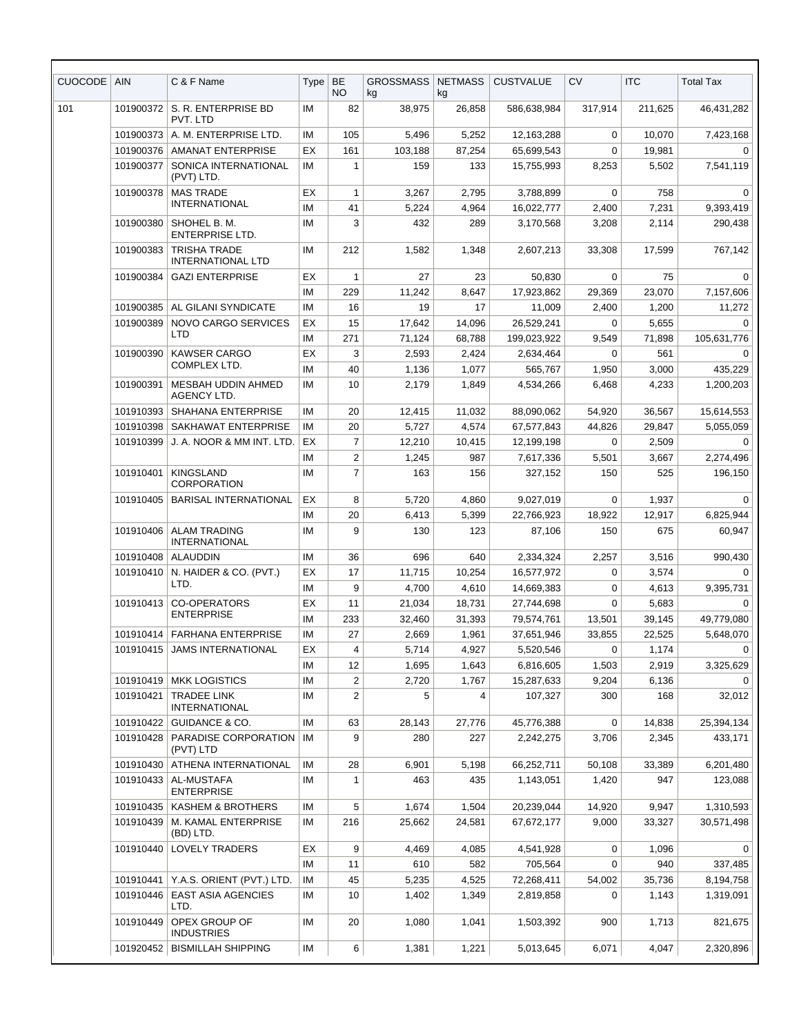| CUOCODE | AIN | C & F Name | Type | BE NO | GROSSMASS kg | NETMASS kg | CUSTVALUE | CV | ITC | Total Tax |
|---|---|---|---|---|---|---|---|---|---|---|
| 101 | 101900372 | S. R. ENTERPRISE BD PVT. LTD | IM | 82 | 38,975 | 26,858 | 586,638,984 | 317,914 | 211,625 | 46,431,282 |
| | 101900373 | A. M. ENTERPRISE LTD. | IM | 105 | 5,496 | 5,252 | 12,163,288 | 0 | 10,070 | 7,423,168 |
| | 101900376 | AMANAT ENTERPRISE | EX | 161 | 103,188 | 87,254 | 65,699,543 | 0 | 19,981 | 0 |
| | 101900377 | SONICA INTERNATIONAL (PVT) LTD. | IM | 1 | 159 | 133 | 15,755,993 | 8,253 | 5,502 | 7,541,119 |
| | 101900378 | MAS TRADE INTERNATIONAL | EX | 1 | 3,267 | 2,795 | 3,788,899 | 0 | 758 | 0 |
| | | | IM | 41 | 5,224 | 4,964 | 16,022,777 | 2,400 | 7,231 | 9,393,419 |
| | 101900380 | SHOHEL B. M. ENTERPRISE LTD. | IM | 3 | 432 | 289 | 3,170,568 | 3,208 | 2,114 | 290,438 |
| | 101900383 | TRISHA TRADE INTERNATIONAL LTD | IM | 212 | 1,582 | 1,348 | 2,607,213 | 33,308 | 17,599 | 767,142 |
| | 101900384 | GAZI ENTERPRISE | EX | 1 | 27 | 23 | 50,830 | 0 | 75 | 0 |
| | | | IM | 229 | 11,242 | 8,647 | 17,923,862 | 29,369 | 23,070 | 7,157,606 |
| | 101900385 | AL GILANI SYNDICATE | IM | 16 | 19 | 17 | 11,009 | 2,400 | 1,200 | 11,272 |
| | 101900389 | NOVO CARGO SERVICES LTD | EX | 15 | 17,642 | 14,096 | 26,529,241 | 0 | 5,655 | 0 |
| | | | IM | 271 | 71,124 | 68,788 | 199,023,922 | 9,549 | 71,898 | 105,631,776 |
| | 101900390 | KAWSER CARGO COMPLEX LTD. | EX | 3 | 2,593 | 2,424 | 2,634,464 | 0 | 561 | 0 |
| | | | IM | 40 | 1,136 | 1,077 | 565,767 | 1,950 | 3,000 | 435,229 |
| | 101900391 | MESBAH UDDIN AHMED AGENCY LTD. | IM | 10 | 2,179 | 1,849 | 4,534,266 | 6,468 | 4,233 | 1,200,203 |
| | 101910393 | SHAHANA ENTERPRISE | IM | 20 | 12,415 | 11,032 | 88,090,062 | 54,920 | 36,567 | 15,614,553 |
| | 101910398 | SAKHAWAT ENTERPRISE | IM | 20 | 5,727 | 4,574 | 67,577,843 | 44,826 | 29,847 | 5,055,059 |
| | 101910399 | J. A. NOOR & MM INT. LTD. | EX | 7 | 12,210 | 10,415 | 12,199,198 | 0 | 2,509 | 0 |
| | | | IM | 2 | 1,245 | 987 | 7,617,336 | 5,501 | 3,667 | 2,274,496 |
| | 101910401 | KINGSLAND CORPORATION | IM | 7 | 163 | 156 | 327,152 | 150 | 525 | 196,150 |
| | 101910405 | BARISAL INTERNATIONAL | EX | 8 | 5,720 | 4,860 | 9,027,019 | 0 | 1,937 | 0 |
| | | | IM | 20 | 6,413 | 5,399 | 22,766,923 | 18,922 | 12,917 | 6,825,944 |
| | 101910406 | ALAM TRADING INTERNATIONAL | IM | 9 | 130 | 123 | 87,106 | 150 | 675 | 60,947 |
| | 101910408 | ALAUDDIN | IM | 36 | 696 | 640 | 2,334,324 | 2,257 | 3,516 | 990,430 |
| | 101910410 | N. HAIDER & CO. (PVT.) LTD. | EX | 17 | 11,715 | 10,254 | 16,577,972 | 0 | 3,574 | 0 |
| | | | IM | 9 | 4,700 | 4,610 | 14,669,383 | 0 | 4,613 | 9,395,731 |
| | 101910413 | CO-OPERATORS ENTERPRISE | EX | 11 | 21,034 | 18,731 | 27,744,698 | 0 | 5,683 | 0 |
| | | | IM | 233 | 32,460 | 31,393 | 79,574,761 | 13,501 | 39,145 | 49,779,080 |
| | 101910414 | FARHANA ENTERPRISE | IM | 27 | 2,669 | 1,961 | 37,651,946 | 33,855 | 22,525 | 5,648,070 |
| | 101910415 | JAMS INTERNATIONAL | EX | 4 | 5,714 | 4,927 | 5,520,546 | 0 | 1,174 | 0 |
| | | | IM | 12 | 1,695 | 1,643 | 6,816,605 | 1,503 | 2,919 | 3,325,629 |
| | 101910419 | MKK LOGISTICS | IM | 2 | 2,720 | 1,767 | 15,287,633 | 9,204 | 6,136 | 0 |
| | 101910421 | TRADEE LINK INTERNATIONAL | IM | 2 | 5 | 4 | 107,327 | 300 | 168 | 32,012 |
| | 101910422 | GUIDANCE & CO. | IM | 63 | 28,143 | 27,776 | 45,776,388 | 0 | 14,838 | 25,394,134 |
| | 101910428 | PARADISE CORPORATION (PVT) LTD | IM | 9 | 280 | 227 | 2,242,275 | 3,706 | 2,345 | 433,171 |
| | 101910430 | ATHENA INTERNATIONAL | IM | 28 | 6,901 | 5,198 | 66,252,711 | 50,108 | 33,389 | 6,201,480 |
| | 101910433 | AL-MUSTAFA ENTERPRISE | IM | 1 | 463 | 435 | 1,143,051 | 1,420 | 947 | 123,088 |
| | 101910435 | KASHEM & BROTHERS | IM | 5 | 1,674 | 1,504 | 20,239,044 | 14,920 | 9,947 | 1,310,593 |
| | 101910439 | M. KAMAL ENTERPRISE (BD) LTD. | IM | 216 | 25,662 | 24,581 | 67,672,177 | 9,000 | 33,327 | 30,571,498 |
| | 101910440 | LOVELY TRADERS | EX | 9 | 4,469 | 4,085 | 4,541,928 | 0 | 1,096 | 0 |
| | | | IM | 11 | 610 | 582 | 705,564 | 0 | 940 | 337,485 |
| | 101910441 | Y.A.S. ORIENT (PVT.) LTD. | IM | 45 | 5,235 | 4,525 | 72,268,411 | 54,002 | 35,736 | 8,194,758 |
| | 101910446 | EAST ASIA AGENCIES LTD. | IM | 10 | 1,402 | 1,349 | 2,819,858 | 0 | 1,143 | 1,319,091 |
| | 101910449 | OPEX GROUP OF INDUSTRIES | IM | 20 | 1,080 | 1,041 | 1,503,392 | 900 | 1,713 | 821,675 |
| | 101920452 | BISMILLAH SHIPPING | IM | 6 | 1,381 | 1,221 | 5,013,645 | 6,071 | 4,047 | 2,320,896 |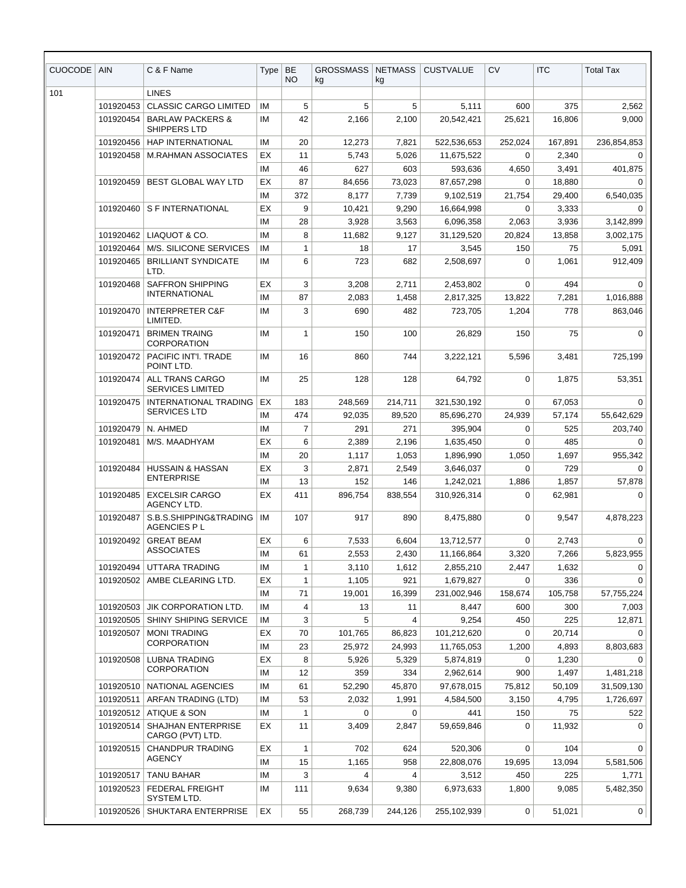| CUOCODE | AIN | C & F Name | Type | BE NO | GROSSMASS kg | NETMASS kg | CUSTVALUE | CV | ITC | Total Tax |
|---|---|---|---|---|---|---|---|---|---|---|
| 101 | | LINES | | | | | | | | |
| | 101920453 | CLASSIC CARGO LIMITED | IM | 5 | 5 | 5 | 5,111 | 600 | 375 | 2,562 |
| | 101920454 | BARLAW PACKERS & SHIPPERS LTD | IM | 42 | 2,166 | 2,100 | 20,542,421 | 25,621 | 16,806 | 9,000 |
| | 101920456 | HAP INTERNATIONAL | IM | 20 | 12,273 | 7,821 | 522,536,653 | 252,024 | 167,891 | 236,854,853 |
| | 101920458 | M.RAHMAN ASSOCIATES | EX | 11 | 5,743 | 5,026 | 11,675,522 | 0 | 2,340 | 0 |
| | | | IM | 46 | 627 | 603 | 593,636 | 4,650 | 3,491 | 401,875 |
| | 101920459 | BEST GLOBAL WAY LTD | EX | 87 | 84,656 | 73,023 | 87,657,298 | 0 | 18,880 | 0 |
| | | | IM | 372 | 8,177 | 7,739 | 9,102,519 | 21,754 | 29,400 | 6,540,035 |
| | 101920460 | S F INTERNATIONAL | EX | 9 | 10,421 | 9,290 | 16,664,998 | 0 | 3,333 | 0 |
| | | | IM | 28 | 3,928 | 3,563 | 6,096,358 | 2,063 | 3,936 | 3,142,899 |
| | 101920462 | LIAQUOT & CO. | IM | 8 | 11,682 | 9,127 | 31,129,520 | 20,824 | 13,858 | 3,002,175 |
| | 101920464 | M/S. SILICONE SERVICES | IM | 1 | 18 | 17 | 3,545 | 150 | 75 | 5,091 |
| | 101920465 | BRILLIANT SYNDICATE LTD. | IM | 6 | 723 | 682 | 2,508,697 | 0 | 1,061 | 912,409 |
| | 101920468 | SAFFRON SHIPPING INTERNATIONAL | EX | 3 | 3,208 | 2,711 | 2,453,802 | 0 | 494 | 0 |
| | | | IM | 87 | 2,083 | 1,458 | 2,817,325 | 13,822 | 7,281 | 1,016,888 |
| | 101920470 | INTERPRETER C&F LIMITED. | IM | 3 | 690 | 482 | 723,705 | 1,204 | 778 | 863,046 |
| | 101920471 | BRIMEN TRAING CORPORATION | IM | 1 | 150 | 100 | 26,829 | 150 | 75 | 0 |
| | 101920472 | PACIFIC INT'l. TRADE POINT LTD. | IM | 16 | 860 | 744 | 3,222,121 | 5,596 | 3,481 | 725,199 |
| | 101920474 | ALL TRANS CARGO SERVICES LIMITED | IM | 25 | 128 | 128 | 64,792 | 0 | 1,875 | 53,351 |
| | 101920475 | INTERNATIONAL TRADING SERVICES LTD | EX | 183 | 248,569 | 214,711 | 321,530,192 | 0 | 67,053 | 0 |
| | | | IM | 474 | 92,035 | 89,520 | 85,696,270 | 24,939 | 57,174 | 55,642,629 |
| | 101920479 | N. AHMED | IM | 7 | 291 | 271 | 395,904 | 0 | 525 | 203,740 |
| | 101920481 | M/S. MAADHYAM | EX | 6 | 2,389 | 2,196 | 1,635,450 | 0 | 485 | 0 |
| | | | IM | 20 | 1,117 | 1,053 | 1,896,990 | 1,050 | 1,697 | 955,342 |
| | 101920484 | HUSSAIN & HASSAN ENTERPRISE | EX | 3 | 2,871 | 2,549 | 3,646,037 | 0 | 729 | 0 |
| | | | IM | 13 | 152 | 146 | 1,242,021 | 1,886 | 1,857 | 57,878 |
| | 101920485 | EXCELSIR CARGO AGENCY LTD. | EX | 411 | 896,754 | 838,554 | 310,926,314 | 0 | 62,981 | 0 |
| | 101920487 | S.B.S.SHIPPING&TRADING AGENCIES P L | IM | 107 | 917 | 890 | 8,475,880 | 0 | 9,547 | 4,878,223 |
| | 101920492 | GREAT BEAM ASSOCIATES | EX | 6 | 7,533 | 6,604 | 13,712,577 | 0 | 2,743 | 0 |
| | | | IM | 61 | 2,553 | 2,430 | 11,166,864 | 3,320 | 7,266 | 5,823,955 |
| | 101920494 | UTTARA TRADING | IM | 1 | 3,110 | 1,612 | 2,855,210 | 2,447 | 1,632 | 0 |
| | 101920502 | AMBE CLEARING LTD. | EX | 1 | 1,105 | 921 | 1,679,827 | 0 | 336 | 0 |
| | | | IM | 71 | 19,001 | 16,399 | 231,002,946 | 158,674 | 105,758 | 57,755,224 |
| | 101920503 | JIK CORPORATION LTD. | IM | 4 | 13 | 11 | 8,447 | 600 | 300 | 7,003 |
| | 101920505 | SHINY SHIPING SERVICE | IM | 3 | 5 | 4 | 9,254 | 450 | 225 | 12,871 |
| | 101920507 | MONI TRADING CORPORATION | EX | 70 | 101,765 | 86,823 | 101,212,620 | 0 | 20,714 | 0 |
| | | | IM | 23 | 25,972 | 24,993 | 11,765,053 | 1,200 | 4,893 | 8,803,683 |
| | 101920508 | LUBNA TRADING CORPORATION | EX | 8 | 5,926 | 5,329 | 5,874,819 | 0 | 1,230 | 0 |
| | | | IM | 12 | 359 | 334 | 2,962,614 | 900 | 1,497 | 1,481,218 |
| | 101920510 | NATIONAL AGENCIES | IM | 61 | 52,290 | 45,870 | 97,678,015 | 75,812 | 50,109 | 31,509,130 |
| | 101920511 | ARFAN TRADING (LTD) | IM | 53 | 2,032 | 1,991 | 4,584,500 | 3,150 | 4,795 | 1,726,697 |
| | 101920512 | ATIQUE & SON | IM | 1 | 0 | 0 | 441 | 150 | 75 | 522 |
| | 101920514 | SHAJHAN ENTERPRISE CARGO (PVT) LTD. | EX | 11 | 3,409 | 2,847 | 59,659,846 | 0 | 11,932 | 0 |
| | 101920515 | CHANDPUR TRADING AGENCY | EX | 1 | 702 | 624 | 520,306 | 0 | 104 | 0 |
| | | | IM | 15 | 1,165 | 958 | 22,808,076 | 19,695 | 13,094 | 5,581,506 |
| | 101920517 | TANU BAHAR | IM | 3 | 4 | 4 | 3,512 | 450 | 225 | 1,771 |
| | 101920523 | FEDERAL FREIGHT SYSTEM LTD. | IM | 111 | 9,634 | 9,380 | 6,973,633 | 1,800 | 9,085 | 5,482,350 |
| | 101920526 | SHUKTARA ENTERPRISE | EX | 55 | 268,739 | 244,126 | 255,102,939 | 0 | 51,021 | 0 |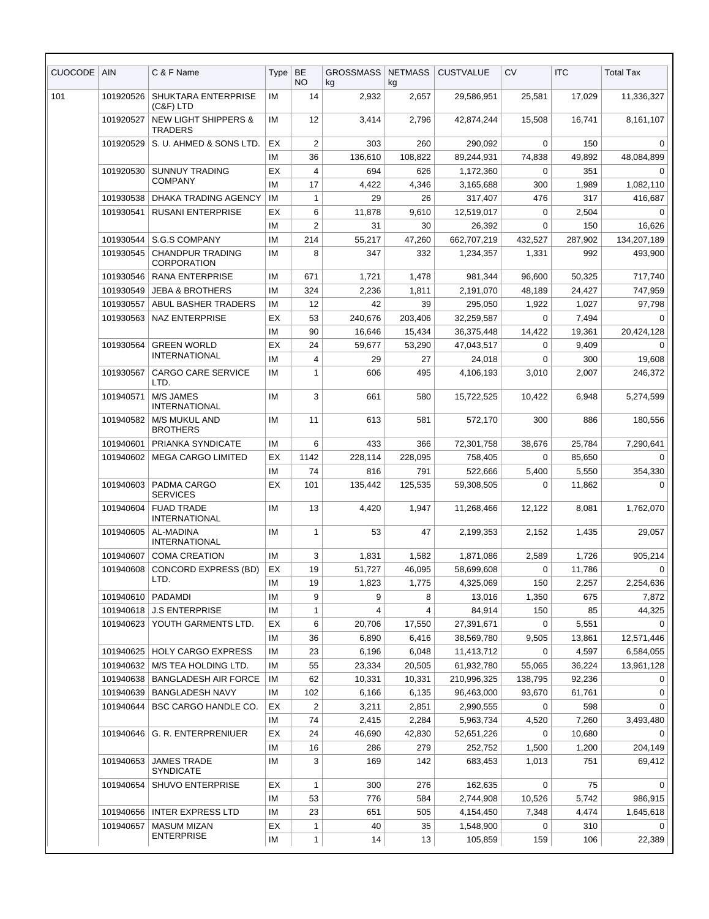| CUOCODE | AIN | C & F Name | Type | BE NO | GROSSMASS kg | NETMASS kg | CUSTVALUE | CV | ITC | Total Tax |
|---|---|---|---|---|---|---|---|---|---|---|
| 101 | 101920526 | SHUKTARA ENTERPRISE (C&F) LTD | IM | 14 | 2,932 | 2,657 | 29,586,951 | 25,581 | 17,029 | 11,336,327 |
| | 101920527 | NEW LIGHT SHIPPERS & TRADERS | IM | 12 | 3,414 | 2,796 | 42,874,244 | 15,508 | 16,741 | 8,161,107 |
| | 101920529 | S. U. AHMED & SONS LTD. | EX | 2 | 303 | 260 | 290,092 | 0 | 150 | 0 |
| | | | IM | 36 | 136,610 | 108,822 | 89,244,931 | 74,838 | 49,892 | 48,084,899 |
| | 101920530 | SUNNUY TRADING COMPANY | EX | 4 | 694 | 626 | 1,172,360 | 0 | 351 | 0 |
| | | | IM | 17 | 4,422 | 4,346 | 3,165,688 | 300 | 1,989 | 1,082,110 |
| | 101930538 | DHAKA TRADING AGENCY | IM | 1 | 29 | 26 | 317,407 | 476 | 317 | 416,687 |
| | 101930541 | RUSANI ENTERPRISE | EX | 6 | 11,878 | 9,610 | 12,519,017 | 0 | 2,504 | 0 |
| | | | IM | 2 | 31 | 30 | 26,392 | 0 | 150 | 16,626 |
| | 101930544 | S.G.S COMPANY | IM | 214 | 55,217 | 47,260 | 662,707,219 | 432,527 | 287,902 | 134,207,189 |
| | 101930545 | CHANDPUR TRADING CORPORATION | IM | 8 | 347 | 332 | 1,234,357 | 1,331 | 992 | 493,900 |
| | 101930546 | RANA ENTERPRISE | IM | 671 | 1,721 | 1,478 | 981,344 | 96,600 | 50,325 | 717,740 |
| | 101930549 | JEBA & BROTHERS | IM | 324 | 2,236 | 1,811 | 2,191,070 | 48,189 | 24,427 | 747,959 |
| | 101930557 | ABUL BASHER TRADERS | IM | 12 | 42 | 39 | 295,050 | 1,922 | 1,027 | 97,798 |
| | 101930563 | NAZ ENTERPRISE | EX | 53 | 240,676 | 203,406 | 32,259,587 | 0 | 7,494 | 0 |
| | | | IM | 90 | 16,646 | 15,434 | 36,375,448 | 14,422 | 19,361 | 20,424,128 |
| | 101930564 | GREEN WORLD INTERNATIONAL | EX | 24 | 59,677 | 53,290 | 47,043,517 | 0 | 9,409 | 0 |
| | | | IM | 4 | 29 | 27 | 24,018 | 0 | 300 | 19,608 |
| | 101930567 | CARGO CARE SERVICE LTD. | IM | 1 | 606 | 495 | 4,106,193 | 3,010 | 2,007 | 246,372 |
| | 101940571 | M/S JAMES INTERNATIONAL | IM | 3 | 661 | 580 | 15,722,525 | 10,422 | 6,948 | 5,274,599 |
| | 101940582 | M/S MUKUL AND BROTHERS | IM | 11 | 613 | 581 | 572,170 | 300 | 886 | 180,556 |
| | 101940601 | PRIANKA SYNDICATE | IM | 6 | 433 | 366 | 72,301,758 | 38,676 | 25,784 | 7,290,641 |
| | 101940602 | MEGA CARGO LIMITED | EX | 1142 | 228,114 | 228,095 | 758,405 | 0 | 85,650 | 0 |
| | | | IM | 74 | 816 | 791 | 522,666 | 5,400 | 5,550 | 354,330 |
| | 101940603 | PADMA CARGO SERVICES | EX | 101 | 135,442 | 125,535 | 59,308,505 | 0 | 11,862 | 0 |
| | 101940604 | FUAD TRADE INTERNATIONAL | IM | 13 | 4,420 | 1,947 | 11,268,466 | 12,122 | 8,081 | 1,762,070 |
| | 101940605 | AL-MADINA INTERNATIONAL | IM | 1 | 53 | 47 | 2,199,353 | 2,152 | 1,435 | 29,057 |
| | 101940607 | COMA CREATION | IM | 3 | 1,831 | 1,582 | 1,871,086 | 2,589 | 1,726 | 905,214 |
| | 101940608 | CONCORD EXPRESS (BD) LTD. | EX | 19 | 51,727 | 46,095 | 58,699,608 | 0 | 11,786 | 0 |
| | | | IM | 19 | 1,823 | 1,775 | 4,325,069 | 150 | 2,257 | 2,254,636 |
| | 101940610 | PADAMDI | IM | 9 | 9 | 8 | 13,016 | 1,350 | 675 | 7,872 |
| | 101940618 | J.S ENTERPRISE | IM | 1 | 4 | 4 | 84,914 | 150 | 85 | 44,325 |
| | 101940623 | YOUTH GARMENTS LTD. | EX | 6 | 20,706 | 17,550 | 27,391,671 | 0 | 5,551 | 0 |
| | | | IM | 36 | 6,890 | 6,416 | 38,569,780 | 9,505 | 13,861 | 12,571,446 |
| | 101940625 | HOLY CARGO EXPRESS | IM | 23 | 6,196 | 6,048 | 11,413,712 | 0 | 4,597 | 6,584,055 |
| | 101940632 | M/S TEA HOLDING LTD. | IM | 55 | 23,334 | 20,505 | 61,932,780 | 55,065 | 36,224 | 13,961,128 |
| | 101940638 | BANGLADESH AIR FORCE | IM | 62 | 10,331 | 10,331 | 210,996,325 | 138,795 | 92,236 | 0 |
| | 101940639 | BANGLADESH NAVY | IM | 102 | 6,166 | 6,135 | 96,463,000 | 93,670 | 61,761 | 0 |
| | 101940644 | BSC CARGO HANDLE CO. | EX | 2 | 3,211 | 2,851 | 2,990,555 | 0 | 598 | 0 |
| | | | IM | 74 | 2,415 | 2,284 | 5,963,734 | 4,520 | 7,260 | 3,493,480 |
| | 101940646 | G. R. ENTERPRENIUER | EX | 24 | 46,690 | 42,830 | 52,651,226 | 0 | 10,680 | 0 |
| | | | IM | 16 | 286 | 279 | 252,752 | 1,500 | 1,200 | 204,149 |
| | 101940653 | JAMES TRADE SYNDICATE | IM | 3 | 169 | 142 | 683,453 | 1,013 | 751 | 69,412 |
| | 101940654 | SHUVO ENTERPRISE | EX | 1 | 300 | 276 | 162,635 | 0 | 75 | 0 |
| | | | IM | 53 | 776 | 584 | 2,744,908 | 10,526 | 5,742 | 986,915 |
| | 101940656 | INTER EXPRESS LTD | IM | 23 | 651 | 505 | 4,154,450 | 7,348 | 4,474 | 1,645,618 |
| | 101940657 | MASUM MIZAN ENTERPRISE | EX | 1 | 40 | 35 | 1,548,900 | 0 | 310 | 0 |
| | | | IM | 1 | 14 | 13 | 105,859 | 159 | 106 | 22,389 |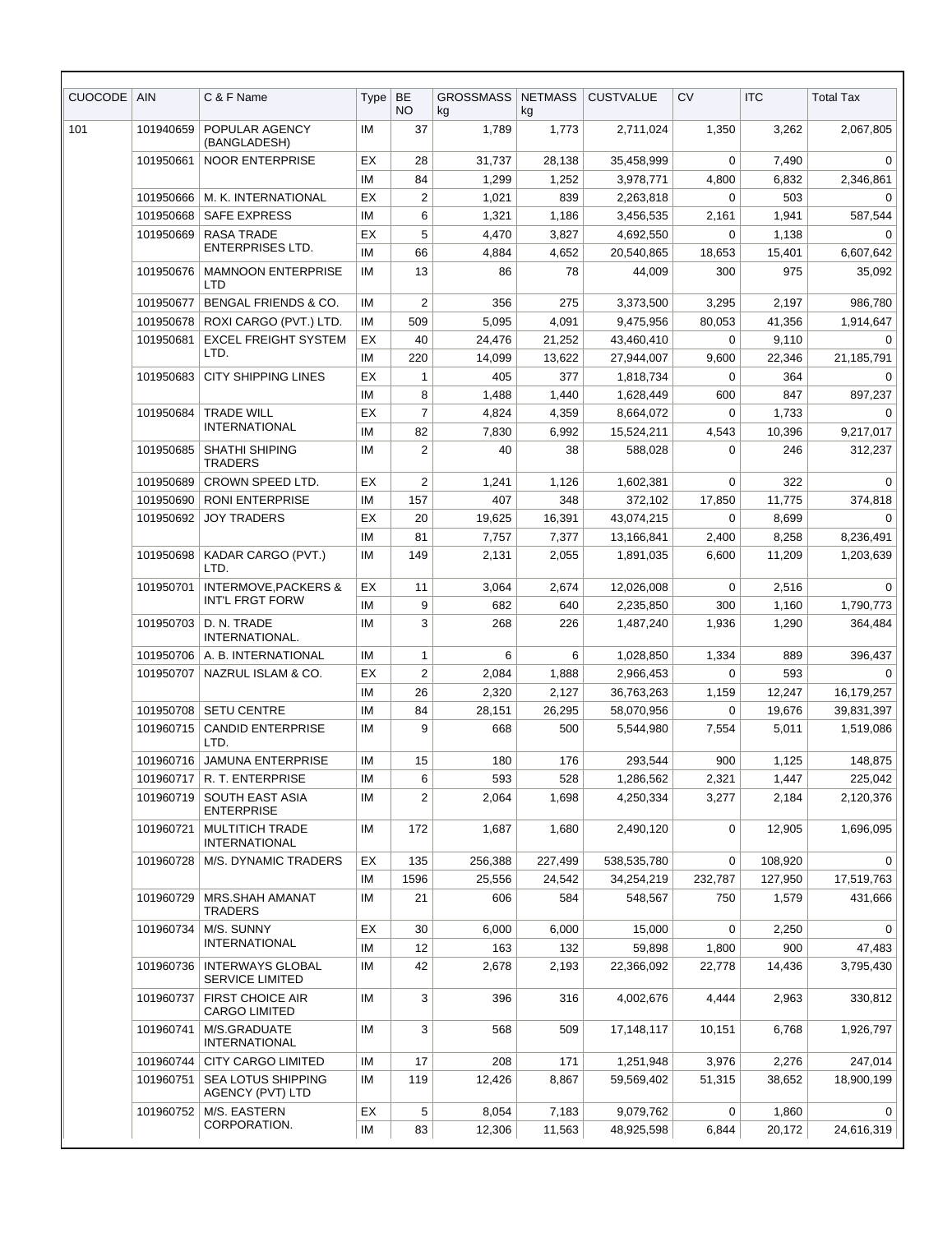| CUOCODE | AIN | C & F Name | Type | BE NO | GROSSMASS kg | NETMASS kg | CUSTVALUE | CV | ITC | Total Tax |
|---|---|---|---|---|---|---|---|---|---|---|
| 101 | 101940659 | POPULAR AGENCY (BANGLADESH) | IM | 37 | 1,789 | 1,773 | 2,711,024 | 1,350 | 3,262 | 2,067,805 |
| | 101950661 | NOOR ENTERPRISE | EX | 28 | 31,737 | 28,138 | 35,458,999 | 0 | 7,490 | 0 |
| | | | IM | 84 | 1,299 | 1,252 | 3,978,771 | 4,800 | 6,832 | 2,346,861 |
| | 101950666 | M. K. INTERNATIONAL | EX | 2 | 1,021 | 839 | 2,263,818 | 0 | 503 | 0 |
| | 101950668 | SAFE EXPRESS | IM | 6 | 1,321 | 1,186 | 3,456,535 | 2,161 | 1,941 | 587,544 |
| | 101950669 | RASA TRADE ENTERPRISES LTD. | EX | 5 | 4,470 | 3,827 | 4,692,550 | 0 | 1,138 | 0 |
| | | | IM | 66 | 4,884 | 4,652 | 20,540,865 | 18,653 | 15,401 | 6,607,642 |
| | 101950676 | MAMNOON ENTERPRISE LTD | IM | 13 | 86 | 78 | 44,009 | 300 | 975 | 35,092 |
| | 101950677 | BENGAL FRIENDS & CO. | IM | 2 | 356 | 275 | 3,373,500 | 3,295 | 2,197 | 986,780 |
| | 101950678 | ROXI CARGO (PVT.) LTD. | IM | 509 | 5,095 | 4,091 | 9,475,956 | 80,053 | 41,356 | 1,914,647 |
| | 101950681 | EXCEL FREIGHT SYSTEM LTD. | EX | 40 | 24,476 | 21,252 | 43,460,410 | 0 | 9,110 | 0 |
| | | | IM | 220 | 14,099 | 13,622 | 27,944,007 | 9,600 | 22,346 | 21,185,791 |
| | 101950683 | CITY SHIPPING LINES | EX | 1 | 405 | 377 | 1,818,734 | 0 | 364 | 0 |
| | | | IM | 8 | 1,488 | 1,440 | 1,628,449 | 600 | 847 | 897,237 |
| | 101950684 | TRADE WILL INTERNATIONAL | EX | 7 | 4,824 | 4,359 | 8,664,072 | 0 | 1,733 | 0 |
| | | | IM | 82 | 7,830 | 6,992 | 15,524,211 | 4,543 | 10,396 | 9,217,017 |
| | 101950685 | SHATHI SHIPING TRADERS | IM | 2 | 40 | 38 | 588,028 | 0 | 246 | 312,237 |
| | 101950689 | CROWN SPEED LTD. | EX | 2 | 1,241 | 1,126 | 1,602,381 | 0 | 322 | 0 |
| | 101950690 | RONI ENTERPRISE | IM | 157 | 407 | 348 | 372,102 | 17,850 | 11,775 | 374,818 |
| | 101950692 | JOY TRADERS | EX | 20 | 19,625 | 16,391 | 43,074,215 | 0 | 8,699 | 0 |
| | | | IM | 81 | 7,757 | 7,377 | 13,166,841 | 2,400 | 8,258 | 8,236,491 |
| | 101950698 | KADAR CARGO (PVT.) LTD. | IM | 149 | 2,131 | 2,055 | 1,891,035 | 6,600 | 11,209 | 1,203,639 |
| | 101950701 | INTERMOVE,PACKERS & INT'L FRGT FORW | EX | 11 | 3,064 | 2,674 | 12,026,008 | 0 | 2,516 | 0 |
| | | | IM | 9 | 682 | 640 | 2,235,850 | 300 | 1,160 | 1,790,773 |
| | 101950703 | D. N. TRADE INTERNATIONAL. | IM | 3 | 268 | 226 | 1,487,240 | 1,936 | 1,290 | 364,484 |
| | 101950706 | A. B. INTERNATIONAL | IM | 1 | 6 | 6 | 1,028,850 | 1,334 | 889 | 396,437 |
| | 101950707 | NAZRUL ISLAM & CO. | EX | 2 | 2,084 | 1,888 | 2,966,453 | 0 | 593 | 0 |
| | | | IM | 26 | 2,320 | 2,127 | 36,763,263 | 1,159 | 12,247 | 16,179,257 |
| | 101950708 | SETU CENTRE | IM | 84 | 28,151 | 26,295 | 58,070,956 | 0 | 19,676 | 39,831,397 |
| | 101960715 | CANDID ENTERPRISE LTD. | IM | 9 | 668 | 500 | 5,544,980 | 7,554 | 5,011 | 1,519,086 |
| | 101960716 | JAMUNA ENTERPRISE | IM | 15 | 180 | 176 | 293,544 | 900 | 1,125 | 148,875 |
| | 101960717 | R. T. ENTERPRISE | IM | 6 | 593 | 528 | 1,286,562 | 2,321 | 1,447 | 225,042 |
| | 101960719 | SOUTH EAST ASIA ENTERPRISE | IM | 2 | 2,064 | 1,698 | 4,250,334 | 3,277 | 2,184 | 2,120,376 |
| | 101960721 | MULTITICH TRADE INTERNATIONAL | IM | 172 | 1,687 | 1,680 | 2,490,120 | 0 | 12,905 | 1,696,095 |
| | 101960728 | M/S. DYNAMIC TRADERS | EX | 135 | 256,388 | 227,499 | 538,535,780 | 0 | 108,920 | 0 |
| | | | IM | 1596 | 25,556 | 24,542 | 34,254,219 | 232,787 | 127,950 | 17,519,763 |
| | 101960729 | MRS.SHAH AMANAT TRADERS | IM | 21 | 606 | 584 | 548,567 | 750 | 1,579 | 431,666 |
| | 101960734 | M/S. SUNNY INTERNATIONAL | EX | 30 | 6,000 | 6,000 | 15,000 | 0 | 2,250 | 0 |
| | | | IM | 12 | 163 | 132 | 59,898 | 1,800 | 900 | 47,483 |
| | 101960736 | INTERWAYS GLOBAL SERVICE LIMITED | IM | 42 | 2,678 | 2,193 | 22,366,092 | 22,778 | 14,436 | 3,795,430 |
| | 101960737 | FIRST CHOICE AIR CARGO LIMITED | IM | 3 | 396 | 316 | 4,002,676 | 4,444 | 2,963 | 330,812 |
| | 101960741 | M/S.GRADUATE INTERNATIONAL | IM | 3 | 568 | 509 | 17,148,117 | 10,151 | 6,768 | 1,926,797 |
| | 101960744 | CITY CARGO LIMITED | IM | 17 | 208 | 171 | 1,251,948 | 3,976 | 2,276 | 247,014 |
| | 101960751 | SEA LOTUS SHIPPING AGENCY (PVT) LTD | IM | 119 | 12,426 | 8,867 | 59,569,402 | 51,315 | 38,652 | 18,900,199 |
| | 101960752 | M/S. EASTERN CORPORATION. | EX | 5 | 8,054 | 7,183 | 9,079,762 | 0 | 1,860 | 0 |
| | | | IM | 83 | 12,306 | 11,563 | 48,925,598 | 6,844 | 20,172 | 24,616,319 |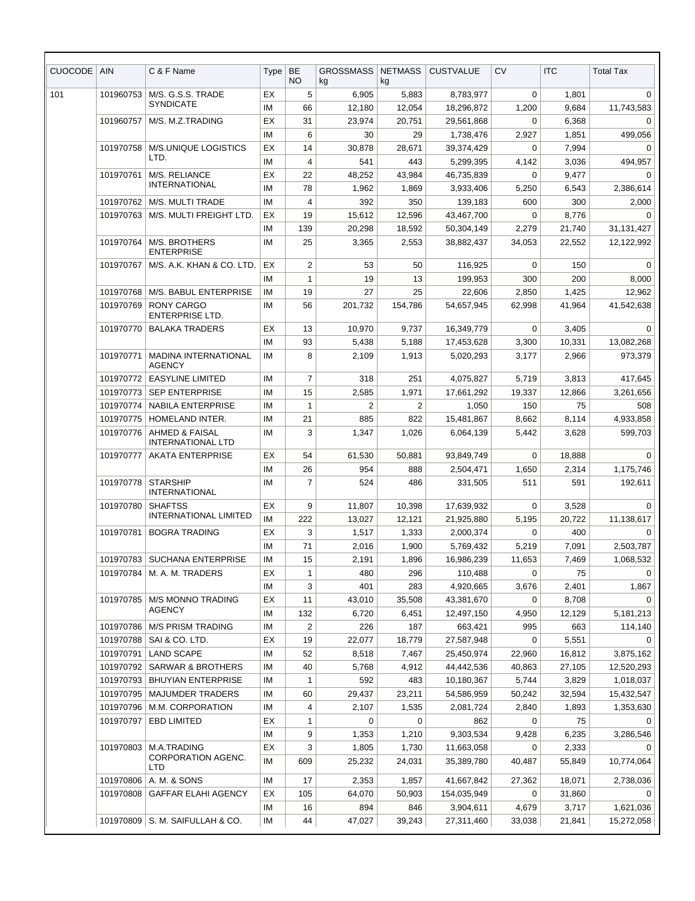| CUOCODE | AIN | C & F Name | Type | BE NO | GROSSMASS kg | NETMASS kg | CUSTVALUE | CV | ITC | Total Tax |
|---|---|---|---|---|---|---|---|---|---|---|
| 101 | 101960753 | M/S. G.S.S. TRADE SYNDICATE | EX | 5 | 6,905 | 5,883 | 8,783,977 | 0 | 1,801 | 0 |
| | | | IM | 66 | 12,180 | 12,054 | 18,296,872 | 1,200 | 9,684 | 11,743,583 |
| | 101960757 | M/S. M.Z.TRADING | EX | 31 | 23,974 | 20,751 | 29,561,868 | 0 | 6,368 | 0 |
| | | | IM | 6 | 30 | 29 | 1,738,476 | 2,927 | 1,851 | 499,056 |
| | 101970758 | M/S.UNIQUE LOGISTICS LTD. | EX | 14 | 30,878 | 28,671 | 39,374,429 | 0 | 7,994 | 0 |
| | | | IM | 4 | 541 | 443 | 5,299,395 | 4,142 | 3,036 | 494,957 |
| | 101970761 | M/S. RELIANCE INTERNATIONAL | EX | 22 | 48,252 | 43,984 | 46,735,839 | 0 | 9,477 | 0 |
| | | | IM | 78 | 1,962 | 1,869 | 3,933,406 | 5,250 | 6,543 | 2,386,614 |
| | 101970762 | M/S. MULTI TRADE | IM | 4 | 392 | 350 | 139,183 | 600 | 300 | 2,000 |
| | 101970763 | M/S. MULTI FREIGHT LTD. | EX | 19 | 15,612 | 12,596 | 43,467,700 | 0 | 8,776 | 0 |
| | | | IM | 139 | 20,298 | 18,592 | 50,304,149 | 2,279 | 21,740 | 31,131,427 |
| | 101970764 | M/S. BROTHERS ENTERPRISE | IM | 25 | 3,365 | 2,553 | 38,882,437 | 34,053 | 22,552 | 12,122,992 |
| | 101970767 | M/S. A.K. KHAN & CO. LTD. | EX | 2 | 53 | 50 | 116,925 | 0 | 150 | 0 |
| | | | IM | 1 | 19 | 13 | 199,953 | 300 | 200 | 8,000 |
| | 101970768 | M/S. BABUL ENTERPRISE | IM | 19 | 27 | 25 | 22,606 | 2,850 | 1,425 | 12,962 |
| | 101970769 | RONY CARGO ENTERPRISE LTD. | IM | 56 | 201,732 | 154,786 | 54,657,945 | 62,998 | 41,964 | 41,542,638 |
| | 101970770 | BALAKA TRADERS | EX | 13 | 10,970 | 9,737 | 16,349,779 | 0 | 3,405 | 0 |
| | | | IM | 93 | 5,438 | 5,188 | 17,453,628 | 3,300 | 10,331 | 13,082,268 |
| | 101970771 | MADINA INTERNATIONAL AGENCY | IM | 8 | 2,109 | 1,913 | 5,020,293 | 3,177 | 2,966 | 973,379 |
| | 101970772 | EASYLINE LIMITED | IM | 7 | 318 | 251 | 4,075,827 | 5,719 | 3,813 | 417,645 |
| | 101970773 | SEP ENTERPRISE | IM | 15 | 2,585 | 1,971 | 17,661,292 | 19,337 | 12,866 | 3,261,656 |
| | 101970774 | NABILA ENTERPRISE | IM | 1 | 2 | 2 | 1,050 | 150 | 75 | 508 |
| | 101970775 | HOMELAND INTER. | IM | 21 | 885 | 822 | 15,481,867 | 8,662 | 8,114 | 4,933,858 |
| | 101970776 | AHMED & FAISAL INTERNATIONAL LTD | IM | 3 | 1,347 | 1,026 | 6,064,139 | 5,442 | 3,628 | 599,703 |
| | 101970777 | AKATA ENTERPRISE | EX | 54 | 61,530 | 50,881 | 93,849,749 | 0 | 18,888 | 0 |
| | | | IM | 26 | 954 | 888 | 2,504,471 | 1,650 | 2,314 | 1,175,746 |
| | 101970778 | STARSHIP INTERNATIONAL | IM | 7 | 524 | 486 | 331,505 | 511 | 591 | 192,611 |
| | 101970780 | SHAFTSS INTERNATIONAL LIMITED | EX | 9 | 11,807 | 10,398 | 17,639,932 | 0 | 3,528 | 0 |
| | | | IM | 222 | 13,027 | 12,121 | 21,925,880 | 5,195 | 20,722 | 11,138,617 |
| | 101970781 | BOGRA TRADING | EX | 3 | 1,517 | 1,333 | 2,000,374 | 0 | 400 | 0 |
| | | | IM | 71 | 2,016 | 1,900 | 5,769,432 | 5,219 | 7,091 | 2,503,787 |
| | 101970783 | SUCHANA ENTERPRISE | IM | 15 | 2,191 | 1,896 | 16,986,239 | 11,653 | 7,469 | 1,068,532 |
| | 101970784 | M. A. M. TRADERS | EX | 1 | 480 | 296 | 110,488 | 0 | 75 | 0 |
| | | | IM | 3 | 401 | 283 | 4,920,665 | 3,676 | 2,401 | 1,867 |
| | 101970785 | M/S MONNO TRADING AGENCY | EX | 11 | 43,010 | 35,508 | 43,381,670 | 0 | 8,708 | 0 |
| | | | IM | 132 | 6,720 | 6,451 | 12,497,150 | 4,950 | 12,129 | 5,181,213 |
| | 101970786 | M/S PRISM TRADING | IM | 2 | 226 | 187 | 663,421 | 995 | 663 | 114,140 |
| | 101970788 | SAI & CO. LTD. | EX | 19 | 22,077 | 18,779 | 27,587,948 | 0 | 5,551 | 0 |
| | 101970791 | LAND SCAPE | IM | 52 | 8,518 | 7,467 | 25,450,974 | 22,960 | 16,812 | 3,875,162 |
| | 101970792 | SARWAR & BROTHERS | IM | 40 | 5,768 | 4,912 | 44,442,536 | 40,863 | 27,105 | 12,520,293 |
| | 101970793 | BHUYIAN ENTERPRISE | IM | 1 | 592 | 483 | 10,180,367 | 5,744 | 3,829 | 1,018,037 |
| | 101970795 | MAJUMDER TRADERS | IM | 60 | 29,437 | 23,211 | 54,586,959 | 50,242 | 32,594 | 15,432,547 |
| | 101970796 | M.M. CORPORATION | IM | 4 | 2,107 | 1,535 | 2,081,724 | 2,840 | 1,893 | 1,353,630 |
| | 101970797 | EBD LIMITED | EX | 1 | 0 | 0 | 862 | 0 | 75 | 0 |
| | | | IM | 9 | 1,353 | 1,210 | 9,303,534 | 9,428 | 6,235 | 3,286,546 |
| | 101970803 | M.A.TRADING CORPORATION AGENC. LTD | EX | 3 | 1,805 | 1,730 | 11,663,058 | 0 | 2,333 | 0 |
| | | | IM | 609 | 25,232 | 24,031 | 35,389,780 | 40,487 | 55,849 | 10,774,064 |
| | 101970806 | A. M. & SONS | IM | 17 | 2,353 | 1,857 | 41,667,842 | 27,362 | 18,071 | 2,738,036 |
| | 101970808 | GAFFAR ELAHI AGENCY | EX | 105 | 64,070 | 50,903 | 154,035,949 | 0 | 31,860 | 0 |
| | | | IM | 16 | 894 | 846 | 3,904,611 | 4,679 | 3,717 | 1,621,036 |
| | 101970809 | S. M. SAIFULLAH & CO. | IM | 44 | 47,027 | 39,243 | 27,311,460 | 33,038 | 21,841 | 15,272,058 |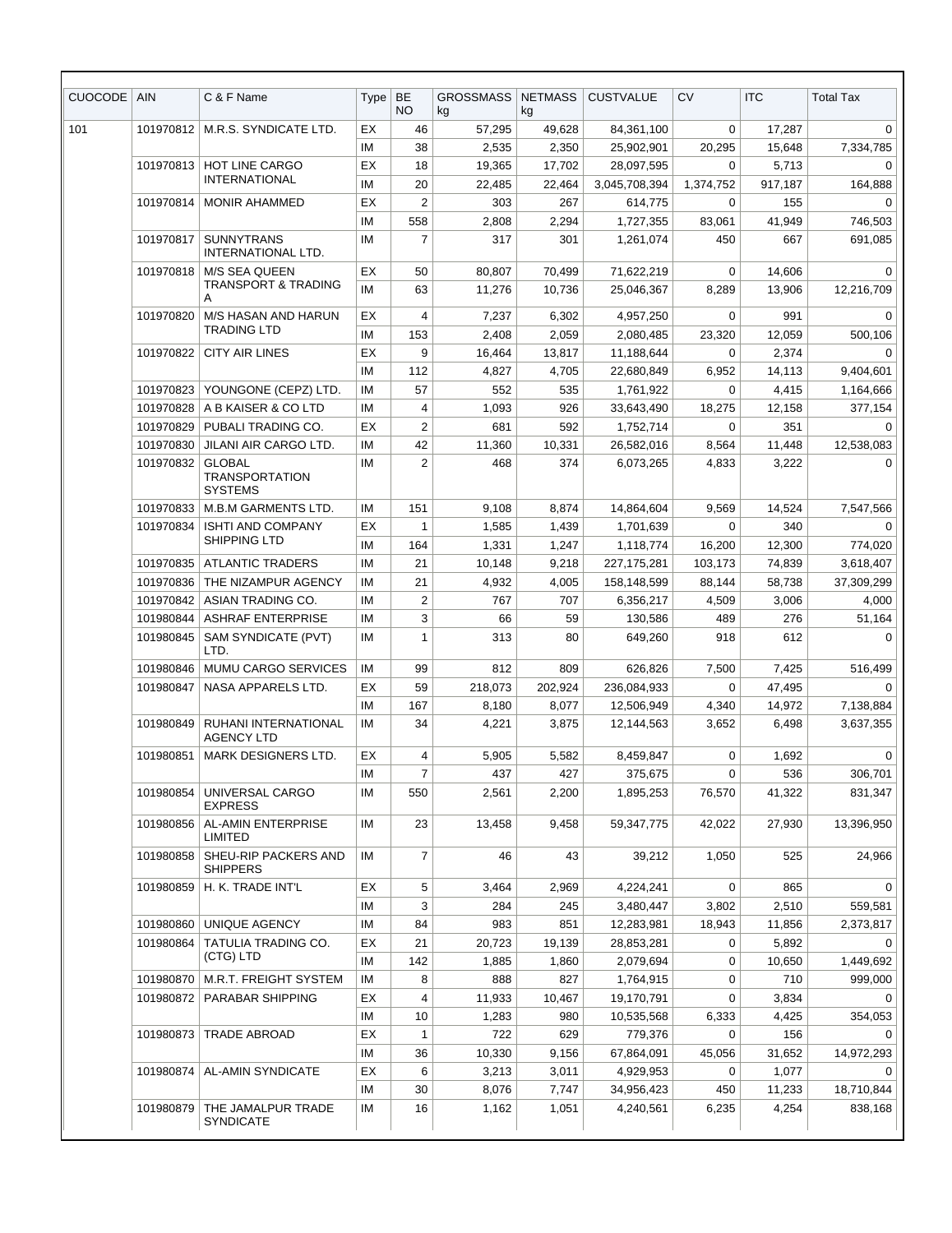| CUOCODE | AIN | C & F Name | Type | BE NO | GROSSMASS kg | NETMASS kg | CUSTVALUE | CV | ITC | Total Tax |
|---|---|---|---|---|---|---|---|---|---|---|
| 101 | 101970812 | M.R.S. SYNDICATE LTD. | EX | 46 | 57,295 | 49,628 | 84,361,100 | 0 | 17,287 | 0 |
| | | | IM | 38 | 2,535 | 2,350 | 25,902,901 | 20,295 | 15,648 | 7,334,785 |
| | 101970813 | HOT LINE CARGO INTERNATIONAL | EX | 18 | 19,365 | 17,702 | 28,097,595 | 0 | 5,713 | 0 |
| | | | IM | 20 | 22,485 | 22,464 | 3,045,708,394 | 1,374,752 | 917,187 | 164,888 |
| | 101970814 | MONIR AHAMMED | EX | 2 | 303 | 267 | 614,775 | 0 | 155 | 0 |
| | | | IM | 558 | 2,808 | 2,294 | 1,727,355 | 83,061 | 41,949 | 746,503 |
| | 101970817 | SUNNYTRANS INTERNATIONAL LTD. | IM | 7 | 317 | 301 | 1,261,074 | 450 | 667 | 691,085 |
| | 101970818 | M/S SEA QUEEN TRANSPORT & TRADING A | EX | 50 | 80,807 | 70,499 | 71,622,219 | 0 | 14,606 | 0 |
| | | | IM | 63 | 11,276 | 10,736 | 25,046,367 | 8,289 | 13,906 | 12,216,709 |
| | 101970820 | M/S HASAN AND HARUN TRADING LTD | EX | 4 | 7,237 | 6,302 | 4,957,250 | 0 | 991 | 0 |
| | | | IM | 153 | 2,408 | 2,059 | 2,080,485 | 23,320 | 12,059 | 500,106 |
| | 101970822 | CITY AIR LINES | EX | 9 | 16,464 | 13,817 | 11,188,644 | 0 | 2,374 | 0 |
| | | | IM | 112 | 4,827 | 4,705 | 22,680,849 | 6,952 | 14,113 | 9,404,601 |
| | 101970823 | YOUNGONE (CEPZ) LTD. | IM | 57 | 552 | 535 | 1,761,922 | 0 | 4,415 | 1,164,666 |
| | 101970828 | A B KAISER & CO LTD | IM | 4 | 1,093 | 926 | 33,643,490 | 18,275 | 12,158 | 377,154 |
| | 101970829 | PUBALI TRADING CO. | EX | 2 | 681 | 592 | 1,752,714 | 0 | 351 | 0 |
| | 101970830 | JILANI AIR CARGO LTD. | IM | 42 | 11,360 | 10,331 | 26,582,016 | 8,564 | 11,448 | 12,538,083 |
| | 101970832 | GLOBAL TRANSPORTATION SYSTEMS | IM | 2 | 468 | 374 | 6,073,265 | 4,833 | 3,222 | 0 |
| | 101970833 | M.B.M GARMENTS LTD. | IM | 151 | 9,108 | 8,874 | 14,864,604 | 9,569 | 14,524 | 7,547,566 |
| | 101970834 | ISHTI AND COMPANY SHIPPING LTD | EX | 1 | 1,585 | 1,439 | 1,701,639 | 0 | 340 | 0 |
| | | | IM | 164 | 1,331 | 1,247 | 1,118,774 | 16,200 | 12,300 | 774,020 |
| | 101970835 | ATLANTIC TRADERS | IM | 21 | 10,148 | 9,218 | 227,175,281 | 103,173 | 74,839 | 3,618,407 |
| | 101970836 | THE NIZAMPUR AGENCY | IM | 21 | 4,932 | 4,005 | 158,148,599 | 88,144 | 58,738 | 37,309,299 |
| | 101970842 | ASIAN TRADING CO. | IM | 2 | 767 | 707 | 6,356,217 | 4,509 | 3,006 | 4,000 |
| | 101980844 | ASHRAF ENTERPRISE | IM | 3 | 66 | 59 | 130,586 | 489 | 276 | 51,164 |
| | 101980845 | SAM SYNDICATE (PVT) LTD. | IM | 1 | 313 | 80 | 649,260 | 918 | 612 | 0 |
| | 101980846 | MUMU CARGO SERVICES | IM | 99 | 812 | 809 | 626,826 | 7,500 | 7,425 | 516,499 |
| | 101980847 | NASA APPARELS LTD. | EX | 59 | 218,073 | 202,924 | 236,084,933 | 0 | 47,495 | 0 |
| | | | IM | 167 | 8,180 | 8,077 | 12,506,949 | 4,340 | 14,972 | 7,138,884 |
| | 101980849 | RUHANI INTERNATIONAL AGENCY LTD | IM | 34 | 4,221 | 3,875 | 12,144,563 | 3,652 | 6,498 | 3,637,355 |
| | 101980851 | MARK DESIGNERS LTD. | EX | 4 | 5,905 | 5,582 | 8,459,847 | 0 | 1,692 | 0 |
| | | | IM | 7 | 437 | 427 | 375,675 | 0 | 536 | 306,701 |
| | 101980854 | UNIVERSAL CARGO EXPRESS | IM | 550 | 2,561 | 2,200 | 1,895,253 | 76,570 | 41,322 | 831,347 |
| | 101980856 | AL-AMIN ENTERPRISE LIMITED | IM | 23 | 13,458 | 9,458 | 59,347,775 | 42,022 | 27,930 | 13,396,950 |
| | 101980858 | SHEU-RIP PACKERS AND SHIPPERS | IM | 7 | 46 | 43 | 39,212 | 1,050 | 525 | 24,966 |
| | 101980859 | H. K. TRADE INT'L | EX | 5 | 3,464 | 2,969 | 4,224,241 | 0 | 865 | 0 |
| | | | IM | 3 | 284 | 245 | 3,480,447 | 3,802 | 2,510 | 559,581 |
| | 101980860 | UNIQUE AGENCY | IM | 84 | 983 | 851 | 12,283,981 | 18,943 | 11,856 | 2,373,817 |
| | 101980864 | TATULIA TRADING CO. (CTG) LTD | EX | 21 | 20,723 | 19,139 | 28,853,281 | 0 | 5,892 | 0 |
| | | | IM | 142 | 1,885 | 1,860 | 2,079,694 | 0 | 10,650 | 1,449,692 |
| | 101980870 | M.R.T. FREIGHT SYSTEM | IM | 8 | 888 | 827 | 1,764,915 | 0 | 710 | 999,000 |
| | 101980872 | PARABAR SHIPPING | EX | 4 | 11,933 | 10,467 | 19,170,791 | 0 | 3,834 | 0 |
| | | | IM | 10 | 1,283 | 980 | 10,535,568 | 6,333 | 4,425 | 354,053 |
| | 101980873 | TRADE ABROAD | EX | 1 | 722 | 629 | 779,376 | 0 | 156 | 0 |
| | | | IM | 36 | 10,330 | 9,156 | 67,864,091 | 45,056 | 31,652 | 14,972,293 |
| | 101980874 | AL-AMIN SYNDICATE | EX | 6 | 3,213 | 3,011 | 4,929,953 | 0 | 1,077 | 0 |
| | | | IM | 30 | 8,076 | 7,747 | 34,956,423 | 450 | 11,233 | 18,710,844 |
| | 101980879 | THE JAMALPUR TRADE SYNDICATE | IM | 16 | 1,162 | 1,051 | 4,240,561 | 6,235 | 4,254 | 838,168 |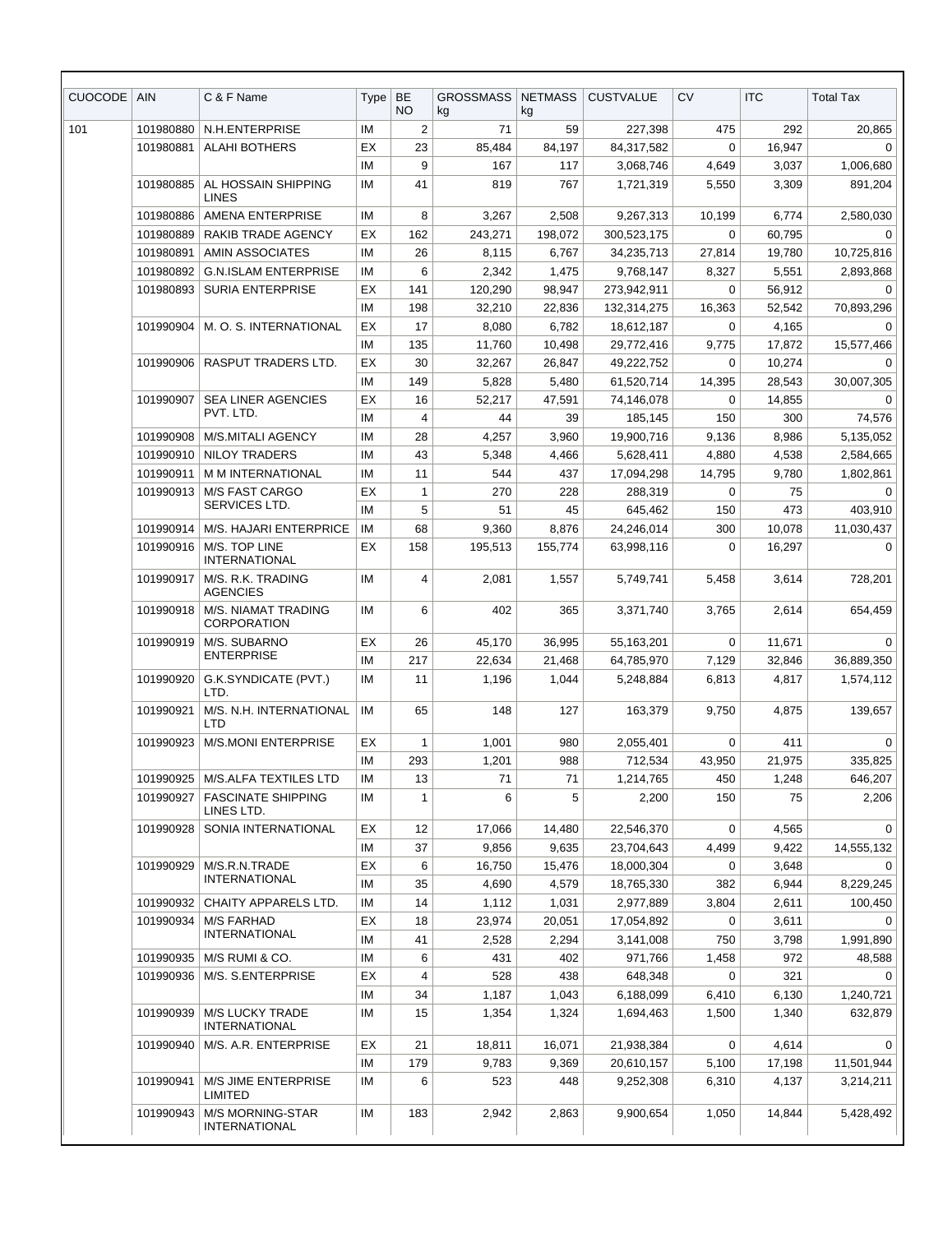| CUOCODE | AIN | C & F Name | Type | BE NO | GROSSMASS kg | NETMASS kg | CUSTVALUE | CV | ITC | Total Tax |
|---|---|---|---|---|---|---|---|---|---|---|
| 101 | 101980880 | N.H.ENTERPRISE | IM | 2 | 71 | 59 | 227,398 | 475 | 292 | 20,865 |
| | 101980881 | ALAHI BOTHERS | EX | 23 | 85,484 | 84,197 | 84,317,582 | 0 | 16,947 | 0 |
| | | | IM | 9 | 167 | 117 | 3,068,746 | 4,649 | 3,037 | 1,006,680 |
| | 101980885 | AL HOSSAIN SHIPPING LINES | IM | 41 | 819 | 767 | 1,721,319 | 5,550 | 3,309 | 891,204 |
| | 101980886 | AMENA ENTERPRISE | IM | 8 | 3,267 | 2,508 | 9,267,313 | 10,199 | 6,774 | 2,580,030 |
| | 101980889 | RAKIB TRADE AGENCY | EX | 162 | 243,271 | 198,072 | 300,523,175 | 0 | 60,795 | 0 |
| | 101980891 | AMIN ASSOCIATES | IM | 26 | 8,115 | 6,767 | 34,235,713 | 27,814 | 19,780 | 10,725,816 |
| | 101980892 | G.N.ISLAM ENTERPRISE | IM | 6 | 2,342 | 1,475 | 9,768,147 | 8,327 | 5,551 | 2,893,868 |
| | 101980893 | SURIA ENTERPRISE | EX | 141 | 120,290 | 98,947 | 273,942,911 | 0 | 56,912 | 0 |
| | | | IM | 198 | 32,210 | 22,836 | 132,314,275 | 16,363 | 52,542 | 70,893,296 |
| | 101990904 | M. O. S. INTERNATIONAL | EX | 17 | 8,080 | 6,782 | 18,612,187 | 0 | 4,165 | 0 |
| | | | IM | 135 | 11,760 | 10,498 | 29,772,416 | 9,775 | 17,872 | 15,577,466 |
| | 101990906 | RASPUT TRADERS LTD. | EX | 30 | 32,267 | 26,847 | 49,222,752 | 0 | 10,274 | 0 |
| | | | IM | 149 | 5,828 | 5,480 | 61,520,714 | 14,395 | 28,543 | 30,007,305 |
| | 101990907 | SEA LINER AGENCIES PVT. LTD. | EX | 16 | 52,217 | 47,591 | 74,146,078 | 0 | 14,855 | 0 |
| | | | IM | 4 | 44 | 39 | 185,145 | 150 | 300 | 74,576 |
| | 101990908 | M/S.MITALI AGENCY | IM | 28 | 4,257 | 3,960 | 19,900,716 | 9,136 | 8,986 | 5,135,052 |
| | 101990910 | NILOY TRADERS | IM | 43 | 5,348 | 4,466 | 5,628,411 | 4,880 | 4,538 | 2,584,665 |
| | 101990911 | M M INTERNATIONAL | IM | 11 | 544 | 437 | 17,094,298 | 14,795 | 9,780 | 1,802,861 |
| | 101990913 | M/S FAST CARGO SERVICES LTD. | EX | 1 | 270 | 228 | 288,319 | 0 | 75 | 0 |
| | | | IM | 5 | 51 | 45 | 645,462 | 150 | 473 | 403,910 |
| | 101990914 | M/S. HAJARI ENTERPRICE | IM | 68 | 9,360 | 8,876 | 24,246,014 | 300 | 10,078 | 11,030,437 |
| | 101990916 | M/S. TOP LINE INTERNATIONAL | EX | 158 | 195,513 | 155,774 | 63,998,116 | 0 | 16,297 | 0 |
| | 101990917 | M/S. R.K. TRADING AGENCIES | IM | 4 | 2,081 | 1,557 | 5,749,741 | 5,458 | 3,614 | 728,201 |
| | 101990918 | M/S. NIAMAT TRADING CORPORATION | IM | 6 | 402 | 365 | 3,371,740 | 3,765 | 2,614 | 654,459 |
| | 101990919 | M/S. SUBARNO ENTERPRISE | EX | 26 | 45,170 | 36,995 | 55,163,201 | 0 | 11,671 | 0 |
| | | | IM | 217 | 22,634 | 21,468 | 64,785,970 | 7,129 | 32,846 | 36,889,350 |
| | 101990920 | G.K.SYNDICATE (PVT.) LTD. | IM | 11 | 1,196 | 1,044 | 5,248,884 | 6,813 | 4,817 | 1,574,112 |
| | 101990921 | M/S. N.H. INTERNATIONAL LTD | IM | 65 | 148 | 127 | 163,379 | 9,750 | 4,875 | 139,657 |
| | 101990923 | M/S.MONI ENTERPRISE | EX | 1 | 1,001 | 980 | 2,055,401 | 0 | 411 | 0 |
| | | | IM | 293 | 1,201 | 988 | 712,534 | 43,950 | 21,975 | 335,825 |
| | 101990925 | M/S.ALFA TEXTILES LTD | IM | 13 | 71 | 71 | 1,214,765 | 450 | 1,248 | 646,207 |
| | 101990927 | FASCINATE SHIPPING LINES LTD. | IM | 1 | 6 | 5 | 2,200 | 150 | 75 | 2,206 |
| | 101990928 | SONIA INTERNATIONAL | EX | 12 | 17,066 | 14,480 | 22,546,370 | 0 | 4,565 | 0 |
| | | | IM | 37 | 9,856 | 9,635 | 23,704,643 | 4,499 | 9,422 | 14,555,132 |
| | 101990929 | M/S.R.N.TRADE INTERNATIONAL | EX | 6 | 16,750 | 15,476 | 18,000,304 | 0 | 3,648 | 0 |
| | | | IM | 35 | 4,690 | 4,579 | 18,765,330 | 382 | 6,944 | 8,229,245 |
| | 101990932 | CHAITY APPARELS LTD. | IM | 14 | 1,112 | 1,031 | 2,977,889 | 3,804 | 2,611 | 100,450 |
| | 101990934 | M/S FARHAD INTERNATIONAL | EX | 18 | 23,974 | 20,051 | 17,054,892 | 0 | 3,611 | 0 |
| | | | IM | 41 | 2,528 | 2,294 | 3,141,008 | 750 | 3,798 | 1,991,890 |
| | 101990935 | M/S RUMI & CO. | IM | 6 | 431 | 402 | 971,766 | 1,458 | 972 | 48,588 |
| | 101990936 | M/S. S.ENTERPRISE | EX | 4 | 528 | 438 | 648,348 | 0 | 321 | 0 |
| | | | IM | 34 | 1,187 | 1,043 | 6,188,099 | 6,410 | 6,130 | 1,240,721 |
| | 101990939 | M/S LUCKY TRADE INTERNATIONAL | IM | 15 | 1,354 | 1,324 | 1,694,463 | 1,500 | 1,340 | 632,879 |
| | 101990940 | M/S. A.R. ENTERPRISE | EX | 21 | 18,811 | 16,071 | 21,938,384 | 0 | 4,614 | 0 |
| | | | IM | 179 | 9,783 | 9,369 | 20,610,157 | 5,100 | 17,198 | 11,501,944 |
| | 101990941 | M/S JIME ENTERPRISE LIMITED | IM | 6 | 523 | 448 | 9,252,308 | 6,310 | 4,137 | 3,214,211 |
| | 101990943 | M/S MORNING-STAR INTERNATIONAL | IM | 183 | 2,942 | 2,863 | 9,900,654 | 1,050 | 14,844 | 5,428,492 |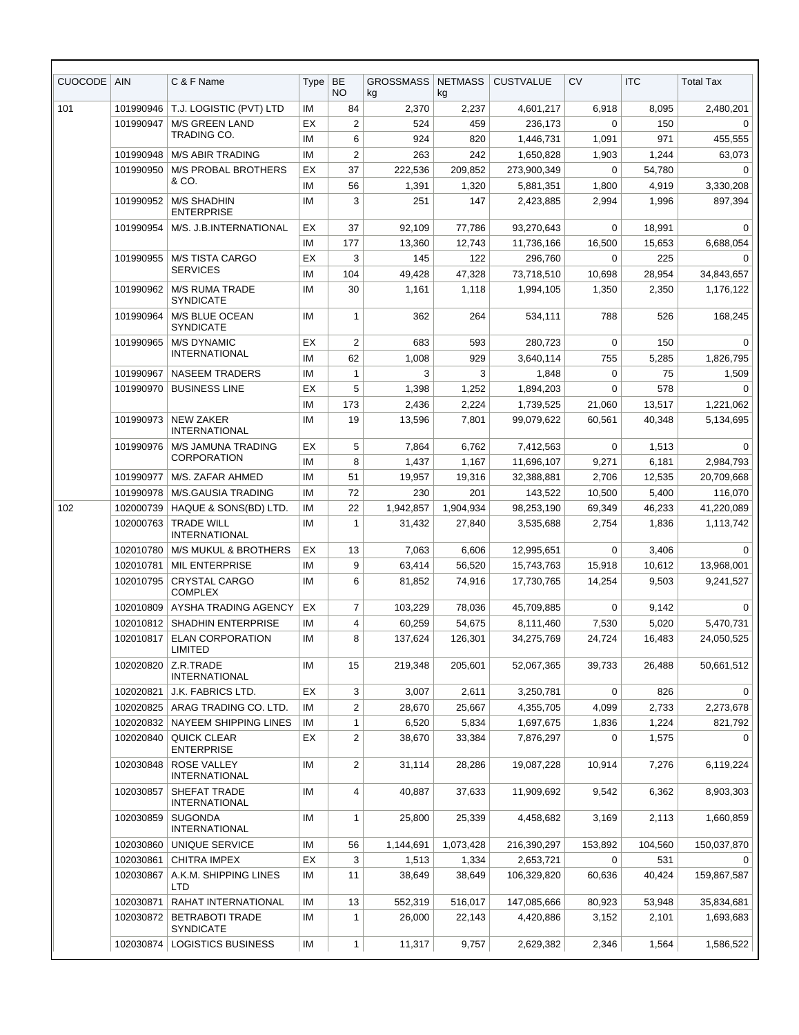| CUOCODE | AIN | C & F Name | Type | BE NO | GROSSMASS kg | NETMASS kg | CUSTVALUE | CV | ITC | Total Tax |
|---|---|---|---|---|---|---|---|---|---|---|
| 101 | 101990946 | T.J. LOGISTIC (PVT) LTD | IM | 84 | 2,370 | 2,237 | 4,601,217 | 6,918 | 8,095 | 2,480,201 |
| | 101990947 | M/S GREEN LAND TRADING CO. | EX | 2 | 524 | 459 | 236,173 | 0 | 150 | 0 |
| | | | IM | 6 | 924 | 820 | 1,446,731 | 1,091 | 971 | 455,555 |
| | 101990948 | M/S ABIR TRADING | IM | 2 | 263 | 242 | 1,650,828 | 1,903 | 1,244 | 63,073 |
| | 101990950 | M/S PROBAL BROTHERS & CO. | EX | 37 | 222,536 | 209,852 | 273,900,349 | 0 | 54,780 | 0 |
| | | | IM | 56 | 1,391 | 1,320 | 5,881,351 | 1,800 | 4,919 | 3,330,208 |
| | 101990952 | M/S SHADHIN ENTERPRISE | IM | 3 | 251 | 147 | 2,423,885 | 2,994 | 1,996 | 897,394 |
| | 101990954 | M/S. J.B.INTERNATIONAL | EX | 37 | 92,109 | 77,786 | 93,270,643 | 0 | 18,991 | 0 |
| | | | IM | 177 | 13,360 | 12,743 | 11,736,166 | 16,500 | 15,653 | 6,688,054 |
| | 101990955 | M/S TISTA CARGO SERVICES | EX | 3 | 145 | 122 | 296,760 | 0 | 225 | 0 |
| | | | IM | 104 | 49,428 | 47,328 | 73,718,510 | 10,698 | 28,954 | 34,843,657 |
| | 101990962 | M/S RUMA TRADE SYNDICATE | IM | 30 | 1,161 | 1,118 | 1,994,105 | 1,350 | 2,350 | 1,176,122 |
| | 101990964 | M/S BLUE OCEAN SYNDICATE | IM | 1 | 362 | 264 | 534,111 | 788 | 526 | 168,245 |
| | 101990965 | M/S DYNAMIC INTERNATIONAL | EX | 2 | 683 | 593 | 280,723 | 0 | 150 | 0 |
| | | | IM | 62 | 1,008 | 929 | 3,640,114 | 755 | 5,285 | 1,826,795 |
| | 101990967 | NASEEM TRADERS | IM | 1 | 3 | 3 | 1,848 | 0 | 75 | 1,509 |
| | 101990970 | BUSINESS LINE | EX | 5 | 1,398 | 1,252 | 1,894,203 | 0 | 578 | 0 |
| | | | IM | 173 | 2,436 | 2,224 | 1,739,525 | 21,060 | 13,517 | 1,221,062 |
| | 101990973 | NEW ZAKER INTERNATIONAL | IM | 19 | 13,596 | 7,801 | 99,079,622 | 60,561 | 40,348 | 5,134,695 |
| | 101990976 | M/S JAMUNA TRADING CORPORATION | EX | 5 | 7,864 | 6,762 | 7,412,563 | 0 | 1,513 | 0 |
| | | | IM | 8 | 1,437 | 1,167 | 11,696,107 | 9,271 | 6,181 | 2,984,793 |
| | 101990977 | M/S. ZAFAR AHMED | IM | 51 | 19,957 | 19,316 | 32,388,881 | 2,706 | 12,535 | 20,709,668 |
| | 101990978 | M/S.GAUSIA TRADING | IM | 72 | 230 | 201 | 143,522 | 10,500 | 5,400 | 116,070 |
| 102 | 102000739 | HAQUE & SONS(BD) LTD. | IM | 22 | 1,942,857 | 1,904,934 | 98,253,190 | 69,349 | 46,233 | 41,220,089 |
| | 102000763 | TRADE WILL INTERNATIONAL | IM | 1 | 31,432 | 27,840 | 3,535,688 | 2,754 | 1,836 | 1,113,742 |
| | 102010780 | M/S MUKUL & BROTHERS | EX | 13 | 7,063 | 6,606 | 12,995,651 | 0 | 3,406 | 0 |
| | 102010781 | MIL ENTERPRISE | IM | 9 | 63,414 | 56,520 | 15,743,763 | 15,918 | 10,612 | 13,968,001 |
| | 102010795 | CRYSTAL CARGO COMPLEX | IM | 6 | 81,852 | 74,916 | 17,730,765 | 14,254 | 9,503 | 9,241,527 |
| | 102010809 | AYSHA TRADING AGENCY | EX | 7 | 103,229 | 78,036 | 45,709,885 | 0 | 9,142 | 0 |
| | 102010812 | SHADHIN ENTERPRISE | IM | 4 | 60,259 | 54,675 | 8,111,460 | 7,530 | 5,020 | 5,470,731 |
| | 102010817 | ELAN CORPORATION LIMITED | IM | 8 | 137,624 | 126,301 | 34,275,769 | 24,724 | 16,483 | 24,050,525 |
| | 102020820 | Z.R.TRADE INTERNATIONAL | IM | 15 | 219,348 | 205,601 | 52,067,365 | 39,733 | 26,488 | 50,661,512 |
| | 102020821 | J.K. FABRICS LTD. | EX | 3 | 3,007 | 2,611 | 3,250,781 | 0 | 826 | 0 |
| | 102020825 | ARAG TRADING CO. LTD. | IM | 2 | 28,670 | 25,667 | 4,355,705 | 4,099 | 2,733 | 2,273,678 |
| | 102020832 | NAYEEM SHIPPING LINES | IM | 1 | 6,520 | 5,834 | 1,697,675 | 1,836 | 1,224 | 821,792 |
| | 102020840 | QUICK CLEAR ENTERPRISE | EX | 2 | 38,670 | 33,384 | 7,876,297 | 0 | 1,575 | 0 |
| | 102030848 | ROSE VALLEY INTERNATIONAL | IM | 2 | 31,114 | 28,286 | 19,087,228 | 10,914 | 7,276 | 6,119,224 |
| | 102030857 | SHEFAT TRADE INTERNATIONAL | IM | 4 | 40,887 | 37,633 | 11,909,692 | 9,542 | 6,362 | 8,903,303 |
| | 102030859 | SUGONDA INTERNATIONAL | IM | 1 | 25,800 | 25,339 | 4,458,682 | 3,169 | 2,113 | 1,660,859 |
| | 102030860 | UNIQUE SERVICE | IM | 56 | 1,144,691 | 1,073,428 | 216,390,297 | 153,892 | 104,560 | 150,037,870 |
| | 102030861 | CHITRA IMPEX | EX | 3 | 1,513 | 1,334 | 2,653,721 | 0 | 531 | 0 |
| | 102030867 | A.K.M. SHIPPING LINES LTD | IM | 11 | 38,649 | 38,649 | 106,329,820 | 60,636 | 40,424 | 159,867,587 |
| | 102030871 | RAHAT INTERNATIONAL | IM | 13 | 552,319 | 516,017 | 147,085,666 | 80,923 | 53,948 | 35,834,681 |
| | 102030872 | BETRABOTI TRADE SYNDICATE | IM | 1 | 26,000 | 22,143 | 4,420,886 | 3,152 | 2,101 | 1,693,683 |
| | 102030874 | LOGISTICS BUSINESS | IM | 1 | 11,317 | 9,757 | 2,629,382 | 2,346 | 1,564 | 1,586,522 |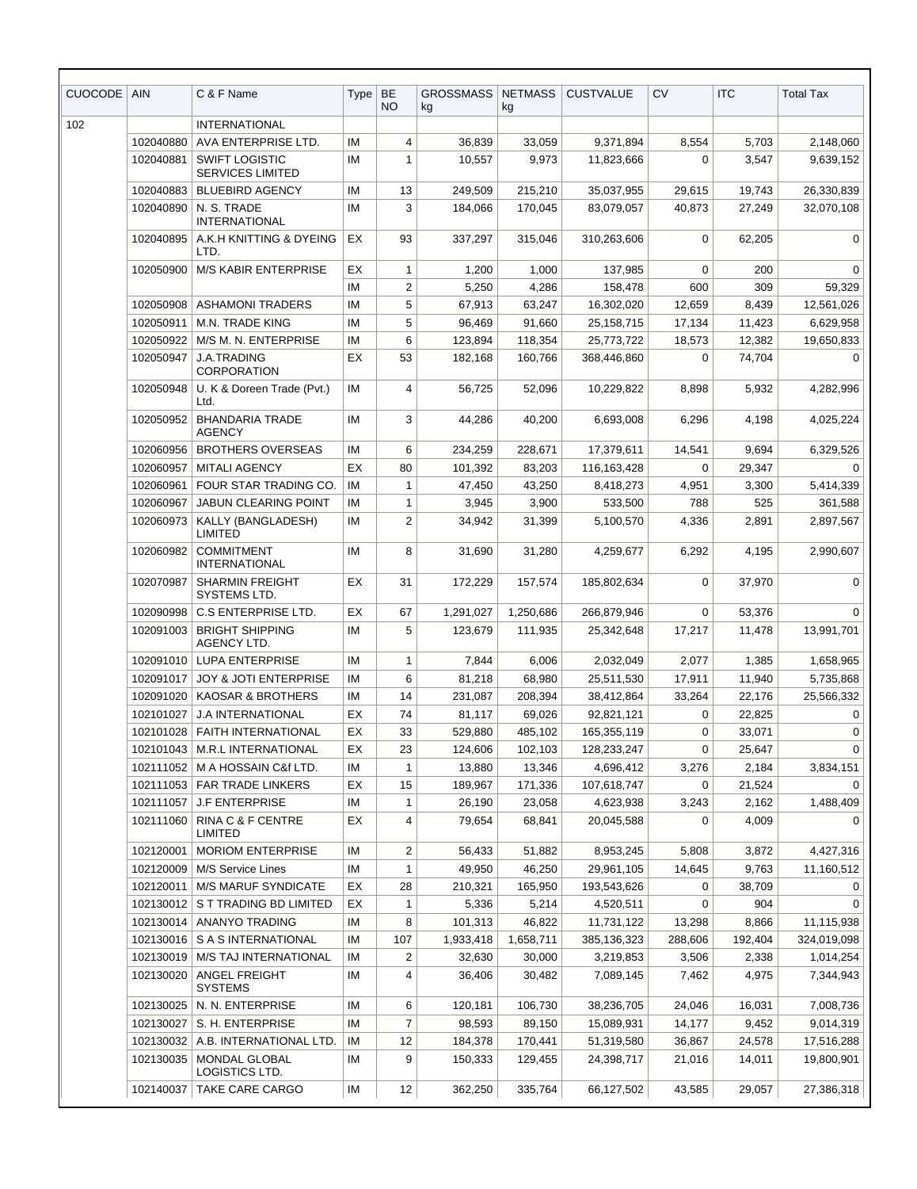| CUOCODE | AIN | C & F Name | Type | BE NO | GROSSMASS kg | NETMASS kg | CUSTVALUE | CV | ITC | Total Tax |
|---|---|---|---|---|---|---|---|---|---|---|
| 102 | | INTERNATIONAL | | | | | | | | |
| | 102040880 | AVA ENTERPRISE LTD. | IM | 4 | 36,839 | 33,059 | 9,371,894 | 8,554 | 5,703 | 2,148,060 |
| | 102040881 | SWIFT LOGISTIC SERVICES LIMITED | IM | 1 | 10,557 | 9,973 | 11,823,666 | 0 | 3,547 | 9,639,152 |
| | 102040883 | BLUEBIRD AGENCY | IM | 13 | 249,509 | 215,210 | 35,037,955 | 29,615 | 19,743 | 26,330,839 |
| | 102040890 | N. S. TRADE INTERNATIONAL | IM | 3 | 184,066 | 170,045 | 83,079,057 | 40,873 | 27,249 | 32,070,108 |
| | 102040895 | A.K.H KNITTING & DYEING LTD. | EX | 93 | 337,297 | 315,046 | 310,263,606 | 0 | 62,205 | 0 |
| | 102050900 | M/S KABIR ENTERPRISE | EX | 1 | 1,200 | 1,000 | 137,985 | 0 | 200 | 0 |
| | | | IM | 2 | 5,250 | 4,286 | 158,478 | 600 | 309 | 59,329 |
| | 102050908 | ASHAMONI TRADERS | IM | 5 | 67,913 | 63,247 | 16,302,020 | 12,659 | 8,439 | 12,561,026 |
| | 102050911 | M.N. TRADE KING | IM | 5 | 96,469 | 91,660 | 25,158,715 | 17,134 | 11,423 | 6,629,958 |
| | 102050922 | M/S M. N. ENTERPRISE | IM | 6 | 123,894 | 118,354 | 25,773,722 | 18,573 | 12,382 | 19,650,833 |
| | 102050947 | J.A.TRADING CORPORATION | EX | 53 | 182,168 | 160,766 | 368,446,860 | 0 | 74,704 | 0 |
| | 102050948 | U. K & Doreen Trade (Pvt.) Ltd. | IM | 4 | 56,725 | 52,096 | 10,229,822 | 8,898 | 5,932 | 4,282,996 |
| | 102050952 | BHANDARIA TRADE AGENCY | IM | 3 | 44,286 | 40,200 | 6,693,008 | 6,296 | 4,198 | 4,025,224 |
| | 102060956 | BROTHERS OVERSEAS | IM | 6 | 234,259 | 228,671 | 17,379,611 | 14,541 | 9,694 | 6,329,526 |
| | 102060957 | MITALI AGENCY | EX | 80 | 101,392 | 83,203 | 116,163,428 | 0 | 29,347 | 0 |
| | 102060961 | FOUR STAR TRADING CO. | IM | 1 | 47,450 | 43,250 | 8,418,273 | 4,951 | 3,300 | 5,414,339 |
| | 102060967 | JABUN CLEARING POINT | IM | 1 | 3,945 | 3,900 | 533,500 | 788 | 525 | 361,588 |
| | 102060973 | KALLY (BANGLADESH) LIMITED | IM | 2 | 34,942 | 31,399 | 5,100,570 | 4,336 | 2,891 | 2,897,567 |
| | 102060982 | COMMITMENT INTERNATIONAL | IM | 8 | 31,690 | 31,280 | 4,259,677 | 6,292 | 4,195 | 2,990,607 |
| | 102070987 | SHARMIN FREIGHT SYSTEMS LTD. | EX | 31 | 172,229 | 157,574 | 185,802,634 | 0 | 37,970 | 0 |
| | 102090998 | C.S ENTERPRISE LTD. | EX | 67 | 1,291,027 | 1,250,686 | 266,879,946 | 0 | 53,376 | 0 |
| | 102091003 | BRIGHT SHIPPING AGENCY LTD. | IM | 5 | 123,679 | 111,935 | 25,342,648 | 17,217 | 11,478 | 13,991,701 |
| | 102091010 | LUPA ENTERPRISE | IM | 1 | 7,844 | 6,006 | 2,032,049 | 2,077 | 1,385 | 1,658,965 |
| | 102091017 | JOY & JOTI ENTERPRISE | IM | 6 | 81,218 | 68,980 | 25,511,530 | 17,911 | 11,940 | 5,735,868 |
| | 102091020 | KAOSAR & BROTHERS | IM | 14 | 231,087 | 208,394 | 38,412,864 | 33,264 | 22,176 | 25,566,332 |
| | 102101027 | J.A INTERNATIONAL | EX | 74 | 81,117 | 69,026 | 92,821,121 | 0 | 22,825 | 0 |
| | 102101028 | FAITH INTERNATIONAL | EX | 33 | 529,880 | 485,102 | 165,355,119 | 0 | 33,071 | 0 |
| | 102101043 | M.R.L INTERNATIONAL | EX | 23 | 124,606 | 102,103 | 128,233,247 | 0 | 25,647 | 0 |
| | 102111052 | M A HOSSAIN C&f LTD. | IM | 1 | 13,880 | 13,346 | 4,696,412 | 3,276 | 2,184 | 3,834,151 |
| | 102111053 | FAR TRADE LINKERS | EX | 15 | 189,967 | 171,336 | 107,618,747 | 0 | 21,524 | 0 |
| | 102111057 | J.F ENTERPRISE | IM | 1 | 26,190 | 23,058 | 4,623,938 | 3,243 | 2,162 | 1,488,409 |
| | 102111060 | RINA C & F CENTRE LIMITED | EX | 4 | 79,654 | 68,841 | 20,045,588 | 0 | 4,009 | 0 |
| | 102120001 | MORIOM ENTERPRISE | IM | 2 | 56,433 | 51,882 | 8,953,245 | 5,808 | 3,872 | 4,427,316 |
| | 102120009 | M/S Service Lines | IM | 1 | 49,950 | 46,250 | 29,961,105 | 14,645 | 9,763 | 11,160,512 |
| | 102120011 | M/S MARUF SYNDICATE | EX | 28 | 210,321 | 165,950 | 193,543,626 | 0 | 38,709 | 0 |
| | 102130012 | S T TRADING BD LIMITED | EX | 1 | 5,336 | 5,214 | 4,520,511 | 0 | 904 | 0 |
| | 102130014 | ANANYO TRADING | IM | 8 | 101,313 | 46,822 | 11,731,122 | 13,298 | 8,866 | 11,115,938 |
| | 102130016 | S A S INTERNATIONAL | IM | 107 | 1,933,418 | 1,658,711 | 385,136,323 | 288,606 | 192,404 | 324,019,098 |
| | 102130019 | M/S TAJ INTERNATIONAL | IM | 2 | 32,630 | 30,000 | 3,219,853 | 3,506 | 2,338 | 1,014,254 |
| | 102130020 | ANGEL FREIGHT SYSTEMS | IM | 4 | 36,406 | 30,482 | 7,089,145 | 7,462 | 4,975 | 7,344,943 |
| | 102130025 | N. N. ENTERPRISE | IM | 6 | 120,181 | 106,730 | 38,236,705 | 24,046 | 16,031 | 7,008,736 |
| | 102130027 | S. H. ENTERPRISE | IM | 7 | 98,593 | 89,150 | 15,089,931 | 14,177 | 9,452 | 9,014,319 |
| | 102130032 | A.B. INTERNATIONAL LTD. | IM | 12 | 184,378 | 170,441 | 51,319,580 | 36,867 | 24,578 | 17,516,288 |
| | 102130035 | MONDAL GLOBAL LOGISTICS LTD. | IM | 9 | 150,333 | 129,455 | 24,398,717 | 21,016 | 14,011 | 19,800,901 |
| | 102140037 | TAKE CARE CARGO | IM | 12 | 362,250 | 335,764 | 66,127,502 | 43,585 | 29,057 | 27,386,318 |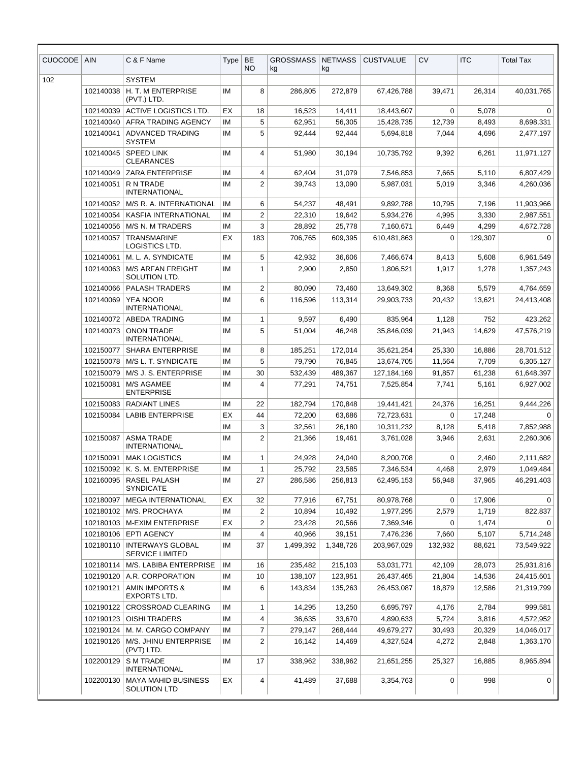| CUOCODE | AIN | C & F Name | Type | BE NO | GROSSMASS kg | NETMASS kg | CUSTVALUE | CV | ITC | Total Tax |
|---|---|---|---|---|---|---|---|---|---|---|
| 102 | | SYSTEM | | | | | | | | |
| | 102140038 | H. T. M ENTERPRISE (PVT.) LTD. | IM | 8 | 286,805 | 272,879 | 67,426,788 | 39,471 | 26,314 | 40,031,765 |
| | 102140039 | ACTIVE LOGISTICS LTD. | EX | 18 | 16,523 | 14,411 | 18,443,607 | 0 | 5,078 | 0 |
| | 102140040 | AFRA TRADING AGENCY | IM | 5 | 62,951 | 56,305 | 15,428,735 | 12,739 | 8,493 | 8,698,331 |
| | 102140041 | ADVANCED TRADING SYSTEM | IM | 5 | 92,444 | 92,444 | 5,694,818 | 7,044 | 4,696 | 2,477,197 |
| | 102140045 | SPEED LINK CLEARANCES | IM | 4 | 51,980 | 30,194 | 10,735,792 | 9,392 | 6,261 | 11,971,127 |
| | 102140049 | ZARA ENTERPRISE | IM | 4 | 62,404 | 31,079 | 7,546,853 | 7,665 | 5,110 | 6,807,429 |
| | 102140051 | R N TRADE INTERNATIONAL | IM | 2 | 39,743 | 13,090 | 5,987,031 | 5,019 | 3,346 | 4,260,036 |
| | 102140052 | M/S R. A. INTERNATIONAL | IM | 6 | 54,237 | 48,491 | 9,892,788 | 10,795 | 7,196 | 11,903,966 |
| | 102140054 | KASFIA INTERNATIONAL | IM | 2 | 22,310 | 19,642 | 5,934,276 | 4,995 | 3,330 | 2,987,551 |
| | 102140056 | M/S N. M TRADERS | IM | 3 | 28,892 | 25,778 | 7,160,671 | 6,449 | 4,299 | 4,672,728 |
| | 102140057 | TRANSMARINE LOGISTICS LTD. | EX | 183 | 706,765 | 609,395 | 610,481,863 | 0 | 129,307 | 0 |
| | 102140061 | M. L. A. SYNDICATE | IM | 5 | 42,932 | 36,606 | 7,466,674 | 8,413 | 5,608 | 6,961,549 |
| | 102140063 | M/S ARFAN FREIGHT SOLUTION LTD. | IM | 1 | 2,900 | 2,850 | 1,806,521 | 1,917 | 1,278 | 1,357,243 |
| | 102140066 | PALASH TRADERS | IM | 2 | 80,090 | 73,460 | 13,649,302 | 8,368 | 5,579 | 4,764,659 |
| | 102140069 | YEA NOOR INTERNATIONAL | IM | 6 | 116,596 | 113,314 | 29,903,733 | 20,432 | 13,621 | 24,413,408 |
| | 102140072 | ABEDA TRADING | IM | 1 | 9,597 | 6,490 | 835,964 | 1,128 | 752 | 423,262 |
| | 102140073 | ONON TRADE INTERNATIONAL | IM | 5 | 51,004 | 46,248 | 35,846,039 | 21,943 | 14,629 | 47,576,219 |
| | 102150077 | SHARA ENTERPRISE | IM | 8 | 185,251 | 172,014 | 35,621,254 | 25,330 | 16,886 | 28,701,512 |
| | 102150078 | M/S L. T. SYNDICATE | IM | 5 | 79,790 | 76,845 | 13,674,705 | 11,564 | 7,709 | 6,305,127 |
| | 102150079 | M/S J. S. ENTERPRISE | IM | 30 | 532,439 | 489,367 | 127,184,169 | 91,857 | 61,238 | 61,648,397 |
| | 102150081 | M/S AGAMEE ENTERPRISE | IM | 4 | 77,291 | 74,751 | 7,525,854 | 7,741 | 5,161 | 6,927,002 |
| | 102150083 | RADIANT LINES | IM | 22 | 182,794 | 170,848 | 19,441,421 | 24,376 | 16,251 | 9,444,226 |
| | 102150084 | LABIB ENTERPRISE | EX | 44 | 72,200 | 63,686 | 72,723,631 | 0 | 17,248 | 0 |
| | | | IM | 3 | 32,561 | 26,180 | 10,311,232 | 8,128 | 5,418 | 7,852,988 |
| | 102150087 | ASMA TRADE INTERNATIONAL | IM | 2 | 21,366 | 19,461 | 3,761,028 | 3,946 | 2,631 | 2,260,306 |
| | 102150091 | MAK LOGISTICS | IM | 1 | 24,928 | 24,040 | 8,200,708 | 0 | 2,460 | 2,111,682 |
| | 102150092 | K. S. M. ENTERPRISE | IM | 1 | 25,792 | 23,585 | 7,346,534 | 4,468 | 2,979 | 1,049,484 |
| | 102160095 | RASEL PALASH SYNDICATE | IM | 27 | 286,586 | 256,813 | 62,495,153 | 56,948 | 37,965 | 46,291,403 |
| | 102180097 | MEGA INTERNATIONAL | EX | 32 | 77,916 | 67,751 | 80,978,768 | 0 | 17,906 | 0 |
| | 102180102 | M/S. PROCHAYA | IM | 2 | 10,894 | 10,492 | 1,977,295 | 2,579 | 1,719 | 822,837 |
| | 102180103 | M-EXIM ENTERPRISE | EX | 2 | 23,428 | 20,566 | 7,369,346 | 0 | 1,474 | 0 |
| | 102180106 | EPTI AGENCY | IM | 4 | 40,966 | 39,151 | 7,476,236 | 7,660 | 5,107 | 5,714,248 |
| | 102180110 | INTERWAYS GLOBAL SERVICE LIMITED | IM | 37 | 1,499,392 | 1,348,726 | 203,967,029 | 132,932 | 88,621 | 73,549,922 |
| | 102180114 | M/S. LABIBA ENTERPRISE | IM | 16 | 235,482 | 215,103 | 53,031,771 | 42,109 | 28,073 | 25,931,816 |
| | 102190120 | A.R. CORPORATION | IM | 10 | 138,107 | 123,951 | 26,437,465 | 21,804 | 14,536 | 24,415,601 |
| | 102190121 | AMIN IMPORTS & EXPORTS LTD. | IM | 6 | 143,834 | 135,263 | 26,453,087 | 18,879 | 12,586 | 21,319,799 |
| | 102190122 | CROSSROAD CLEARING | IM | 1 | 14,295 | 13,250 | 6,695,797 | 4,176 | 2,784 | 999,581 |
| | 102190123 | OISHI TRADERS | IM | 4 | 36,635 | 33,670 | 4,890,633 | 5,724 | 3,816 | 4,572,952 |
| | 102190124 | M. M. CARGO COMPANY | IM | 7 | 279,147 | 268,444 | 49,679,277 | 30,493 | 20,329 | 14,046,017 |
| | 102190126 | M/S. JHINU ENTERPRISE (PVT) LTD. | IM | 2 | 16,142 | 14,469 | 4,327,524 | 4,272 | 2,848 | 1,363,170 |
| | 102200129 | S M TRADE INTERNATIONAL | IM | 17 | 338,962 | 338,962 | 21,651,255 | 25,327 | 16,885 | 8,965,894 |
| | 102200130 | MAYA MAHID BUSINESS SOLUTION LTD | EX | 4 | 41,489 | 37,688 | 3,354,763 | 0 | 998 | 0 |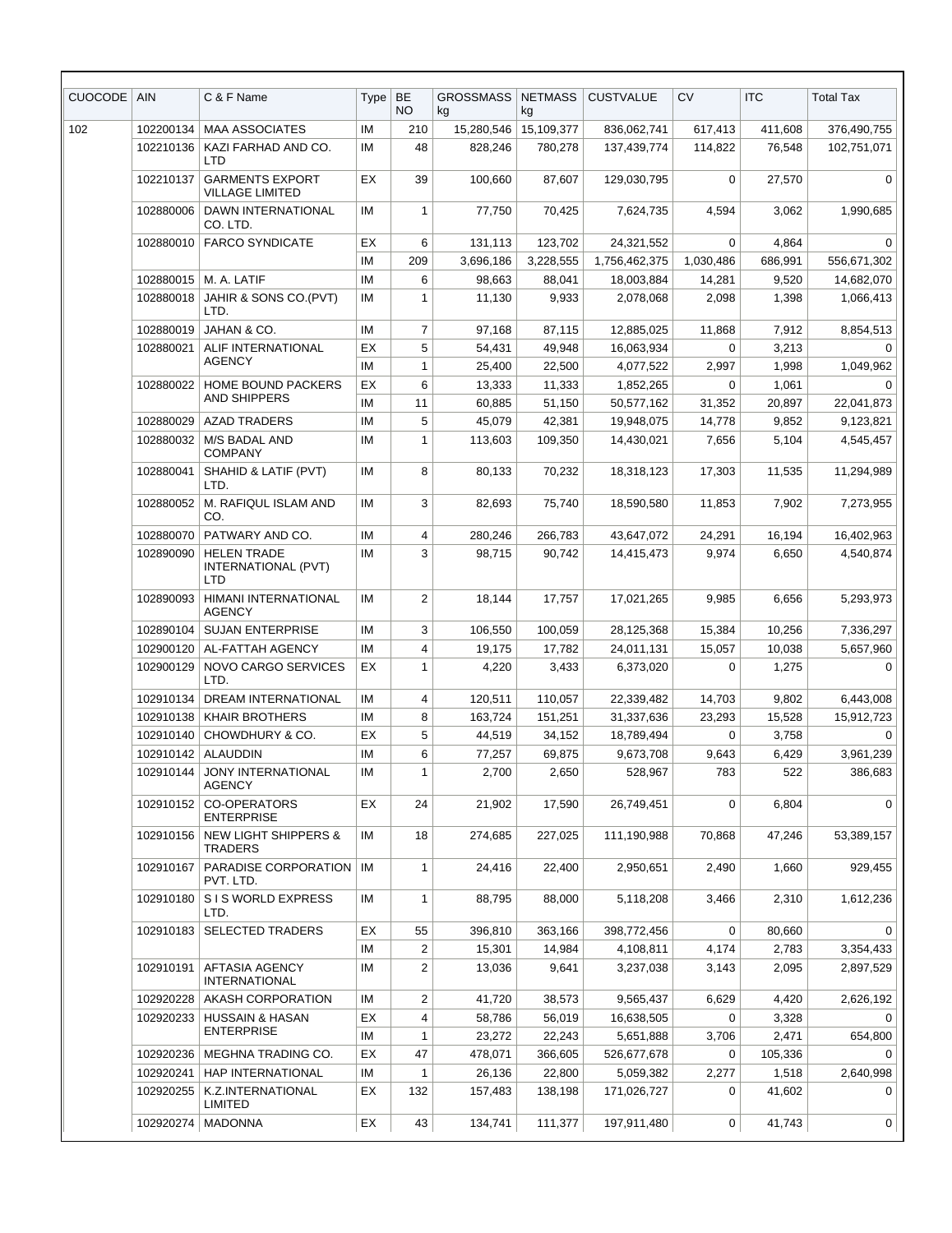| CUOCODE | AIN | C & F Name | Type | BE NO | GROSSMASS kg | NETMASS kg | CUSTVALUE | CV | ITC | Total Tax |
|---|---|---|---|---|---|---|---|---|---|---|
| 102 | 102200134 | MAA ASSOCIATES | IM | 210 | 15,280,546 | 15,109,377 | 836,062,741 | 617,413 | 411,608 | 376,490,755 |
| | 102210136 | KAZI FARHAD AND CO. LTD | IM | 48 | 828,246 | 780,278 | 137,439,774 | 114,822 | 76,548 | 102,751,071 |
| | 102210137 | GARMENTS EXPORT VILLAGE LIMITED | EX | 39 | 100,660 | 87,607 | 129,030,795 | 0 | 27,570 | 0 |
| | 102880006 | DAWN INTERNATIONAL CO. LTD. | IM | 1 | 77,750 | 70,425 | 7,624,735 | 4,594 | 3,062 | 1,990,685 |
| | 102880010 | FARCO SYNDICATE | EX | 6 | 131,113 | 123,702 | 24,321,552 | 0 | 4,864 | 0 |
| | | | IM | 209 | 3,696,186 | 3,228,555 | 1,756,462,375 | 1,030,486 | 686,991 | 556,671,302 |
| | 102880015 | M. A. LATIF | IM | 6 | 98,663 | 88,041 | 18,003,884 | 14,281 | 9,520 | 14,682,070 |
| | 102880018 | JAHIR & SONS CO.(PVT) LTD. | IM | 1 | 11,130 | 9,933 | 2,078,068 | 2,098 | 1,398 | 1,066,413 |
| | 102880019 | JAHAN & CO. | IM | 7 | 97,168 | 87,115 | 12,885,025 | 11,868 | 7,912 | 8,854,513 |
| | 102880021 | ALIF INTERNATIONAL AGENCY | EX | 5 | 54,431 | 49,948 | 16,063,934 | 0 | 3,213 | 0 |
| | | | IM | 1 | 25,400 | 22,500 | 4,077,522 | 2,997 | 1,998 | 1,049,962 |
| | 102880022 | HOME BOUND PACKERS AND SHIPPERS | EX | 6 | 13,333 | 11,333 | 1,852,265 | 0 | 1,061 | 0 |
| | | | IM | 11 | 60,885 | 51,150 | 50,577,162 | 31,352 | 20,897 | 22,041,873 |
| | 102880029 | AZAD TRADERS | IM | 5 | 45,079 | 42,381 | 19,948,075 | 14,778 | 9,852 | 9,123,821 |
| | 102880032 | M/S BADAL AND COMPANY | IM | 1 | 113,603 | 109,350 | 14,430,021 | 7,656 | 5,104 | 4,545,457 |
| | 102880041 | SHAHID & LATIF (PVT) LTD. | IM | 8 | 80,133 | 70,232 | 18,318,123 | 17,303 | 11,535 | 11,294,989 |
| | 102880052 | M. RAFIQUL ISLAM AND CO. | IM | 3 | 82,693 | 75,740 | 18,590,580 | 11,853 | 7,902 | 7,273,955 |
| | 102880070 | PATWARY AND CO. | IM | 4 | 280,246 | 266,783 | 43,647,072 | 24,291 | 16,194 | 16,402,963 |
| | 102890090 | HELEN TRADE INTERNATIONAL (PVT) LTD | IM | 3 | 98,715 | 90,742 | 14,415,473 | 9,974 | 6,650 | 4,540,874 |
| | 102890093 | HIMANI INTERNATIONAL AGENCY | IM | 2 | 18,144 | 17,757 | 17,021,265 | 9,985 | 6,656 | 5,293,973 |
| | 102890104 | SUJAN ENTERPRISE | IM | 3 | 106,550 | 100,059 | 28,125,368 | 15,384 | 10,256 | 7,336,297 |
| | 102900120 | AL-FATTAH AGENCY | IM | 4 | 19,175 | 17,782 | 24,011,131 | 15,057 | 10,038 | 5,657,960 |
| | 102900129 | NOVO CARGO SERVICES LTD. | EX | 1 | 4,220 | 3,433 | 6,373,020 | 0 | 1,275 | 0 |
| | 102910134 | DREAM INTERNATIONAL | IM | 4 | 120,511 | 110,057 | 22,339,482 | 14,703 | 9,802 | 6,443,008 |
| | 102910138 | KHAIR BROTHERS | IM | 8 | 163,724 | 151,251 | 31,337,636 | 23,293 | 15,528 | 15,912,723 |
| | 102910140 | CHOWDHURY & CO. | EX | 5 | 44,519 | 34,152 | 18,789,494 | 0 | 3,758 | 0 |
| | 102910142 | ALAUDDIN | IM | 6 | 77,257 | 69,875 | 9,673,708 | 9,643 | 6,429 | 3,961,239 |
| | 102910144 | JONY INTERNATIONAL AGENCY | IM | 1 | 2,700 | 2,650 | 528,967 | 783 | 522 | 386,683 |
| | 102910152 | CO-OPERATORS ENTERPRISE | EX | 24 | 21,902 | 17,590 | 26,749,451 | 0 | 6,804 | 0 |
| | 102910156 | NEW LIGHT SHIPPERS & TRADERS | IM | 18 | 274,685 | 227,025 | 111,190,988 | 70,868 | 47,246 | 53,389,157 |
| | 102910167 | PARADISE CORPORATION PVT. LTD. | IM | 1 | 24,416 | 22,400 | 2,950,651 | 2,490 | 1,660 | 929,455 |
| | 102910180 | S I S WORLD EXPRESS LTD. | IM | 1 | 88,795 | 88,000 | 5,118,208 | 3,466 | 2,310 | 1,612,236 |
| | 102910183 | SELECTED TRADERS | EX | 55 | 396,810 | 363,166 | 398,772,456 | 0 | 80,660 | 0 |
| | | | IM | 2 | 15,301 | 14,984 | 4,108,811 | 4,174 | 2,783 | 3,354,433 |
| | 102910191 | AFTASIA AGENCY INTERNATIONAL | IM | 2 | 13,036 | 9,641 | 3,237,038 | 3,143 | 2,095 | 2,897,529 |
| | 102920228 | AKASH CORPORATION | IM | 2 | 41,720 | 38,573 | 9,565,437 | 6,629 | 4,420 | 2,626,192 |
| | 102920233 | HUSSAIN & HASAN ENTERPRISE | EX | 4 | 58,786 | 56,019 | 16,638,505 | 0 | 3,328 | 0 |
| | | | IM | 1 | 23,272 | 22,243 | 5,651,888 | 3,706 | 2,471 | 654,800 |
| | 102920236 | MEGHNA TRADING CO. | EX | 47 | 478,071 | 366,605 | 526,677,678 | 0 | 105,336 | 0 |
| | 102920241 | HAP INTERNATIONAL | IM | 1 | 26,136 | 22,800 | 5,059,382 | 2,277 | 1,518 | 2,640,998 |
| | 102920255 | K.Z.INTERNATIONAL LIMITED | EX | 132 | 157,483 | 138,198 | 171,026,727 | 0 | 41,602 | 0 |
| | 102920274 | MADONNA | EX | 43 | 134,741 | 111,377 | 197,911,480 | 0 | 41,743 | 0 |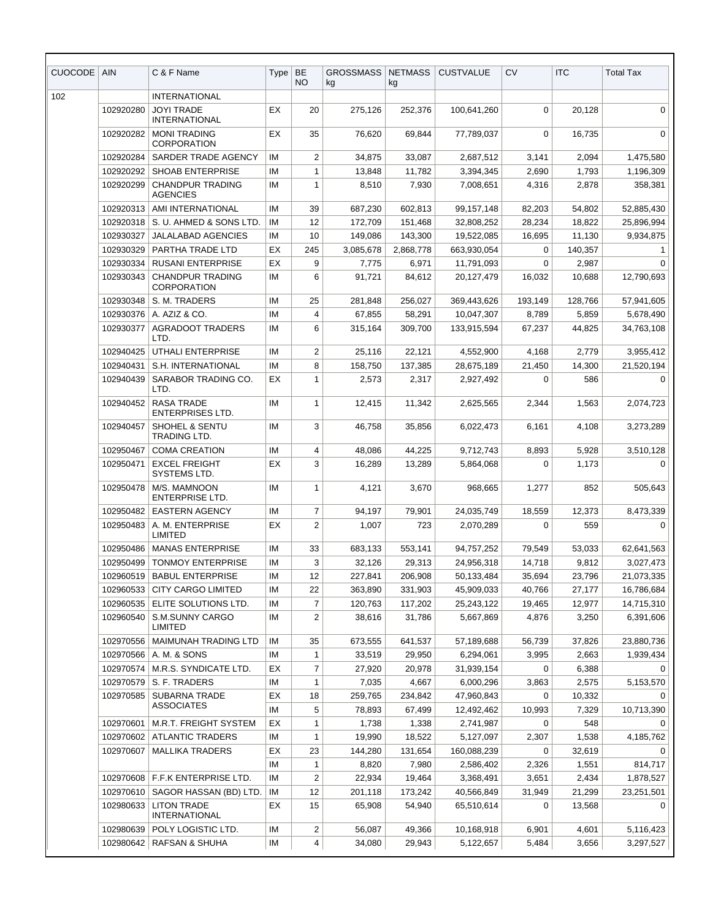| CUOCODE | AIN | C & F Name | Type | BE NO | GROSSMASS kg | NETMASS kg | CUSTVALUE | CV | ITC | Total Tax |
|---|---|---|---|---|---|---|---|---|---|---|
| 102 | | INTERNATIONAL | | | | | | | | |
| | 102920280 | JOYI TRADE INTERNATIONAL | EX | 20 | 275,126 | 252,376 | 100,641,260 | 0 | 20,128 | 0 |
| | 102920282 | MONI TRADING CORPORATION | EX | 35 | 76,620 | 69,844 | 77,789,037 | 0 | 16,735 | 0 |
| | 102920284 | SARDER TRADE AGENCY | IM | 2 | 34,875 | 33,087 | 2,687,512 | 3,141 | 2,094 | 1,475,580 |
| | 102920292 | SHOAB ENTERPRISE | IM | 1 | 13,848 | 11,782 | 3,394,345 | 2,690 | 1,793 | 1,196,309 |
| | 102920299 | CHANDPUR TRADING AGENCIES | IM | 1 | 8,510 | 7,930 | 7,008,651 | 4,316 | 2,878 | 358,381 |
| | 102920313 | AMI INTERNATIONAL | IM | 39 | 687,230 | 602,813 | 99,157,148 | 82,203 | 54,802 | 52,885,430 |
| | 102920318 | S. U. AHMED & SONS LTD. | IM | 12 | 172,709 | 151,468 | 32,808,252 | 28,234 | 18,822 | 25,896,994 |
| | 102930327 | JALALABAD AGENCIES | IM | 10 | 149,086 | 143,300 | 19,522,085 | 16,695 | 11,130 | 9,934,875 |
| | 102930329 | PARTHA TRADE LTD | EX | 245 | 3,085,678 | 2,868,778 | 663,930,054 | 0 | 140,357 | 1 |
| | 102930334 | RUSANI ENTERPRISE | EX | 9 | 7,775 | 6,971 | 11,791,093 | 0 | 2,987 | 0 |
| | 102930343 | CHANDPUR TRADING CORPORATION | IM | 6 | 91,721 | 84,612 | 20,127,479 | 16,032 | 10,688 | 12,790,693 |
| | 102930348 | S. M. TRADERS | IM | 25 | 281,848 | 256,027 | 369,443,626 | 193,149 | 128,766 | 57,941,605 |
| | 102930376 | A. AZIZ & CO. | IM | 4 | 67,855 | 58,291 | 10,047,307 | 8,789 | 5,859 | 5,678,490 |
| | 102930377 | AGRADOOT TRADERS LTD. | IM | 6 | 315,164 | 309,700 | 133,915,594 | 67,237 | 44,825 | 34,763,108 |
| | 102940425 | UTHALI ENTERPRISE | IM | 2 | 25,116 | 22,121 | 4,552,900 | 4,168 | 2,779 | 3,955,412 |
| | 102940431 | S.H. INTERNATIONAL | IM | 8 | 158,750 | 137,385 | 28,675,189 | 21,450 | 14,300 | 21,520,194 |
| | 102940439 | SARABOR TRADING CO. LTD. | EX | 1 | 2,573 | 2,317 | 2,927,492 | 0 | 586 | 0 |
| | 102940452 | RASA TRADE ENTERPRISES LTD. | IM | 1 | 12,415 | 11,342 | 2,625,565 | 2,344 | 1,563 | 2,074,723 |
| | 102940457 | SHOHEL & SENTU TRADING LTD. | IM | 3 | 46,758 | 35,856 | 6,022,473 | 6,161 | 4,108 | 3,273,289 |
| | 102950467 | COMA CREATION | IM | 4 | 48,086 | 44,225 | 9,712,743 | 8,893 | 5,928 | 3,510,128 |
| | 102950471 | EXCEL FREIGHT SYSTEMS LTD. | EX | 3 | 16,289 | 13,289 | 5,864,068 | 0 | 1,173 | 0 |
| | 102950478 | M/S. MAMNOON ENTERPRISE LTD. | IM | 1 | 4,121 | 3,670 | 968,665 | 1,277 | 852 | 505,643 |
| | 102950482 | EASTERN AGENCY | IM | 7 | 94,197 | 79,901 | 24,035,749 | 18,559 | 12,373 | 8,473,339 |
| | 102950483 | A. M. ENTERPRISE LIMITED | EX | 2 | 1,007 | 723 | 2,070,289 | 0 | 559 | 0 |
| | 102950486 | MANAS ENTERPRISE | IM | 33 | 683,133 | 553,141 | 94,757,252 | 79,549 | 53,033 | 62,641,563 |
| | 102950499 | TONMOY ENTERPRISE | IM | 3 | 32,126 | 29,313 | 24,956,318 | 14,718 | 9,812 | 3,027,473 |
| | 102960519 | BABUL ENTERPRISE | IM | 12 | 227,841 | 206,908 | 50,133,484 | 35,694 | 23,796 | 21,073,335 |
| | 102960533 | CITY CARGO LIMITED | IM | 22 | 363,890 | 331,903 | 45,909,033 | 40,766 | 27,177 | 16,786,684 |
| | 102960535 | ELITE SOLUTIONS LTD. | IM | 7 | 120,763 | 117,202 | 25,243,122 | 19,465 | 12,977 | 14,715,310 |
| | 102960540 | S.M.SUNNY CARGO LIMITED | IM | 2 | 38,616 | 31,786 | 5,667,869 | 4,876 | 3,250 | 6,391,606 |
| | 102970556 | MAIMUNAH TRADING LTD | IM | 35 | 673,555 | 641,537 | 57,189,688 | 56,739 | 37,826 | 23,880,736 |
| | 102970566 | A. M. & SONS | IM | 1 | 33,519 | 29,950 | 6,294,061 | 3,995 | 2,663 | 1,939,434 |
| | 102970574 | M.R.S. SYNDICATE LTD. | EX | 7 | 27,920 | 20,978 | 31,939,154 | 0 | 6,388 | 0 |
| | 102970579 | S. F. TRADERS | IM | 1 | 7,035 | 4,667 | 6,000,296 | 3,863 | 2,575 | 5,153,570 |
| | 102970585 | SUBARNA TRADE ASSOCIATES | EX | 18 | 259,765 | 234,842 | 47,960,843 | 0 | 10,332 | 0 |
| | | | IM | 5 | 78,893 | 67,499 | 12,492,462 | 10,993 | 7,329 | 10,713,390 |
| | 102970601 | M.R.T. FREIGHT SYSTEM | EX | 1 | 1,738 | 1,338 | 2,741,987 | 0 | 548 | 0 |
| | 102970602 | ATLANTIC TRADERS | IM | 1 | 19,990 | 18,522 | 5,127,097 | 2,307 | 1,538 | 4,185,762 |
| | 102970607 | MALLIKA TRADERS | EX | 23 | 144,280 | 131,654 | 160,088,239 | 0 | 32,619 | 0 |
| | | | IM | 1 | 8,820 | 7,980 | 2,586,402 | 2,326 | 1,551 | 814,717 |
| | 102970608 | F.F.K ENTERPRISE LTD. | IM | 2 | 22,934 | 19,464 | 3,368,491 | 3,651 | 2,434 | 1,878,527 |
| | 102970610 | SAGOR HASSAN (BD) LTD. | IM | 12 | 201,118 | 173,242 | 40,566,849 | 31,949 | 21,299 | 23,251,501 |
| | 102980633 | LITON TRADE INTERNATIONAL | EX | 15 | 65,908 | 54,940 | 65,510,614 | 0 | 13,568 | 0 |
| | 102980639 | POLY LOGISTIC LTD. | IM | 2 | 56,087 | 49,366 | 10,168,918 | 6,901 | 4,601 | 5,116,423 |
| | 102980642 | RAFSAN & SHUHA | IM | 4 | 34,080 | 29,943 | 5,122,657 | 5,484 | 3,656 | 3,297,527 |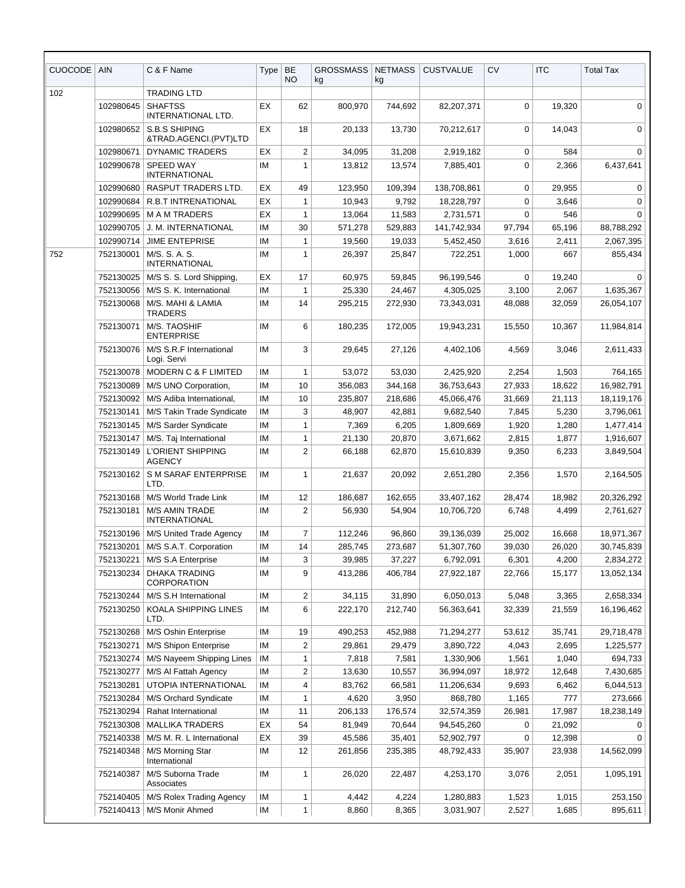| CUOCODE | AIN | C & F Name | Type | BE NO | GROSSMASS kg | NETMASS kg | CUSTVALUE | CV | ITC | Total Tax |
|---|---|---|---|---|---|---|---|---|---|---|
| 102 | | TRADING LTD | | | | | | | | |
| | 102980645 | SHAFTSS INTERNATIONAL LTD. | EX | 62 | 800,970 | 744,692 | 82,207,371 | 0 | 19,320 | 0 |
| | 102980652 | S.B.S SHIPING &TRAD.AGENCI.(PVT)LTD | EX | 18 | 20,133 | 13,730 | 70,212,617 | 0 | 14,043 | 0 |
| | 102980671 | DYNAMIC TRADERS | EX | 2 | 34,095 | 31,208 | 2,919,182 | 0 | 584 | 0 |
| | 102990678 | SPEED WAY INTERNATIONAL | IM | 1 | 13,812 | 13,574 | 7,885,401 | 0 | 2,366 | 6,437,641 |
| | 102990680 | RASPUT TRADERS LTD. | EX | 49 | 123,950 | 109,394 | 138,708,861 | 0 | 29,955 | 0 |
| | 102990684 | R.B.T INTRENATIONAL | EX | 1 | 10,943 | 9,792 | 18,228,797 | 0 | 3,646 | 0 |
| | 102990695 | M A M TRADERS | EX | 1 | 13,064 | 11,583 | 2,731,571 | 0 | 546 | 0 |
| | 102990705 | J. M. INTERNATIONAL | IM | 30 | 571,278 | 529,883 | 141,742,934 | 97,794 | 65,196 | 88,788,292 |
| | 102990714 | JIME ENTEPRISE | IM | 1 | 19,560 | 19,033 | 5,452,450 | 3,616 | 2,411 | 2,067,395 |
| 752 | 752130001 | M/S. S. A. S. INTERNATIONAL | IM | 1 | 26,397 | 25,847 | 722,251 | 1,000 | 667 | 855,434 |
| | 752130025 | M/S S. S. Lord Shipping, | EX | 17 | 60,975 | 59,845 | 96,199,546 | 0 | 19,240 | 0 |
| | 752130056 | M/S S. K. International | IM | 1 | 25,330 | 24,467 | 4,305,025 | 3,100 | 2,067 | 1,635,367 |
| | 752130068 | M/S. MAHI & LAMIA TRADERS | IM | 14 | 295,215 | 272,930 | 73,343,031 | 48,088 | 32,059 | 26,054,107 |
| | 752130071 | M/S. TAOSHIF ENTERPRISE | IM | 6 | 180,235 | 172,005 | 19,943,231 | 15,550 | 10,367 | 11,984,814 |
| | 752130076 | M/S S.R.F International Logi. Servi | IM | 3 | 29,645 | 27,126 | 4,402,106 | 4,569 | 3,046 | 2,611,433 |
| | 752130078 | MODERN C & F LIMITED | IM | 1 | 53,072 | 53,030 | 2,425,920 | 2,254 | 1,503 | 764,165 |
| | 752130089 | M/S UNO Corporation, | IM | 10 | 356,083 | 344,168 | 36,753,643 | 27,933 | 18,622 | 16,982,791 |
| | 752130092 | M/S Adiba International, | IM | 10 | 235,807 | 218,686 | 45,066,476 | 31,669 | 21,113 | 18,119,176 |
| | 752130141 | M/S Takin Trade Syndicate | IM | 3 | 48,907 | 42,881 | 9,682,540 | 7,845 | 5,230 | 3,796,061 |
| | 752130145 | M/S Sarder Syndicate | IM | 1 | 7,369 | 6,205 | 1,809,669 | 1,920 | 1,280 | 1,477,414 |
| | 752130147 | M/S. Taj International | IM | 1 | 21,130 | 20,870 | 3,671,662 | 2,815 | 1,877 | 1,916,607 |
| | 752130149 | L'ORIENT SHIPPING AGENCY | IM | 2 | 66,188 | 62,870 | 15,610,839 | 9,350 | 6,233 | 3,849,504 |
| | 752130162 | S M SARAF ENTERPRISE LTD. | IM | 1 | 21,637 | 20,092 | 2,651,280 | 2,356 | 1,570 | 2,164,505 |
| | 752130168 | M/S World Trade Link | IM | 12 | 186,687 | 162,655 | 33,407,162 | 28,474 | 18,982 | 20,326,292 |
| | 752130181 | M/S AMIN TRADE INTERNATIONAL | IM | 2 | 56,930 | 54,904 | 10,706,720 | 6,748 | 4,499 | 2,761,627 |
| | 752130196 | M/S United Trade Agency | IM | 7 | 112,246 | 96,860 | 39,136,039 | 25,002 | 16,668 | 18,971,367 |
| | 752130201 | M/S S.A.T. Corporation | IM | 14 | 285,745 | 273,687 | 51,307,760 | 39,030 | 26,020 | 30,745,839 |
| | 752130221 | M/S S.A Enterprise | IM | 3 | 39,985 | 37,227 | 6,792,091 | 6,301 | 4,200 | 2,834,272 |
| | 752130234 | DHAKA TRADING CORPORATION | IM | 9 | 413,286 | 406,784 | 27,922,187 | 22,766 | 15,177 | 13,052,134 |
| | 752130244 | M/S S.H International | IM | 2 | 34,115 | 31,890 | 6,050,013 | 5,048 | 3,365 | 2,658,334 |
| | 752130250 | KOALA SHIPPING LINES LTD. | IM | 6 | 222,170 | 212,740 | 56,363,641 | 32,339 | 21,559 | 16,196,462 |
| | 752130268 | M/S Oshin Enterprise | IM | 19 | 490,253 | 452,988 | 71,294,277 | 53,612 | 35,741 | 29,718,478 |
| | 752130271 | M/S Shipon Enterprise | IM | 2 | 29,861 | 29,479 | 3,890,722 | 4,043 | 2,695 | 1,225,577 |
| | 752130274 | M/S Nayeem Shipping Lines | IM | 1 | 7,818 | 7,581 | 1,330,906 | 1,561 | 1,040 | 694,733 |
| | 752130277 | M/S Al Fattah Agency | IM | 2 | 13,630 | 10,557 | 36,994,097 | 18,972 | 12,648 | 7,430,685 |
| | 752130281 | UTOPIA INTERNATIONAL | IM | 4 | 83,762 | 66,581 | 11,206,634 | 9,693 | 6,462 | 6,044,513 |
| | 752130284 | M/S Orchard Syndicate | IM | 1 | 4,620 | 3,950 | 868,780 | 1,165 | 777 | 273,666 |
| | 752130294 | Rahat International | IM | 11 | 206,133 | 176,574 | 32,574,359 | 26,981 | 17,987 | 18,238,149 |
| | 752130308 | MALLIKA TRADERS | EX | 54 | 81,949 | 70,644 | 94,545,260 | 0 | 21,092 | 0 |
| | 752140338 | M/S M. R. L International | EX | 39 | 45,586 | 35,401 | 52,902,797 | 0 | 12,398 | 0 |
| | 752140348 | M/S Morning Star International | IM | 12 | 261,856 | 235,385 | 48,792,433 | 35,907 | 23,938 | 14,562,099 |
| | 752140387 | M/S Suborna Trade Associates | IM | 1 | 26,020 | 22,487 | 4,253,170 | 3,076 | 2,051 | 1,095,191 |
| | 752140405 | M/S Rolex Trading Agency | IM | 1 | 4,442 | 4,224 | 1,280,883 | 1,523 | 1,015 | 253,150 |
| | 752140413 | M/S Monir Ahmed | IM | 1 | 8,860 | 8,365 | 3,031,907 | 2,527 | 1,685 | 895,611 |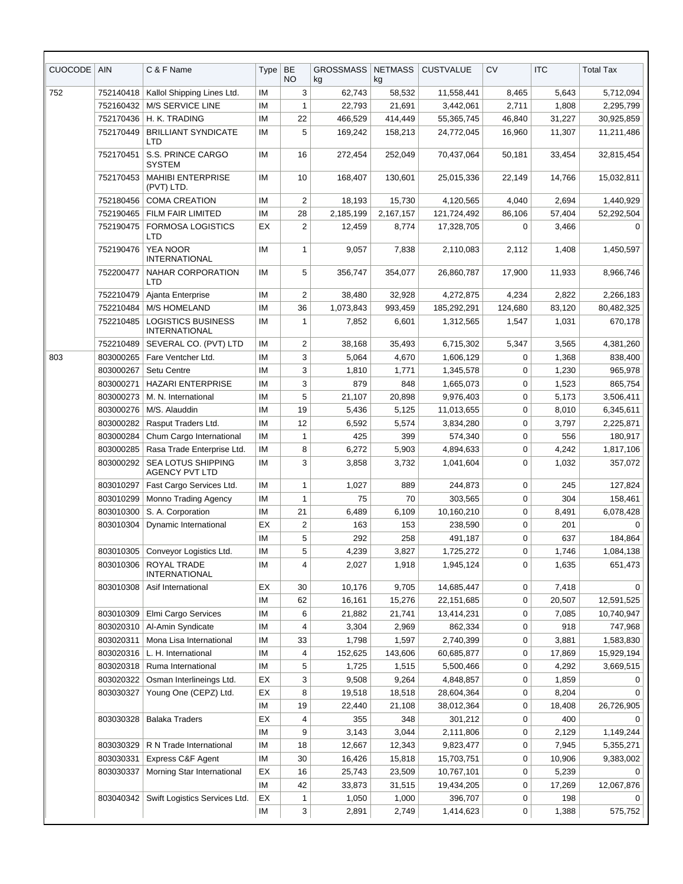| CUOCODE | AIN | C & F Name | Type | BE NO | GROSSMASS kg | NETMASS kg | CUSTVALUE | CV | ITC | Total Tax |
|---|---|---|---|---|---|---|---|---|---|---|
| 752 | 752140418 | Kallol Shipping Lines Ltd. | IM | 3 | 62,743 | 58,532 | 11,558,441 | 8,465 | 5,643 | 5,712,094 |
| | 752160432 | M/S SERVICE LINE | IM | 1 | 22,793 | 21,691 | 3,442,061 | 2,711 | 1,808 | 2,295,799 |
| | 752170436 | H. K. TRADING | IM | 22 | 466,529 | 414,449 | 55,365,745 | 46,840 | 31,227 | 30,925,859 |
| | 752170449 | BRILLIANT SYNDICATE LTD | IM | 5 | 169,242 | 158,213 | 24,772,045 | 16,960 | 11,307 | 11,211,486 |
| | 752170451 | S.S. PRINCE CARGO SYSTEM | IM | 16 | 272,454 | 252,049 | 70,437,064 | 50,181 | 33,454 | 32,815,454 |
| | 752170453 | MAHIBI ENTERPRISE (PVT) LTD. | IM | 10 | 168,407 | 130,601 | 25,015,336 | 22,149 | 14,766 | 15,032,811 |
| | 752180456 | COMA CREATION | IM | 2 | 18,193 | 15,730 | 4,120,565 | 4,040 | 2,694 | 1,440,929 |
| | 752190465 | FILM FAIR LIMITED | IM | 28 | 2,185,199 | 2,167,157 | 121,724,492 | 86,106 | 57,404 | 52,292,504 |
| | 752190475 | FORMOSA LOGISTICS LTD | EX | 2 | 12,459 | 8,774 | 17,328,705 | 0 | 3,466 | 0 |
| | 752190476 | YEA NOOR INTERNATIONAL | IM | 1 | 9,057 | 7,838 | 2,110,083 | 2,112 | 1,408 | 1,450,597 |
| | 752200477 | NAHAR CORPORATION LTD | IM | 5 | 356,747 | 354,077 | 26,860,787 | 17,900 | 11,933 | 8,966,746 |
| | 752210479 | Ajanta Enterprise | IM | 2 | 38,480 | 32,928 | 4,272,875 | 4,234 | 2,822 | 2,266,183 |
| | 752210484 | M/S HOMELAND | IM | 36 | 1,073,843 | 993,459 | 185,292,291 | 124,680 | 83,120 | 80,482,325 |
| | 752210485 | LOGISTICS BUSINESS INTERNATIONAL | IM | 1 | 7,852 | 6,601 | 1,312,565 | 1,547 | 1,031 | 670,178 |
| | 752210489 | SEVERAL CO. (PVT) LTD | IM | 2 | 38,168 | 35,493 | 6,715,302 | 5,347 | 3,565 | 4,381,260 |
| 803 | 803000265 | Fare Ventcher Ltd. | IM | 3 | 5,064 | 4,670 | 1,606,129 | 0 | 1,368 | 838,400 |
| | 803000267 | Setu Centre | IM | 3 | 1,810 | 1,771 | 1,345,578 | 0 | 1,230 | 965,978 |
| | 803000271 | HAZARI ENTERPRISE | IM | 3 | 879 | 848 | 1,665,073 | 0 | 1,523 | 865,754 |
| | 803000273 | M. N. International | IM | 5 | 21,107 | 20,898 | 9,976,403 | 0 | 5,173 | 3,506,411 |
| | 803000276 | M/S. Alauddin | IM | 19 | 5,436 | 5,125 | 11,013,655 | 0 | 8,010 | 6,345,611 |
| | 803000282 | Rasput Traders Ltd. | IM | 12 | 6,592 | 5,574 | 3,834,280 | 0 | 3,797 | 2,225,871 |
| | 803000284 | Chum Cargo International | IM | 1 | 425 | 399 | 574,340 | 0 | 556 | 180,917 |
| | 803000285 | Rasa Trade Enterprise Ltd. | IM | 8 | 6,272 | 5,903 | 4,894,633 | 0 | 4,242 | 1,817,106 |
| | 803000292 | SEA LOTUS SHIPPING AGENCY PVT LTD | IM | 3 | 3,858 | 3,732 | 1,041,604 | 0 | 1,032 | 357,072 |
| | 803010297 | Fast Cargo Services Ltd. | IM | 1 | 1,027 | 889 | 244,873 | 0 | 245 | 127,824 |
| | 803010299 | Monno Trading Agency | IM | 1 | 75 | 70 | 303,565 | 0 | 304 | 158,461 |
| | 803010300 | S. A. Corporation | IM | 21 | 6,489 | 6,109 | 10,160,210 | 0 | 8,491 | 6,078,428 |
| | 803010304 | Dynamic International | EX | 2 | 163 | 153 | 238,590 | 0 | 201 | 0 |
| | | | IM | 5 | 292 | 258 | 491,187 | 0 | 637 | 184,864 |
| | 803010305 | Conveyor Logistics Ltd. | IM | 5 | 4,239 | 3,827 | 1,725,272 | 0 | 1,746 | 1,084,138 |
| | 803010306 | ROYAL TRADE INTERNATIONAL | IM | 4 | 2,027 | 1,918 | 1,945,124 | 0 | 1,635 | 651,473 |
| | 803010308 | Asif International | EX | 30 | 10,176 | 9,705 | 14,685,447 | 0 | 7,418 | 0 |
| | | | IM | 62 | 16,161 | 15,276 | 22,151,685 | 0 | 20,507 | 12,591,525 |
| | 803010309 | Elmi Cargo Services | IM | 6 | 21,882 | 21,741 | 13,414,231 | 0 | 7,085 | 10,740,947 |
| | 803020310 | Al-Amin Syndicate | IM | 4 | 3,304 | 2,969 | 862,334 | 0 | 918 | 747,968 |
| | 803020311 | Mona Lisa International | IM | 33 | 1,798 | 1,597 | 2,740,399 | 0 | 3,881 | 1,583,830 |
| | 803020316 | L. H. International | IM | 4 | 152,625 | 143,606 | 60,685,877 | 0 | 17,869 | 15,929,194 |
| | 803020318 | Ruma International | IM | 5 | 1,725 | 1,515 | 5,500,466 | 0 | 4,292 | 3,669,515 |
| | 803020322 | Osman Interlineings Ltd. | EX | 3 | 9,508 | 9,264 | 4,848,857 | 0 | 1,859 | 0 |
| | 803030327 | Young One (CEPZ) Ltd. | EX | 8 | 19,518 | 18,518 | 28,604,364 | 0 | 8,204 | 0 |
| | | | IM | 19 | 22,440 | 21,108 | 38,012,364 | 0 | 18,408 | 26,726,905 |
| | 803030328 | Balaka Traders | EX | 4 | 355 | 348 | 301,212 | 0 | 400 | 0 |
| | | | IM | 9 | 3,143 | 3,044 | 2,111,806 | 0 | 2,129 | 1,149,244 |
| | 803030329 | R N Trade International | IM | 18 | 12,667 | 12,343 | 9,823,477 | 0 | 7,945 | 5,355,271 |
| | 803030331 | Express C&F Agent | IM | 30 | 16,426 | 15,818 | 15,703,751 | 0 | 10,906 | 9,383,002 |
| | 803030337 | Morning Star International | EX | 16 | 25,743 | 23,509 | 10,767,101 | 0 | 5,239 | 0 |
| | | | IM | 42 | 33,873 | 31,515 | 19,434,205 | 0 | 17,269 | 12,067,876 |
| | 803040342 | Swift Logistics Services Ltd. | EX | 1 | 1,050 | 1,000 | 396,707 | 0 | 198 | 0 |
| | | | IM | 3 | 2,891 | 2,749 | 1,414,623 | 0 | 1,388 | 575,752 |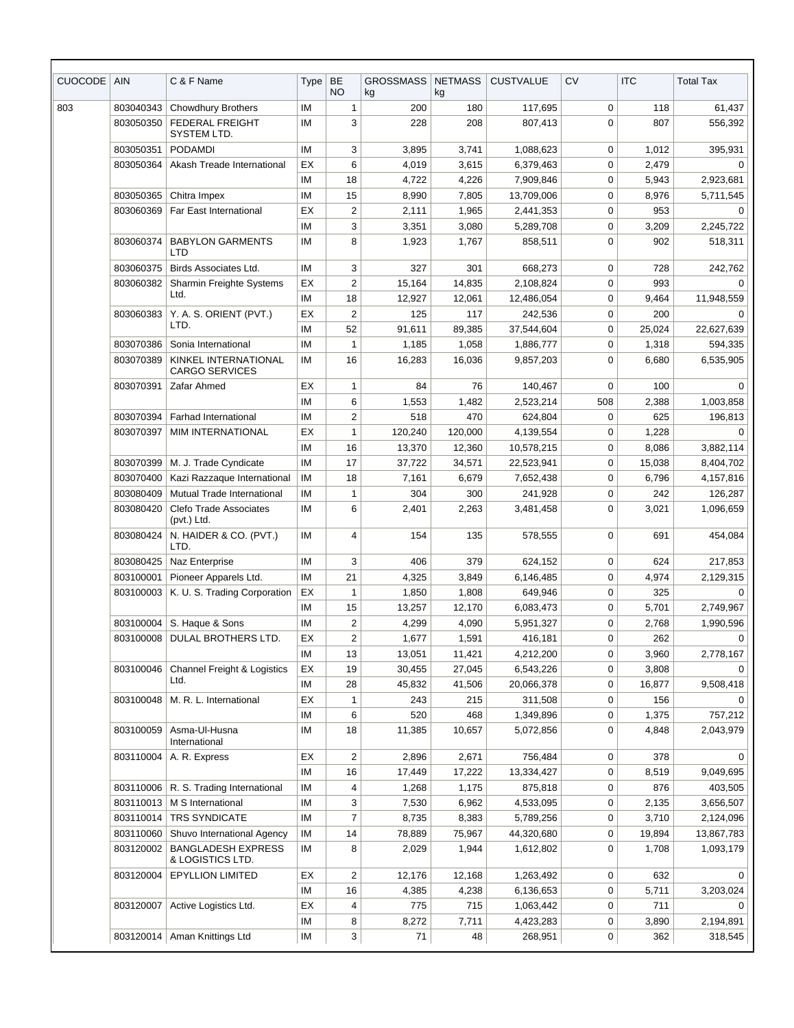| CUOCODE | AIN | C & F Name | Type | BE NO | GROSSMASS kg | NETMASS kg | CUSTVALUE | CV | ITC | Total Tax |
|---|---|---|---|---|---|---|---|---|---|---|
| 803 | 803040343 | Chowdhury Brothers | IM | 1 | 200 | 180 | 117,695 | 0 | 118 | 61,437 |
| | 803050350 | FEDERAL FREIGHT SYSTEM LTD. | IM | 3 | 228 | 208 | 807,413 | 0 | 807 | 556,392 |
| | 803050351 | PODAMDI | IM | 3 | 3,895 | 3,741 | 1,088,623 | 0 | 1,012 | 395,931 |
| | 803050364 | Akash Treade International | EX | 6 | 4,019 | 3,615 | 6,379,463 | 0 | 2,479 | 0 |
| | | | IM | 18 | 4,722 | 4,226 | 7,909,846 | 0 | 5,943 | 2,923,681 |
| | 803050365 | Chitra Impex | IM | 15 | 8,990 | 7,805 | 13,709,006 | 0 | 8,976 | 5,711,545 |
| | 803060369 | Far East International | EX | 2 | 2,111 | 1,965 | 2,441,353 | 0 | 953 | 0 |
| | | | IM | 3 | 3,351 | 3,080 | 5,289,708 | 0 | 3,209 | 2,245,722 |
| | 803060374 | BABYLON GARMENTS LTD | IM | 8 | 1,923 | 1,767 | 858,511 | 0 | 902 | 518,311 |
| | 803060375 | Birds Associates Ltd. | IM | 3 | 327 | 301 | 668,273 | 0 | 728 | 242,762 |
| | 803060382 | Sharmin Freighte Systems Ltd. | EX | 2 | 15,164 | 14,835 | 2,108,824 | 0 | 993 | 0 |
| | | | IM | 18 | 12,927 | 12,061 | 12,486,054 | 0 | 9,464 | 11,948,559 |
| | 803060383 | Y. A. S. ORIENT (PVT.) LTD. | EX | 2 | 125 | 117 | 242,536 | 0 | 200 | 0 |
| | | | IM | 52 | 91,611 | 89,385 | 37,544,604 | 0 | 25,024 | 22,627,639 |
| | 803070386 | Sonia International | IM | 1 | 1,185 | 1,058 | 1,886,777 | 0 | 1,318 | 594,335 |
| | 803070389 | KINKEL INTERNATIONAL CARGO SERVICES | IM | 16 | 16,283 | 16,036 | 9,857,203 | 0 | 6,680 | 6,535,905 |
| | 803070391 | Zafar Ahmed | EX | 1 | 84 | 76 | 140,467 | 0 | 100 | 0 |
| | | | IM | 6 | 1,553 | 1,482 | 2,523,214 | 508 | 2,388 | 1,003,858 |
| | 803070394 | Farhad International | IM | 2 | 518 | 470 | 624,804 | 0 | 625 | 196,813 |
| | 803070397 | MIM INTERNATIONAL | EX | 1 | 120,240 | 120,000 | 4,139,554 | 0 | 1,228 | 0 |
| | | | IM | 16 | 13,370 | 12,360 | 10,578,215 | 0 | 8,086 | 3,882,114 |
| | 803070399 | M. J. Trade Cyndicate | IM | 17 | 37,722 | 34,571 | 22,523,941 | 0 | 15,038 | 8,404,702 |
| | 803070400 | Kazi Razzaque International | IM | 18 | 7,161 | 6,679 | 7,652,438 | 0 | 6,796 | 4,157,816 |
| | 803080409 | Mutual Trade International | IM | 1 | 304 | 300 | 241,928 | 0 | 242 | 126,287 |
| | 803080420 | Clefo Trade Associates (pvt.) Ltd. | IM | 6 | 2,401 | 2,263 | 3,481,458 | 0 | 3,021 | 1,096,659 |
| | 803080424 | N. HAIDER & CO. (PVT.) LTD. | IM | 4 | 154 | 135 | 578,555 | 0 | 691 | 454,084 |
| | 803080425 | Naz Enterprise | IM | 3 | 406 | 379 | 624,152 | 0 | 624 | 217,853 |
| | 803100001 | Pioneer Apparels Ltd. | IM | 21 | 4,325 | 3,849 | 6,146,485 | 0 | 4,974 | 2,129,315 |
| | 803100003 | K. U. S. Trading Corporation | EX | 1 | 1,850 | 1,808 | 649,946 | 0 | 325 | 0 |
| | | | IM | 15 | 13,257 | 12,170 | 6,083,473 | 0 | 5,701 | 2,749,967 |
| | 803100004 | S. Haque & Sons | IM | 2 | 4,299 | 4,090 | 5,951,327 | 0 | 2,768 | 1,990,596 |
| | 803100008 | DULAL BROTHERS LTD. | EX | 2 | 1,677 | 1,591 | 416,181 | 0 | 262 | 0 |
| | | | IM | 13 | 13,051 | 11,421 | 4,212,200 | 0 | 3,960 | 2,778,167 |
| | 803100046 | Channel Freight & Logistics Ltd. | EX | 19 | 30,455 | 27,045 | 6,543,226 | 0 | 3,808 | 0 |
| | | | IM | 28 | 45,832 | 41,506 | 20,066,378 | 0 | 16,877 | 9,508,418 |
| | 803100048 | M. R. L. International | EX | 1 | 243 | 215 | 311,508 | 0 | 156 | 0 |
| | | | IM | 6 | 520 | 468 | 1,349,896 | 0 | 1,375 | 757,212 |
| | 803100059 | Asma-Ul-Husna International | IM | 18 | 11,385 | 10,657 | 5,072,856 | 0 | 4,848 | 2,043,979 |
| | 803110004 | A. R. Express | EX | 2 | 2,896 | 2,671 | 756,484 | 0 | 378 | 0 |
| | | | IM | 16 | 17,449 | 17,222 | 13,334,427 | 0 | 8,519 | 9,049,695 |
| | 803110006 | R. S. Trading International | IM | 4 | 1,268 | 1,175 | 875,818 | 0 | 876 | 403,505 |
| | 803110013 | M S International | IM | 3 | 7,530 | 6,962 | 4,533,095 | 0 | 2,135 | 3,656,507 |
| | 803110014 | TRS SYNDICATE | IM | 7 | 8,735 | 8,383 | 5,789,256 | 0 | 3,710 | 2,124,096 |
| | 803110060 | Shuvo International Agency | IM | 14 | 78,889 | 75,967 | 44,320,680 | 0 | 19,894 | 13,867,783 |
| | 803120002 | BANGLADESH EXPRESS & LOGISTICS LTD. | IM | 8 | 2,029 | 1,944 | 1,612,802 | 0 | 1,708 | 1,093,179 |
| | 803120004 | EPYLLION LIMITED | EX | 2 | 12,176 | 12,168 | 1,263,492 | 0 | 632 | 0 |
| | | | IM | 16 | 4,385 | 4,238 | 6,136,653 | 0 | 5,711 | 3,203,024 |
| | 803120007 | Active Logistics Ltd. | EX | 4 | 775 | 715 | 1,063,442 | 0 | 711 | 0 |
| | | | IM | 8 | 8,272 | 7,711 | 4,423,283 | 0 | 3,890 | 2,194,891 |
| | 803120014 | Aman Knittings Ltd | IM | 3 | 71 | 48 | 268,951 | 0 | 362 | 318,545 |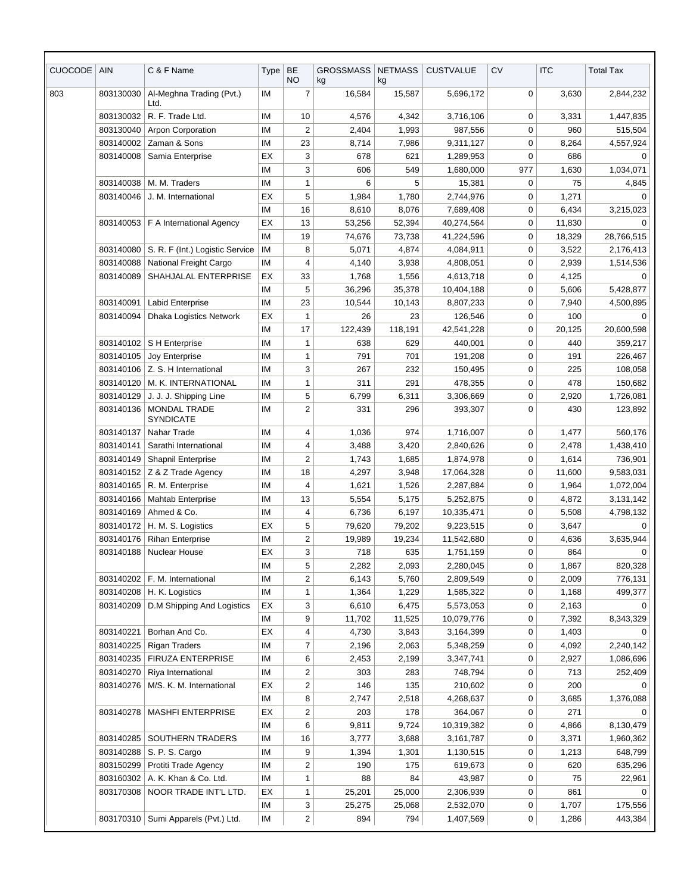| CUOCODE | AIN | C & F Name | Type | BE NO | GROSSMASS kg | NETMASS kg | CUSTVALUE | CV | ITC | Total Tax |
|---|---|---|---|---|---|---|---|---|---|---|
| 803 | 803130030 | Al-Meghna Trading (Pvt.) Ltd. | IM | 7 | 16,584 | 15,587 | 5,696,172 | 0 | 3,630 | 2,844,232 |
| | 803130032 | R. F. Trade Ltd. | IM | 10 | 4,576 | 4,342 | 3,716,106 | 0 | 3,331 | 1,447,835 |
| | 803130040 | Arpon Corporation | IM | 2 | 2,404 | 1,993 | 987,556 | 0 | 960 | 515,504 |
| | 803140002 | Zaman & Sons | IM | 23 | 8,714 | 7,986 | 9,311,127 | 0 | 8,264 | 4,557,924 |
| | 803140008 | Samia Enterprise | EX | 3 | 678 | 621 | 1,289,953 | 0 | 686 | 0 |
| | | | IM | 3 | 606 | 549 | 1,680,000 | 977 | 1,630 | 1,034,071 |
| | 803140038 | M. M. Traders | IM | 1 | 6 | 5 | 15,381 | 0 | 75 | 4,845 |
| | 803140046 | J. M. International | EX | 5 | 1,984 | 1,780 | 2,744,976 | 0 | 1,271 | 0 |
| | | | IM | 16 | 8,610 | 8,076 | 7,689,408 | 0 | 6,434 | 3,215,023 |
| | 803140053 | F A International Agency | EX | 13 | 53,256 | 52,394 | 40,274,564 | 0 | 11,830 | 0 |
| | | | IM | 19 | 74,676 | 73,738 | 41,224,596 | 0 | 18,329 | 28,766,515 |
| | 803140080 | S. R. F (Int.) Logistic Service | IM | 8 | 5,071 | 4,874 | 4,084,911 | 0 | 3,522 | 2,176,413 |
| | 803140088 | National Freight Cargo | IM | 4 | 4,140 | 3,938 | 4,808,051 | 0 | 2,939 | 1,514,536 |
| | 803140089 | SHAHJALAL ENTERPRISE | EX | 33 | 1,768 | 1,556 | 4,613,718 | 0 | 4,125 | 0 |
| | | | IM | 5 | 36,296 | 35,378 | 10,404,188 | 0 | 5,606 | 5,428,877 |
| | 803140091 | Labid Enterprise | IM | 23 | 10,544 | 10,143 | 8,807,233 | 0 | 7,940 | 4,500,895 |
| | 803140094 | Dhaka Logistics Network | EX | 1 | 26 | 23 | 126,546 | 0 | 100 | 0 |
| | | | IM | 17 | 122,439 | 118,191 | 42,541,228 | 0 | 20,125 | 20,600,598 |
| | 803140102 | S H Enterprise | IM | 1 | 638 | 629 | 440,001 | 0 | 440 | 359,217 |
| | 803140105 | Joy Enterprise | IM | 1 | 791 | 701 | 191,208 | 0 | 191 | 226,467 |
| | 803140106 | Z. S. H International | IM | 3 | 267 | 232 | 150,495 | 0 | 225 | 108,058 |
| | 803140120 | M. K. INTERNATIONAL | IM | 1 | 311 | 291 | 478,355 | 0 | 478 | 150,682 |
| | 803140129 | J. J. J. Shipping Line | IM | 5 | 6,799 | 6,311 | 3,306,669 | 0 | 2,920 | 1,726,081 |
| | 803140136 | MONDAL TRADE SYNDICATE | IM | 2 | 331 | 296 | 393,307 | 0 | 430 | 123,892 |
| | 803140137 | Nahar Trade | IM | 4 | 1,036 | 974 | 1,716,007 | 0 | 1,477 | 560,176 |
| | 803140141 | Sarathi International | IM | 4 | 3,488 | 3,420 | 2,840,626 | 0 | 2,478 | 1,438,410 |
| | 803140149 | Shapnil Enterprise | IM | 2 | 1,743 | 1,685 | 1,874,978 | 0 | 1,614 | 736,901 |
| | 803140152 | Z & Z Trade Agency | IM | 18 | 4,297 | 3,948 | 17,064,328 | 0 | 11,600 | 9,583,031 |
| | 803140165 | R. M. Enterprise | IM | 4 | 1,621 | 1,526 | 2,287,884 | 0 | 1,964 | 1,072,004 |
| | 803140166 | Mahtab Enterprise | IM | 13 | 5,554 | 5,175 | 5,252,875 | 0 | 4,872 | 3,131,142 |
| | 803140169 | Ahmed & Co. | IM | 4 | 6,736 | 6,197 | 10,335,471 | 0 | 5,508 | 4,798,132 |
| | 803140172 | H. M. S. Logistics | EX | 5 | 79,620 | 79,202 | 9,223,515 | 0 | 3,647 | 0 |
| | 803140176 | Rihan Enterprise | IM | 2 | 19,989 | 19,234 | 11,542,680 | 0 | 4,636 | 3,635,944 |
| | 803140188 | Nuclear House | EX | 3 | 718 | 635 | 1,751,159 | 0 | 864 | 0 |
| | | | IM | 5 | 2,282 | 2,093 | 2,280,045 | 0 | 1,867 | 820,328 |
| | 803140202 | F. M. International | IM | 2 | 6,143 | 5,760 | 2,809,549 | 0 | 2,009 | 776,131 |
| | 803140208 | H. K. Logistics | IM | 1 | 1,364 | 1,229 | 1,585,322 | 0 | 1,168 | 499,377 |
| | 803140209 | D.M Shipping And Logistics | EX | 3 | 6,610 | 6,475 | 5,573,053 | 0 | 2,163 | 0 |
| | | | IM | 9 | 11,702 | 11,525 | 10,079,776 | 0 | 7,392 | 8,343,329 |
| | 803140221 | Borhan And Co. | EX | 4 | 4,730 | 3,843 | 3,164,399 | 0 | 1,403 | 0 |
| | 803140225 | Rigan Traders | IM | 7 | 2,196 | 2,063 | 5,348,259 | 0 | 4,092 | 2,240,142 |
| | 803140235 | FIRUZA ENTERPRISE | IM | 6 | 2,453 | 2,199 | 3,347,741 | 0 | 2,927 | 1,086,696 |
| | 803140270 | Riya International | IM | 2 | 303 | 283 | 748,794 | 0 | 713 | 252,409 |
| | 803140276 | M/S. K. M. International | EX | 2 | 146 | 135 | 210,602 | 0 | 200 | 0 |
| | | | IM | 8 | 2,747 | 2,518 | 4,268,637 | 0 | 3,685 | 1,376,088 |
| | 803140278 | MASHFI ENTERPRISE | EX | 2 | 203 | 178 | 364,067 | 0 | 271 | 0 |
| | | | IM | 6 | 9,811 | 9,724 | 10,319,382 | 0 | 4,866 | 8,130,479 |
| | 803140285 | SOUTHERN TRADERS | IM | 16 | 3,777 | 3,688 | 3,161,787 | 0 | 3,371 | 1,960,362 |
| | 803140288 | S. P. S. Cargo | IM | 9 | 1,394 | 1,301 | 1,130,515 | 0 | 1,213 | 648,799 |
| | 803150299 | Protiti Trade Agency | IM | 2 | 190 | 175 | 619,673 | 0 | 620 | 635,296 |
| | 803160302 | A. K. Khan & Co. Ltd. | IM | 1 | 88 | 84 | 43,987 | 0 | 75 | 22,961 |
| | 803170308 | NOOR TRADE INT'L LTD. | EX | 1 | 25,201 | 25,000 | 2,306,939 | 0 | 861 | 0 |
| | | | IM | 3 | 25,275 | 25,068 | 2,532,070 | 0 | 1,707 | 175,556 |
| | 803170310 | Sumi Apparels (Pvt.) Ltd. | IM | 2 | 894 | 794 | 1,407,569 | 0 | 1,286 | 443,384 |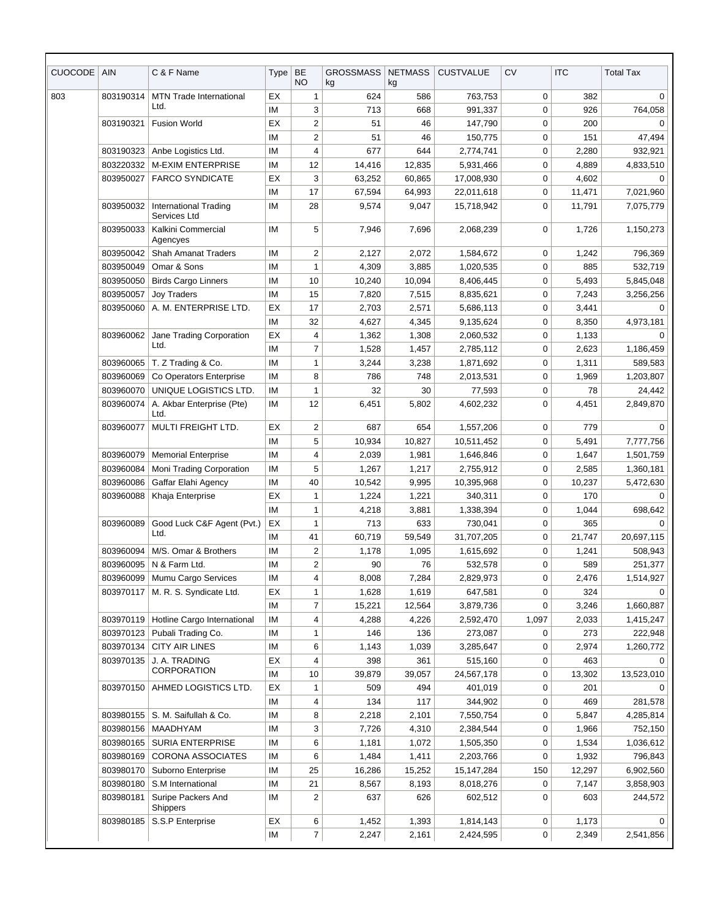| CUOCODE | AIN | C & F Name | Type | BE NO | GROSSMASS kg | NETMASS kg | CUSTVALUE | CV | ITC | Total Tax |
|---|---|---|---|---|---|---|---|---|---|---|
| 803 | 803190314 | MTN Trade International Ltd. | EX | 1 | 624 | 586 | 763,753 | 0 | 382 | 0 |
| | | | IM | 3 | 713 | 668 | 991,337 | 0 | 926 | 764,058 |
| | 803190321 | Fusion World | EX | 2 | 51 | 46 | 147,790 | 0 | 200 | 0 |
| | | | IM | 2 | 51 | 46 | 150,775 | 0 | 151 | 47,494 |
| | 803190323 | Anbe Logistics Ltd. | IM | 4 | 677 | 644 | 2,774,741 | 0 | 2,280 | 932,921 |
| | 803220332 | M-EXIM ENTERPRISE | IM | 12 | 14,416 | 12,835 | 5,931,466 | 0 | 4,889 | 4,833,510 |
| | 803950027 | FARCO SYNDICATE | EX | 3 | 63,252 | 60,865 | 17,008,930 | 0 | 4,602 | 0 |
| | | | IM | 17 | 67,594 | 64,993 | 22,011,618 | 0 | 11,471 | 7,021,960 |
| | 803950032 | International Trading Services Ltd | IM | 28 | 9,574 | 9,047 | 15,718,942 | 0 | 11,791 | 7,075,779 |
| | 803950033 | Kalkini Commercial Agencyes | IM | 5 | 7,946 | 7,696 | 2,068,239 | 0 | 1,726 | 1,150,273 |
| | 803950042 | Shah Amanat Traders | IM | 2 | 2,127 | 2,072 | 1,584,672 | 0 | 1,242 | 796,369 |
| | 803950049 | Omar & Sons | IM | 1 | 4,309 | 3,885 | 1,020,535 | 0 | 885 | 532,719 |
| | 803950050 | Birds Cargo Linners | IM | 10 | 10,240 | 10,094 | 8,406,445 | 0 | 5,493 | 5,845,048 |
| | 803950057 | Joy Traders | IM | 15 | 7,820 | 7,515 | 8,835,621 | 0 | 7,243 | 3,256,256 |
| | 803950060 | A. M. ENTERPRISE LTD. | EX | 17 | 2,703 | 2,571 | 5,686,113 | 0 | 3,441 | 0 |
| | | | IM | 32 | 4,627 | 4,345 | 9,135,624 | 0 | 8,350 | 4,973,181 |
| | 803960062 | Jane Trading Corporation Ltd. | EX | 4 | 1,362 | 1,308 | 2,060,532 | 0 | 1,133 | 0 |
| | | | IM | 7 | 1,528 | 1,457 | 2,785,112 | 0 | 2,623 | 1,186,459 |
| | 803960065 | T. Z Trading & Co. | IM | 1 | 3,244 | 3,238 | 1,871,692 | 0 | 1,311 | 589,583 |
| | 803960069 | Co Operators Enterprise | IM | 8 | 786 | 748 | 2,013,531 | 0 | 1,969 | 1,203,807 |
| | 803960070 | UNIQUE LOGISTICS LTD. | IM | 1 | 32 | 30 | 77,593 | 0 | 78 | 24,442 |
| | 803960074 | A. Akbar Enterprise (Pte) Ltd. | IM | 12 | 6,451 | 5,802 | 4,602,232 | 0 | 4,451 | 2,849,870 |
| | 803960077 | MULTI FREIGHT LTD. | EX | 2 | 687 | 654 | 1,557,206 | 0 | 779 | 0 |
| | | | IM | 5 | 10,934 | 10,827 | 10,511,452 | 0 | 5,491 | 7,777,756 |
| | 803960079 | Memorial Enterprise | IM | 4 | 2,039 | 1,981 | 1,646,846 | 0 | 1,647 | 1,501,759 |
| | 803960084 | Moni Trading Corporation | IM | 5 | 1,267 | 1,217 | 2,755,912 | 0 | 2,585 | 1,360,181 |
| | 803960086 | Gaffar Elahi Agency | IM | 40 | 10,542 | 9,995 | 10,395,968 | 0 | 10,237 | 5,472,630 |
| | 803960088 | Khaja Enterprise | EX | 1 | 1,224 | 1,221 | 340,311 | 0 | 170 | 0 |
| | | | IM | 1 | 4,218 | 3,881 | 1,338,394 | 0 | 1,044 | 698,642 |
| | 803960089 | Good Luck C&F Agent (Pvt.) Ltd. | EX | 1 | 713 | 633 | 730,041 | 0 | 365 | 0 |
| | | | IM | 41 | 60,719 | 59,549 | 31,707,205 | 0 | 21,747 | 20,697,115 |
| | 803960094 | M/S. Omar & Brothers | IM | 2 | 1,178 | 1,095 | 1,615,692 | 0 | 1,241 | 508,943 |
| | 803960095 | N & Farm Ltd. | IM | 2 | 90 | 76 | 532,578 | 0 | 589 | 251,377 |
| | 803960099 | Mumu Cargo Services | IM | 4 | 8,008 | 7,284 | 2,829,973 | 0 | 2,476 | 1,514,927 |
| | 803970117 | M. R. S. Syndicate Ltd. | EX | 1 | 1,628 | 1,619 | 647,581 | 0 | 324 | 0 |
| | | | IM | 7 | 15,221 | 12,564 | 3,879,736 | 0 | 3,246 | 1,660,887 |
| | 803970119 | Hotline Cargo International | IM | 4 | 4,288 | 4,226 | 2,592,470 | 1,097 | 2,033 | 1,415,247 |
| | 803970123 | Pubali Trading Co. | IM | 1 | 146 | 136 | 273,087 | 0 | 273 | 222,948 |
| | 803970134 | CITY AIR LINES | IM | 6 | 1,143 | 1,039 | 3,285,647 | 0 | 2,974 | 1,260,772 |
| | 803970135 | J. A. TRADING CORPORATION | EX | 4 | 398 | 361 | 515,160 | 0 | 463 | 0 |
| | | | IM | 10 | 39,879 | 39,057 | 24,567,178 | 0 | 13,302 | 13,523,010 |
| | 803970150 | AHMED LOGISTICS LTD. | EX | 1 | 509 | 494 | 401,019 | 0 | 201 | 0 |
| | | | IM | 4 | 134 | 117 | 344,902 | 0 | 469 | 281,578 |
| | 803980155 | S. M. Saifullah & Co. | IM | 8 | 2,218 | 2,101 | 7,550,754 | 0 | 5,847 | 4,285,814 |
| | 803980156 | MAADHYAM | IM | 3 | 7,726 | 4,310 | 2,384,544 | 0 | 1,966 | 752,150 |
| | 803980165 | SURIA ENTERPRISE | IM | 6 | 1,181 | 1,072 | 1,505,350 | 0 | 1,534 | 1,036,612 |
| | 803980169 | CORONA ASSOCIATES | IM | 6 | 1,484 | 1,411 | 2,203,766 | 0 | 1,932 | 796,843 |
| | 803980170 | Suborno Enterprise | IM | 25 | 16,286 | 15,252 | 15,147,284 | 150 | 12,297 | 6,902,560 |
| | 803980180 | S.M International | IM | 21 | 8,567 | 8,193 | 8,018,276 | 0 | 7,147 | 3,858,903 |
| | 803980181 | Suripe Packers And Shippers | IM | 2 | 637 | 626 | 602,512 | 0 | 603 | 244,572 |
| | 803980185 | S.S.P Enterprise | EX | 6 | 1,452 | 1,393 | 1,814,143 | 0 | 1,173 | 0 |
| | | | IM | 7 | 2,247 | 2,161 | 2,424,595 | 0 | 2,349 | 2,541,856 |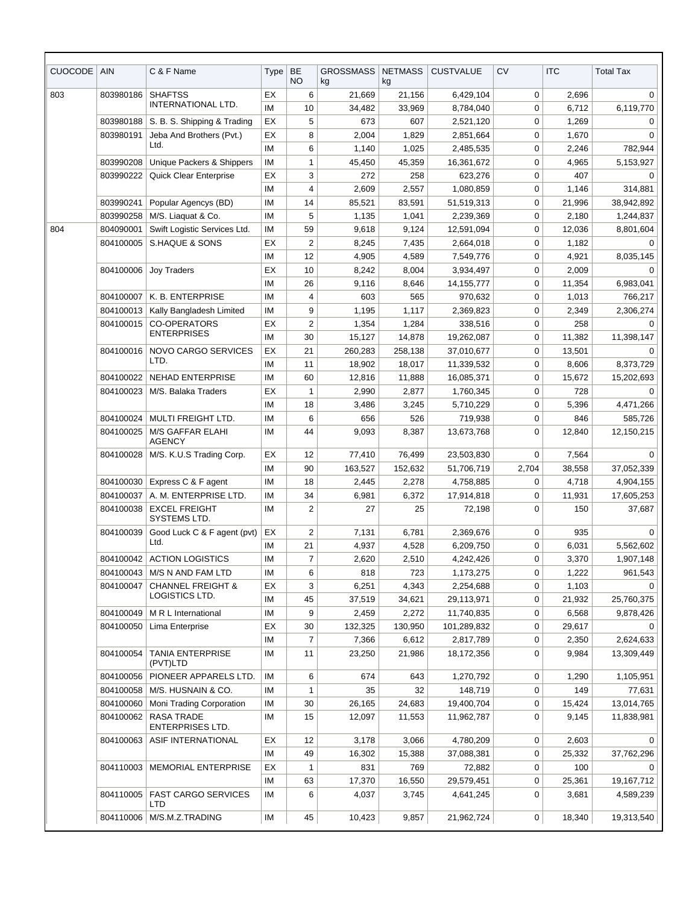| CUOCODE | AIN | C & F Name | Type | BE NO | GROSSMASS kg | NETMASS kg | CUSTVALUE | CV | ITC | Total Tax |
|---|---|---|---|---|---|---|---|---|---|---|
| 803 | 803980186 | SHAFTSS INTERNATIONAL LTD. | EX | 6 | 21,669 | 21,156 | 6,429,104 | 0 | 2,696 | 0 |
| | | | IM | 10 | 34,482 | 33,969 | 8,784,040 | 0 | 6,712 | 6,119,770 |
| | 803980188 | S. B. S. Shipping & Trading | EX | 5 | 673 | 607 | 2,521,120 | 0 | 1,269 | 0 |
| | 803980191 | Jeba And Brothers (Pvt.) Ltd. | EX | 8 | 2,004 | 1,829 | 2,851,664 | 0 | 1,670 | 0 |
| | | | IM | 6 | 1,140 | 1,025 | 2,485,535 | 0 | 2,246 | 782,944 |
| | 803990208 | Unique Packers & Shippers | IM | 1 | 45,450 | 45,359 | 16,361,672 | 0 | 4,965 | 5,153,927 |
| | 803990222 | Quick Clear Enterprise | EX | 3 | 272 | 258 | 623,276 | 0 | 407 | 0 |
| | | | IM | 4 | 2,609 | 2,557 | 1,080,859 | 0 | 1,146 | 314,881 |
| | 803990241 | Popular Agencys (BD) | IM | 14 | 85,521 | 83,591 | 51,519,313 | 0 | 21,996 | 38,942,892 |
| | 803990258 | M/S. Liaquat & Co. | IM | 5 | 1,135 | 1,041 | 2,239,369 | 0 | 2,180 | 1,244,837 |
| 804 | 804090001 | Swift Logistic Services Ltd. | IM | 59 | 9,618 | 9,124 | 12,591,094 | 0 | 12,036 | 8,801,604 |
| | 804100005 | S.HAQUE & SONS | EX | 2 | 8,245 | 7,435 | 2,664,018 | 0 | 1,182 | 0 |
| | | | IM | 12 | 4,905 | 4,589 | 7,549,776 | 0 | 4,921 | 8,035,145 |
| | 804100006 | Joy Traders | EX | 10 | 8,242 | 8,004 | 3,934,497 | 0 | 2,009 | 0 |
| | | | IM | 26 | 9,116 | 8,646 | 14,155,777 | 0 | 11,354 | 6,983,041 |
| | 804100007 | K. B. ENTERPRISE | IM | 4 | 603 | 565 | 970,632 | 0 | 1,013 | 766,217 |
| | 804100013 | Kally Bangladesh Limited | IM | 9 | 1,195 | 1,117 | 2,369,823 | 0 | 2,349 | 2,306,274 |
| | 804100015 | CO-OPERATORS ENTERPRISES | EX | 2 | 1,354 | 1,284 | 338,516 | 0 | 258 | 0 |
| | | | IM | 30 | 15,127 | 14,878 | 19,262,087 | 0 | 11,382 | 11,398,147 |
| | 804100016 | NOVO CARGO SERVICES LTD. | EX | 21 | 260,283 | 258,138 | 37,010,677 | 0 | 13,501 | 0 |
| | | | IM | 11 | 18,902 | 18,017 | 11,339,532 | 0 | 8,606 | 8,373,729 |
| | 804100022 | NEHAD ENTERPRISE | IM | 60 | 12,816 | 11,888 | 16,085,371 | 0 | 15,672 | 15,202,693 |
| | 804100023 | M/S. Balaka Traders | EX | 1 | 2,990 | 2,877 | 1,760,345 | 0 | 728 | 0 |
| | | | IM | 18 | 3,486 | 3,245 | 5,710,229 | 0 | 5,396 | 4,471,266 |
| | 804100024 | MULTI FREIGHT LTD. | IM | 6 | 656 | 526 | 719,938 | 0 | 846 | 585,726 |
| | 804100025 | M/S GAFFAR ELAHI AGENCY | IM | 44 | 9,093 | 8,387 | 13,673,768 | 0 | 12,840 | 12,150,215 |
| | 804100028 | M/S. K.U.S Trading Corp. | EX | 12 | 77,410 | 76,499 | 23,503,830 | 0 | 7,564 | 0 |
| | | | IM | 90 | 163,527 | 152,632 | 51,706,719 | 2,704 | 38,558 | 37,052,339 |
| | 804100030 | Express C & F agent | IM | 18 | 2,445 | 2,278 | 4,758,885 | 0 | 4,718 | 4,904,155 |
| | 804100037 | A. M. ENTERPRISE LTD. | IM | 34 | 6,981 | 6,372 | 17,914,818 | 0 | 11,931 | 17,605,253 |
| | 804100038 | EXCEL FREIGHT SYSTEMS LTD. | IM | 2 | 27 | 25 | 72,198 | 0 | 150 | 37,687 |
| | 804100039 | Good Luck C & F agent (pvt) Ltd. | EX | 2 | 7,131 | 6,781 | 2,369,676 | 0 | 935 | 0 |
| | | | IM | 21 | 4,937 | 4,528 | 6,209,750 | 0 | 6,031 | 5,562,602 |
| | 804100042 | ACTION LOGISTICS | IM | 7 | 2,620 | 2,510 | 4,242,426 | 0 | 3,370 | 1,907,148 |
| | 804100043 | M/S N AND FAM LTD | IM | 6 | 818 | 723 | 1,173,275 | 0 | 1,222 | 961,543 |
| | 804100047 | CHANNEL FREIGHT & LOGISTICS LTD. | EX | 3 | 6,251 | 4,343 | 2,254,688 | 0 | 1,103 | 0 |
| | | | IM | 45 | 37,519 | 34,621 | 29,113,971 | 0 | 21,932 | 25,760,375 |
| | 804100049 | M R L International | IM | 9 | 2,459 | 2,272 | 11,740,835 | 0 | 6,568 | 9,878,426 |
| | 804100050 | Lima Enterprise | EX | 30 | 132,325 | 130,950 | 101,289,832 | 0 | 29,617 | 0 |
| | | | IM | 7 | 7,366 | 6,612 | 2,817,789 | 0 | 2,350 | 2,624,633 |
| | 804100054 | TANIA ENTERPRISE (PVT)LTD | IM | 11 | 23,250 | 21,986 | 18,172,356 | 0 | 9,984 | 13,309,449 |
| | 804100056 | PIONEER APPARELS LTD. | IM | 6 | 674 | 643 | 1,270,792 | 0 | 1,290 | 1,105,951 |
| | 804100058 | M/S. HUSNAIN & CO. | IM | 1 | 35 | 32 | 148,719 | 0 | 149 | 77,631 |
| | 804100060 | Moni Trading Corporation | IM | 30 | 26,165 | 24,683 | 19,400,704 | 0 | 15,424 | 13,014,765 |
| | 804100062 | RASA TRADE ENTERPRISES LTD. | IM | 15 | 12,097 | 11,553 | 11,962,787 | 0 | 9,145 | 11,838,981 |
| | 804100063 | ASIF INTERNATIONAL | EX | 12 | 3,178 | 3,066 | 4,780,209 | 0 | 2,603 | 0 |
| | | | IM | 49 | 16,302 | 15,388 | 37,088,381 | 0 | 25,332 | 37,762,296 |
| | 804110003 | MEMORIAL ENTERPRISE | EX | 1 | 831 | 769 | 72,882 | 0 | 100 | 0 |
| | | | IM | 63 | 17,370 | 16,550 | 29,579,451 | 0 | 25,361 | 19,167,712 |
| | 804110005 | FAST CARGO SERVICES LTD | IM | 6 | 4,037 | 3,745 | 4,641,245 | 0 | 3,681 | 4,589,239 |
| | 804110006 | M/S.M.Z.TRADING | IM | 45 | 10,423 | 9,857 | 21,962,724 | 0 | 18,340 | 19,313,540 |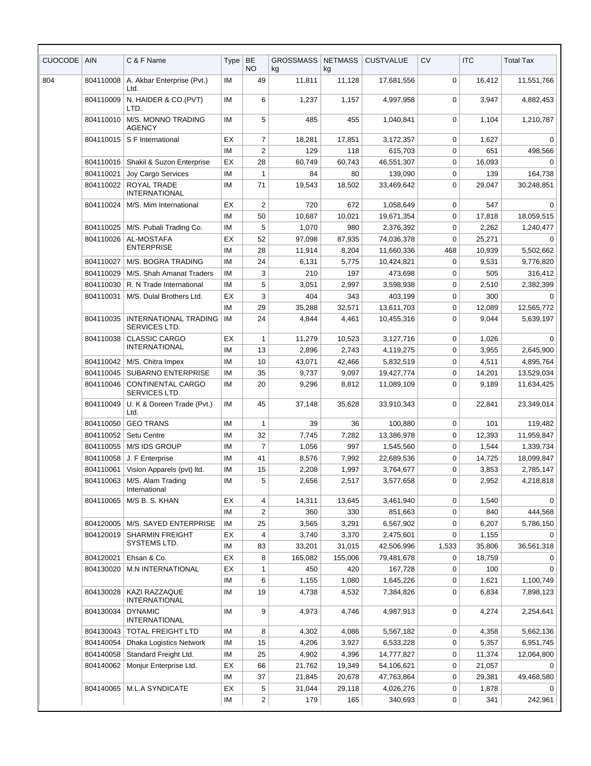| CUOCODE | AIN | C & F Name | Type | BE NO | GROSSMASS kg | NETMASS kg | CUSTVALUE | CV | ITC | Total Tax |
|---|---|---|---|---|---|---|---|---|---|---|
| 804 | 804110008 | A. Akbar Enterprise (Pvt.) Ltd. | IM | 49 | 11,811 | 11,128 | 17,681,556 | 0 | 16,412 | 11,551,766 |
| | 804110009 | N. HAIDER & CO.(PVT) LTD. | IM | 6 | 1,237 | 1,157 | 4,997,958 | 0 | 3,947 | 4,882,453 |
| | 804110010 | M/S. MONNO TRADING AGENCY | IM | 5 | 485 | 455 | 1,040,841 | 0 | 1,104 | 1,210,787 |
| | 804110015 | S F International | EX | 7 | 18,281 | 17,851 | 3,172,357 | 0 | 1,627 | 0 |
| | | | IM | 2 | 129 | 118 | 615,703 | 0 | 651 | 498,566 |
| | 804110016 | Shakil & Suzon Enterprise | EX | 28 | 60,749 | 60,743 | 46,551,307 | 0 | 16,093 | 0 |
| | 804110021 | Joy Cargo Services | IM | 1 | 84 | 80 | 139,090 | 0 | 139 | 164,738 |
| | 804110022 | ROYAL TRADE INTERNATIONAL | IM | 71 | 19,543 | 18,502 | 33,469,642 | 0 | 29,047 | 30,248,851 |
| | 804110024 | M/S. Mim International | EX | 2 | 720 | 672 | 1,058,649 | 0 | 547 | 0 |
| | | | IM | 50 | 10,687 | 10,021 | 19,671,354 | 0 | 17,818 | 18,059,515 |
| | 804110025 | M/S. Pubali Trading Co. | IM | 5 | 1,070 | 980 | 2,376,392 | 0 | 2,262 | 1,240,477 |
| | 804110026 | AL-MOSTAFA ENTERPRISE | EX | 52 | 97,098 | 87,935 | 74,036,378 | 0 | 25,271 | 0 |
| | | | IM | 28 | 11,914 | 8,204 | 11,660,336 | 468 | 10,939 | 5,502,662 |
| | 804110027 | M/S. BOGRA TRADING | IM | 24 | 6,131 | 5,775 | 10,424,821 | 0 | 9,531 | 9,776,820 |
| | 804110029 | M/S. Shah Amanat Traders | IM | 3 | 210 | 197 | 473,698 | 0 | 505 | 316,412 |
| | 804110030 | R. N Trade International | IM | 5 | 3,051 | 2,997 | 3,598,938 | 0 | 2,510 | 2,382,399 |
| | 804110031 | M/S. Dulal Brothers Ltd. | EX | 3 | 404 | 343 | 403,199 | 0 | 300 | 0 |
| | | | IM | 29 | 35,288 | 32,571 | 13,611,703 | 0 | 12,089 | 12,565,772 |
| | 804110035 | INTERNATIONAL TRADING SERVICES LTD. | IM | 24 | 4,844 | 4,461 | 10,455,316 | 0 | 9,044 | 5,639,197 |
| | 804110038 | CLASSIC CARGO INTERNATIONAL | EX | 1 | 11,279 | 10,523 | 3,127,716 | 0 | 1,026 | 0 |
| | | | IM | 13 | 2,896 | 2,743 | 4,119,275 | 0 | 3,955 | 2,645,900 |
| | 804110042 | M/S. Chitra Impex | IM | 10 | 43,071 | 42,466 | 5,832,519 | 0 | 4,511 | 4,895,764 |
| | 804110045 | SUBARNO ENTERPRISE | IM | 35 | 9,737 | 9,097 | 19,427,774 | 0 | 14,201 | 13,529,034 |
| | 804110046 | CONTINENTAL CARGO SERVICES LTD. | IM | 20 | 9,296 | 8,812 | 11,089,109 | 0 | 9,189 | 11,634,425 |
| | 804110049 | U. K & Doreen Trade (Pvt.) Ltd. | IM | 45 | 37,148 | 35,628 | 33,910,343 | 0 | 22,841 | 23,349,014 |
| | 804110050 | GEO TRANS | IM | 1 | 39 | 36 | 100,880 | 0 | 101 | 119,482 |
| | 804110052 | Setu Centre | IM | 32 | 7,745 | 7,282 | 13,386,978 | 0 | 12,393 | 11,959,847 |
| | 804110055 | M/S IDS GROUP | IM | 7 | 1,056 | 997 | 1,545,560 | 0 | 1,544 | 1,339,734 |
| | 804110058 | J. F Enterprise | IM | 41 | 8,576 | 7,992 | 22,689,536 | 0 | 14,725 | 18,099,847 |
| | 804110061 | Vision Apparels (pvt) ltd. | IM | 15 | 2,208 | 1,997 | 3,764,677 | 0 | 3,853 | 2,785,147 |
| | 804110063 | M/S. Alam Trading International | IM | 5 | 2,656 | 2,517 | 3,577,658 | 0 | 2,952 | 4,218,818 |
| | 804110065 | M/S B. S. KHAN | EX | 4 | 14,311 | 13,645 | 3,461,940 | 0 | 1,540 | 0 |
| | | | IM | 2 | 360 | 330 | 851,663 | 0 | 840 | 444,568 |
| | 804120005 | M/S. SAYED ENTERPRISE | IM | 25 | 3,565 | 3,291 | 6,567,902 | 0 | 6,207 | 5,786,150 |
| | 804120019 | SHARMIN FREIGHT SYSTEMS LTD. | EX | 4 | 3,740 | 3,370 | 2,475,601 | 0 | 1,155 | 0 |
| | | | IM | 83 | 33,201 | 31,015 | 42,506,996 | 1,533 | 35,806 | 36,561,318 |
| | 804120021 | Ehsan & Co. | EX | 8 | 165,082 | 155,006 | 79,481,678 | 0 | 18,759 | 0 |
| | 804130020 | M.N INTERNATIONAL | EX | 1 | 450 | 420 | 167,728 | 0 | 100 | 0 |
| | | | IM | 6 | 1,155 | 1,080 | 1,645,226 | 0 | 1,621 | 1,100,749 |
| | 804130028 | KAZI RAZZAQUE INTERNATIONAL | IM | 19 | 4,738 | 4,532 | 7,384,826 | 0 | 6,834 | 7,898,123 |
| | 804130034 | DYNAMIC INTERNATIONAL | IM | 9 | 4,973 | 4,746 | 4,987,913 | 0 | 4,274 | 2,254,641 |
| | 804130043 | TOTAL FREIGHT LTD | IM | 8 | 4,302 | 4,086 | 5,567,182 | 0 | 4,358 | 5,662,136 |
| | 804140054 | Dhaka Logistics Network | IM | 15 | 4,206 | 3,927 | 6,533,228 | 0 | 5,357 | 6,951,745 |
| | 804140058 | Standard Freight Ltd. | IM | 25 | 4,902 | 4,396 | 14,777,827 | 0 | 11,374 | 12,064,800 |
| | 804140062 | Monjur Enterprise Ltd. | EX | 66 | 21,762 | 19,349 | 54,106,621 | 0 | 21,057 | 0 |
| | | | IM | 37 | 21,845 | 20,678 | 47,763,864 | 0 | 29,381 | 49,468,580 |
| | 804140065 | M.L.A SYNDICATE | EX | 5 | 31,044 | 29,118 | 4,026,276 | 0 | 1,878 | 0 |
| | | | IM | 2 | 179 | 165 | 340,693 | 0 | 341 | 242,961 |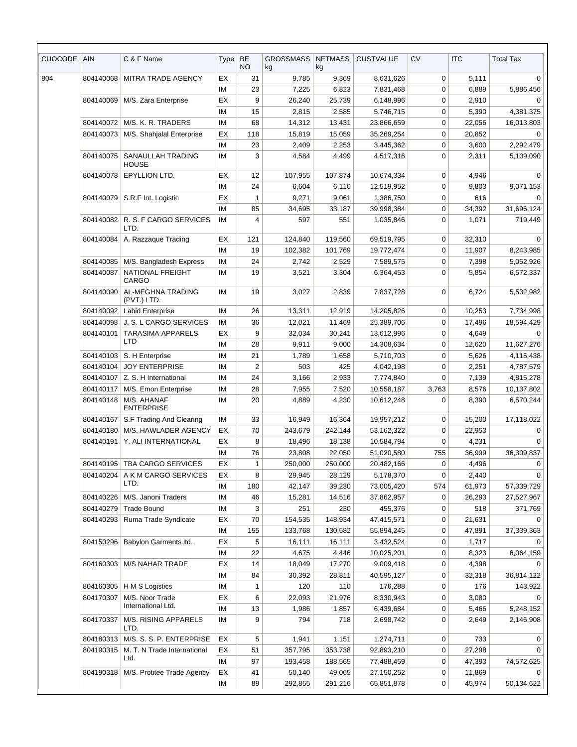| CUOCODE | AIN | C & F Name | Type | BE NO | GROSSMASS kg | NETMASS kg | CUSTVALUE | CV | ITC | Total Tax |
|---|---|---|---|---|---|---|---|---|---|---|
| 804 | 804140068 | MITRA TRADE AGENCY | EX | 31 | 9,785 | 9,369 | 8,631,626 | 0 | 5,111 | 0 |
| | | | IM | 23 | 7,225 | 6,823 | 7,831,468 | 0 | 6,889 | 5,886,456 |
| | 804140069 | M/S. Zara Enterprise | EX | 9 | 26,240 | 25,739 | 6,148,996 | 0 | 2,910 | 0 |
| | | | IM | 15 | 2,815 | 2,585 | 5,746,715 | 0 | 5,390 | 4,381,375 |
| | 804140072 | M/S. K. R. TRADERS | IM | 68 | 14,312 | 13,431 | 23,866,659 | 0 | 22,056 | 16,013,803 |
| | 804140073 | M/S. Shahjalal Enterprise | EX | 118 | 15,819 | 15,059 | 35,269,254 | 0 | 20,852 | 0 |
| | | | IM | 23 | 2,409 | 2,253 | 3,445,362 | 0 | 3,600 | 2,292,479 |
| | 804140075 | SANAULLAH TRADING HOUSE | IM | 3 | 4,584 | 4,499 | 4,517,316 | 0 | 2,311 | 5,109,090 |
| | 804140078 | EPYLLION LTD. | EX | 12 | 107,955 | 107,874 | 10,674,334 | 0 | 4,946 | 0 |
| | | | IM | 24 | 6,604 | 6,110 | 12,519,952 | 0 | 9,803 | 9,071,153 |
| | 804140079 | S.R.F Int. Logistic | EX | 1 | 9,271 | 9,061 | 1,386,750 | 0 | 616 | 0 |
| | | | IM | 85 | 34,695 | 33,187 | 39,998,384 | 0 | 34,392 | 31,696,124 |
| | 804140082 | R. S. F CARGO SERVICES LTD. | IM | 4 | 597 | 551 | 1,035,846 | 0 | 1,071 | 719,449 |
| | 804140084 | A. Razzaque Trading | EX | 121 | 124,840 | 119,560 | 69,519,795 | 0 | 32,310 | 0 |
| | | | IM | 19 | 102,382 | 101,769 | 19,772,474 | 0 | 11,907 | 8,243,985 |
| | 804140085 | M/S. Bangladesh Express | IM | 24 | 2,742 | 2,529 | 7,589,575 | 0 | 7,398 | 5,052,926 |
| | 804140087 | NATIONAL FREIGHT CARGO | IM | 19 | 3,521 | 3,304 | 6,364,453 | 0 | 5,854 | 6,572,337 |
| | 804140090 | AL-MEGHNA TRADING (PVT.) LTD. | IM | 19 | 3,027 | 2,839 | 7,837,728 | 0 | 6,724 | 5,532,982 |
| | 804140092 | Labid Enterprise | IM | 26 | 13,311 | 12,919 | 14,205,826 | 0 | 10,253 | 7,734,998 |
| | 804140098 | J. S. L CARGO SERVICES | IM | 36 | 12,021 | 11,469 | 25,389,706 | 0 | 17,496 | 18,594,429 |
| | 804140101 | TARASIMA APPARELS LTD | EX | 9 | 32,034 | 30,241 | 13,612,996 | 0 | 4,649 | 0 |
| | | | IM | 28 | 9,911 | 9,000 | 14,308,634 | 0 | 12,620 | 11,627,276 |
| | 804140103 | S. H Enterprise | IM | 21 | 1,789 | 1,658 | 5,710,703 | 0 | 5,626 | 4,115,438 |
| | 804140104 | JOY ENTERPRISE | IM | 2 | 503 | 425 | 4,042,198 | 0 | 2,251 | 4,787,579 |
| | 804140107 | Z. S. H International | IM | 24 | 3,166 | 2,933 | 7,774,840 | 0 | 7,139 | 4,815,278 |
| | 804140117 | M/S. Emon Enterprise | IM | 28 | 7,955 | 7,520 | 10,558,187 | 3,763 | 8,576 | 10,137,802 |
| | 804140148 | M/S. AHANAF ENTERPRISE | IM | 20 | 4,889 | 4,230 | 10,612,248 | 0 | 8,390 | 6,570,244 |
| | 804140167 | S.F Trading And Clearing | IM | 33 | 16,949 | 16,364 | 19,957,212 | 0 | 15,200 | 17,118,022 |
| | 804140180 | M/S. HAWLADER AGENCY | EX | 70 | 243,679 | 242,144 | 53,162,322 | 0 | 22,953 | 0 |
| | 804140191 | Y. ALI INTERNATIONAL | EX | 8 | 18,496 | 18,138 | 10,584,794 | 0 | 4,231 | 0 |
| | | | IM | 76 | 23,808 | 22,050 | 51,020,580 | 755 | 36,999 | 36,309,837 |
| | 804140195 | TBA CARGO SERVICES | EX | 1 | 250,000 | 250,000 | 20,482,166 | 0 | 4,496 | 0 |
| | 804140204 | A K M CARGO SERVICES LTD. | EX | 8 | 29,945 | 28,129 | 5,178,370 | 0 | 2,440 | 0 |
| | | | IM | 180 | 42,147 | 39,230 | 73,005,420 | 574 | 61,973 | 57,339,729 |
| | 804140226 | M/S. Janoni Traders | IM | 46 | 15,281 | 14,516 | 37,862,957 | 0 | 26,293 | 27,527,967 |
| | 804140279 | Trade Bound | IM | 3 | 251 | 230 | 455,376 | 0 | 518 | 371,769 |
| | 804140293 | Ruma Trade Syndicate | EX | 70 | 154,535 | 148,934 | 47,415,571 | 0 | 21,631 | 0 |
| | | | IM | 155 | 133,768 | 130,582 | 55,894,245 | 0 | 47,891 | 37,339,363 |
| | 804150296 | Babylon Garments ltd. | EX | 5 | 16,111 | 16,111 | 3,432,524 | 0 | 1,717 | 0 |
| | | | IM | 22 | 4,675 | 4,446 | 10,025,201 | 0 | 8,323 | 6,064,159 |
| | 804160303 | M/S NAHAR TRADE | EX | 14 | 18,049 | 17,270 | 9,009,418 | 0 | 4,398 | 0 |
| | | | IM | 84 | 30,392 | 28,811 | 40,595,127 | 0 | 32,318 | 36,814,122 |
| | 804160305 | H M S Logistics | IM | 1 | 120 | 110 | 176,288 | 0 | 176 | 143,922 |
| | 804170307 | M/S. Noor Trade International Ltd. | EX | 6 | 22,093 | 21,976 | 8,330,943 | 0 | 3,080 | 0 |
| | | | IM | 13 | 1,986 | 1,857 | 6,439,684 | 0 | 5,466 | 5,248,152 |
| | 804170337 | M/S. RISING APPARELS LTD. | IM | 9 | 794 | 718 | 2,698,742 | 0 | 2,649 | 2,146,908 |
| | 804180313 | M/S. S. S. P. ENTERPRISE | EX | 5 | 1,941 | 1,151 | 1,274,711 | 0 | 733 | 0 |
| | 804190315 | M. T. N Trade International Ltd. | EX | 51 | 357,795 | 353,738 | 92,893,210 | 0 | 27,298 | 0 |
| | | | IM | 97 | 193,458 | 188,565 | 77,488,459 | 0 | 47,393 | 74,572,625 |
| | 804190318 | M/S. Protitee Trade Agency | EX | 41 | 50,140 | 49,065 | 27,150,252 | 0 | 11,869 | 0 |
| | | | IM | 89 | 292,855 | 291,216 | 65,851,878 | 0 | 45,974 | 50,134,622 |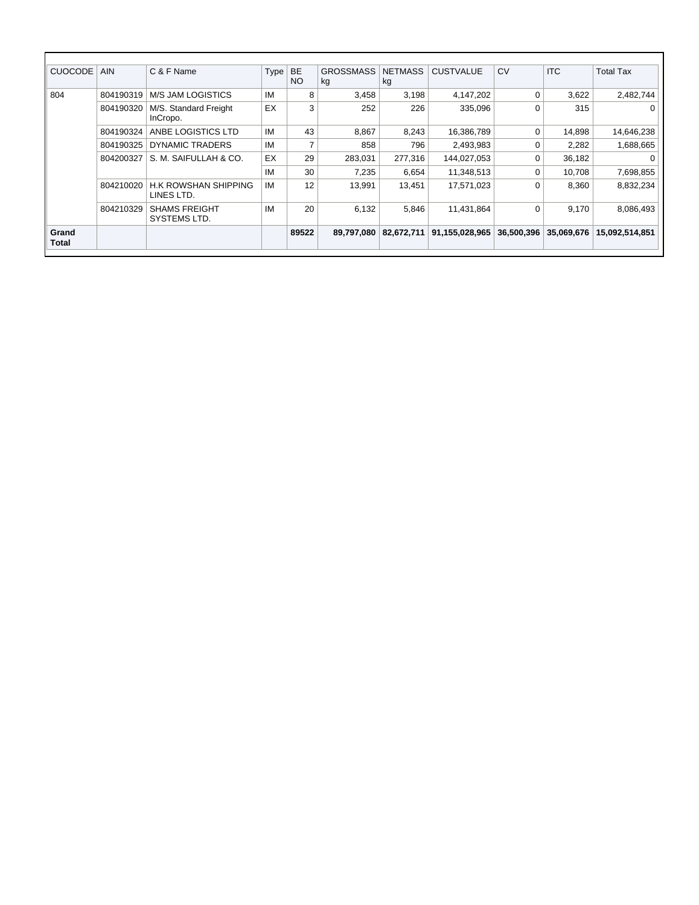| CUOCODE | AIN | C & F Name | Type | BE NO | GROSSMASS kg | NETMASS kg | CUSTVALUE | CV | ITC | Total Tax |
|---|---|---|---|---|---|---|---|---|---|---|
| 804 | 804190319 | M/S JAM LOGISTICS | IM | 8 | 3,458 | 3,198 | 4,147,202 | 0 | 3,622 | 2,482,744 |
| | 804190320 | M/S. Standard Freight InCropo. | EX | 3 | 252 | 226 | 335,096 | 0 | 315 | 0 |
| | 804190324 | ANBE LOGISTICS LTD | IM | 43 | 8,867 | 8,243 | 16,386,789 | 0 | 14,898 | 14,646,238 |
| | 804190325 | DYNAMIC TRADERS | IM | 7 | 858 | 796 | 2,493,983 | 0 | 2,282 | 1,688,665 |
| | 804200327 | S. M. SAIFULLAH & CO. | EX | 29 | 283,031 | 277,316 | 144,027,053 | 0 | 36,182 | 0 |
| | | | IM | 30 | 7,235 | 6,654 | 11,348,513 | 0 | 10,708 | 7,698,855 |
| | 804210020 | H.K ROWSHAN SHIPPING LINES LTD. | IM | 12 | 13,991 | 13,451 | 17,571,023 | 0 | 8,360 | 8,832,234 |
| | 804210329 | SHAMS FREIGHT SYSTEMS LTD. | IM | 20 | 6,132 | 5,846 | 11,431,864 | 0 | 9,170 | 8,086,493 |
| **Grand Total** | | | | **89522** | **89,797,080** | **82,672,711** | **91,155,028,965** | **36,500,396** | **35,069,676** | **15,092,514,851** |